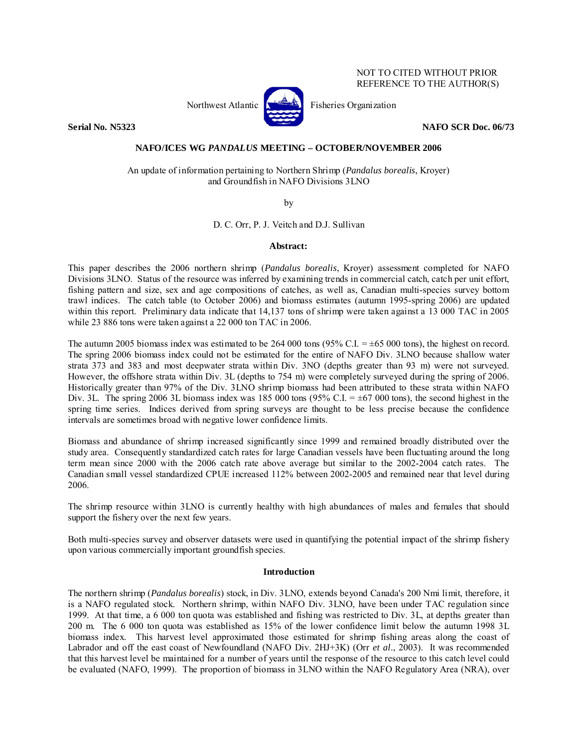NOT TO CITED WITHOUT PRIOR
REFERENCE TO THE AUTHOR(S)

Northwest Atlantic Fisheries Organization

**Serial No. N5323** **NAFO SCR Doc. 06/73**

**NAFO/ICES WG *PANDALUS* MEETING – OCTOBER/NOVEMBER 2006**

An update of information pertaining to Northern Shrimp (*Pandalus borealis*, Kroyer) and Groundfish in NAFO Divisions 3LNO

by

D. C. Orr, P. J. Veitch and D.J. Sullivan

**Abstract:**

This paper describes the 2006 northern shrimp (*Pandalus borealis*, Kroyer) assessment completed for NAFO Divisions 3LNO. Status of the resource was inferred by examining trends in commercial catch, catch per unit effort, fishing pattern and size, sex and age compositions of catches, as well as, Canadian multi-species survey bottom trawl indices. The catch table (to October 2006) and biomass estimates (autumn 1995-spring 2006) are updated within this report. Preliminary data indicate that 14,137 tons of shrimp were taken against a 13 000 TAC in 2005 while 23 886 tons were taken against a 22 000 ton TAC in 2006.

The autumn 2005 biomass index was estimated to be 264 000 tons (95% C.I. = ±65 000 tons), the highest on record. The spring 2006 biomass index could not be estimated for the entire of NAFO Div. 3LNO because shallow water strata 373 and 383 and most deepwater strata within Div. 3NO (depths greater than 93 m) were not surveyed. However, the offshore strata within Div. 3L (depths to 754 m) were completely surveyed during the spring of 2006. Historically greater than 97% of the Div. 3LNO shrimp biomass had been attributed to these strata within NAFO Div. 3L. The spring 2006 3L biomass index was 185 000 tons (95% C.I. = ±67 000 tons), the second highest in the spring time series. Indices derived from spring surveys are thought to be less precise because the confidence intervals are sometimes broad with negative lower confidence limits.

Biomass and abundance of shrimp increased significantly since 1999 and remained broadly distributed over the study area. Consequently standardized catch rates for large Canadian vessels have been fluctuating around the long term mean since 2000 with the 2006 catch rate above average but similar to the 2002-2004 catch rates. The Canadian small vessel standardized CPUE increased 112% between 2002-2005 and remained near that level during 2006.

The shrimp resource within 3LNO is currently healthy with high abundances of males and females that should support the fishery over the next few years.

Both multi-species survey and observer datasets were used in quantifying the potential impact of the shrimp fishery upon various commercially important groundfish species.

**Introduction**

The northern shrimp (*Pandalus borealis*) stock, in Div. 3LNO, extends beyond Canada's 200 Nmi limit, therefore, it is a NAFO regulated stock. Northern shrimp, within NAFO Div. 3LNO, have been under TAC regulation since 1999. At that time, a 6 000 ton quota was established and fishing was restricted to Div. 3L, at depths greater than 200 m. The 6 000 ton quota was established as 15% of the lower confidence limit below the autumn 1998 3L biomass index. This harvest level approximated those estimated for shrimp fishing areas along the coast of Labrador and off the east coast of Newfoundland (NAFO Div. 2HJ+3K) (Orr *et al*., 2003). It was recommended that this harvest level be maintained for a number of years until the response of the resource to this catch level could be evaluated (NAFO, 1999). The proportion of biomass in 3LNO within the NAFO Regulatory Area (NRA), over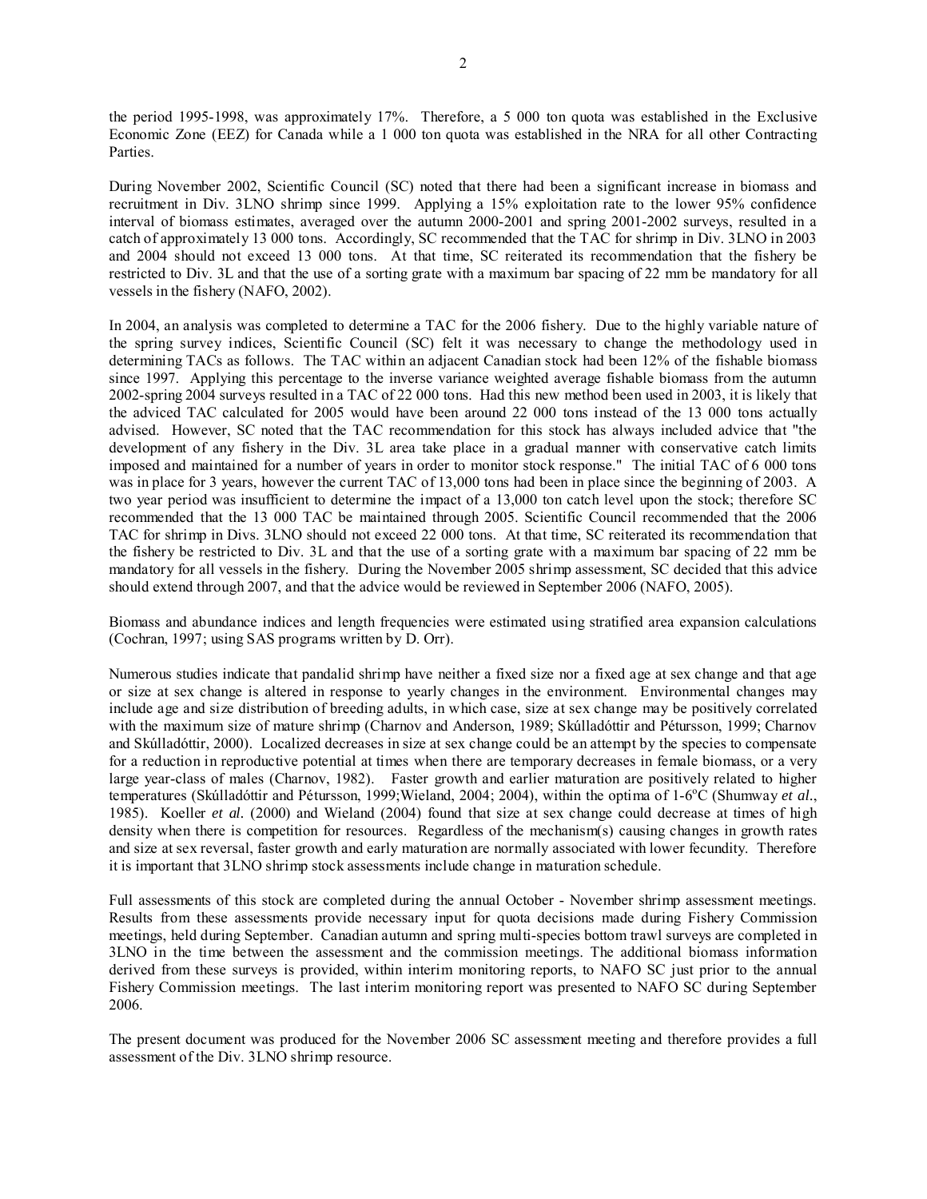the period 1995-1998, was approximately 17%. Therefore, a 5 000 ton quota was established in the Exclusive Economic Zone (EEZ) for Canada while a 1 000 ton quota was established in the NRA for all other Contracting Parties.

During November 2002, Scientific Council (SC) noted that there had been a significant increase in biomass and recruitment in Div. 3LNO shrimp since 1999. Applying a 15% exploitation rate to the lower 95% confidence interval of biomass estimates, averaged over the autumn 2000-2001 and spring 2001-2002 surveys, resulted in a catch of approximately 13 000 tons. Accordingly, SC recommended that the TAC for shrimp in Div. 3LNO in 2003 and 2004 should not exceed 13 000 tons. At that time, SC reiterated its recommendation that the fishery be restricted to Div. 3L and that the use of a sorting grate with a maximum bar spacing of 22 mm be mandatory for all vessels in the fishery (NAFO, 2002).

In 2004, an analysis was completed to determine a TAC for the 2006 fishery. Due to the highly variable nature of the spring survey indices, Scientific Council (SC) felt it was necessary to change the methodology used in determining TACs as follows. The TAC within an adjacent Canadian stock had been 12% of the fishable biomass since 1997. Applying this percentage to the inverse variance weighted average fishable biomass from the autumn 2002-spring 2004 surveys resulted in a TAC of 22 000 tons. Had this new method been used in 2003, it is likely that the adviced TAC calculated for 2005 would have been around 22 000 tons instead of the 13 000 tons actually advised. However, SC noted that the TAC recommendation for this stock has always included advice that "the development of any fishery in the Div. 3L area take place in a gradual manner with conservative catch limits imposed and maintained for a number of years in order to monitor stock response." The initial TAC of 6 000 tons was in place for 3 years, however the current TAC of 13,000 tons had been in place since the beginning of 2003. A two year period was insufficient to determine the impact of a 13,000 ton catch level upon the stock; therefore SC recommended that the 13 000 TAC be maintained through 2005. Scientific Council recommended that the 2006 TAC for shrimp in Divs. 3LNO should not exceed 22 000 tons. At that time, SC reiterated its recommendation that the fishery be restricted to Div. 3L and that the use of a sorting grate with a maximum bar spacing of 22 mm be mandatory for all vessels in the fishery. During the November 2005 shrimp assessment, SC decided that this advice should extend through 2007, and that the advice would be reviewed in September 2006 (NAFO, 2005).

Biomass and abundance indices and length frequencies were estimated using stratified area expansion calculations (Cochran, 1997; using SAS programs written by D. Orr).

Numerous studies indicate that pandalid shrimp have neither a fixed size nor a fixed age at sex change and that age or size at sex change is altered in response to yearly changes in the environment. Environmental changes may include age and size distribution of breeding adults, in which case, size at sex change may be positively correlated with the maximum size of mature shrimp (Charnov and Anderson, 1989; Skúlladóttir and Pétursson, 1999; Charnov and Skúlladóttir, 2000). Localized decreases in size at sex change could be an attempt by the species to compensate for a reduction in reproductive potential at times when there are temporary decreases in female biomass, or a very large year-class of males (Charnov, 1982). Faster growth and earlier maturation are positively related to higher temperatures (Skúlladóttir and Pétursson, 1999;Wieland, 2004; 2004), within the optima of 1-6°C (Shumway *et al.*, 1985). Koeller *et al.* (2000) and Wieland (2004) found that size at sex change could decrease at times of high density when there is competition for resources. Regardless of the mechanism(s) causing changes in growth rates and size at sex reversal, faster growth and early maturation are normally associated with lower fecundity. Therefore it is important that 3LNO shrimp stock assessments include change in maturation schedule.

Full assessments of this stock are completed during the annual October - November shrimp assessment meetings. Results from these assessments provide necessary input for quota decisions made during Fishery Commission meetings, held during September. Canadian autumn and spring multi-species bottom trawl surveys are completed in 3LNO in the time between the assessment and the commission meetings. The additional biomass information derived from these surveys is provided, within interim monitoring reports, to NAFO SC just prior to the annual Fishery Commission meetings. The last interim monitoring report was presented to NAFO SC during September 2006.

The present document was produced for the November 2006 SC assessment meeting and therefore provides a full assessment of the Div. 3LNO shrimp resource.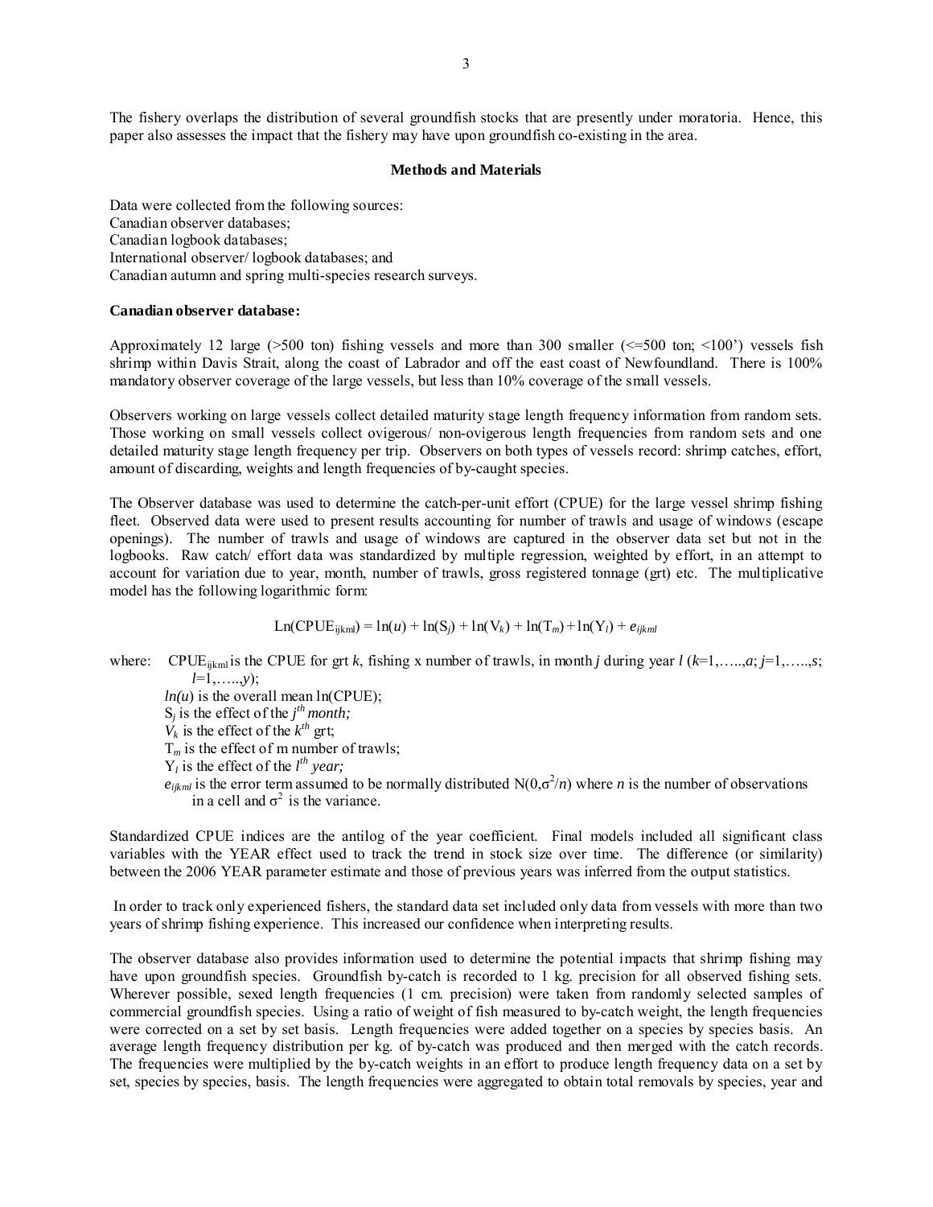The fishery overlaps the distribution of several groundfish stocks that are presently under moratoria. Hence, this paper also assesses the impact that the fishery may have upon groundfish co-existing in the area.

## Methods and Materials

Data were collected from the following sources:
Canadian observer databases;
Canadian logbook databases;
International observer/ logbook databases; and
Canadian autumn and spring multi-species research surveys.

### Canadian observer database:

Approximately 12 large (>500 ton) fishing vessels and more than 300 smaller (<=500 ton; <100') vessels fish shrimp within Davis Strait, along the coast of Labrador and off the east coast of Newfoundland. There is 100% mandatory observer coverage of the large vessels, but less than 10% coverage of the small vessels.

Observers working on large vessels collect detailed maturity stage length frequency information from random sets. Those working on small vessels collect ovigerous/ non-ovigerous length frequencies from random sets and one detailed maturity stage length frequency per trip. Observers on both types of vessels record: shrimp catches, effort, amount of discarding, weights and length frequencies of by-caught species.

The Observer database was used to determine the catch-per-unit effort (CPUE) for the large vessel shrimp fishing fleet. Observed data were used to present results accounting for number of trawls and usage of windows (escape openings). The number of trawls and usage of windows are captured in the observer data set but not in the logbooks. Raw catch/ effort data was standardized by multiple regression, weighted by effort, in an attempt to account for variation due to year, month, number of trawls, gross registered tonnage (grt) etc. The multiplicative model has the following logarithmic form:

$$\text{Ln}(\text{CPUE}_{ijkml}) = \ln(u) + \ln(S_j) + \ln(V_k) + \ln(T_m) + \ln(Y_l) + e_{ijkml}$$

where: $\text{CPUE}_{ijkml}$ is the CPUE for grt $k$, fishing x number of trawls, in month $j$ during year $l$ ($k$=1,…..,$a$; $j$=1,…..,$s$; $l$=1,…..,$y$);
$ln(u)$ is the overall mean ln(CPUE);
$S_j$ is the effect of the $j^{th}$ *month;*
$V_k$ is the effect of the $k^{th}$ grt;
$T_m$ is the effect of m number of trawls;
$Y_l$ is the effect of the $l^{th}$ *year;*
$e_{ijkml}$ is the error term assumed to be normally distributed $N(0,\sigma^2/n)$ where $n$ is the number of observations in a cell and $\sigma^2$ is the variance.

Standardized CPUE indices are the antilog of the year coefficient. Final models included all significant class variables with the YEAR effect used to track the trend in stock size over time. The difference (or similarity) between the 2006 YEAR parameter estimate and those of previous years was inferred from the output statistics.

In order to track only experienced fishers, the standard data set included only data from vessels with more than two years of shrimp fishing experience. This increased our confidence when interpreting results.

The observer database also provides information used to determine the potential impacts that shrimp fishing may have upon groundfish species. Groundfish by-catch is recorded to 1 kg. precision for all observed fishing sets. Wherever possible, sexed length frequencies (1 cm. precision) were taken from randomly selected samples of commercial groundfish species. Using a ratio of weight of fish measured to by-catch weight, the length frequencies were corrected on a set by set basis. Length frequencies were added together on a species by species basis. An average length frequency distribution per kg. of by-catch was produced and then merged with the catch records. The frequencies were multiplied by the by-catch weights in an effort to produce length frequency data on a set by set, species by species, basis. The length frequencies were aggregated to obtain total removals by species, year and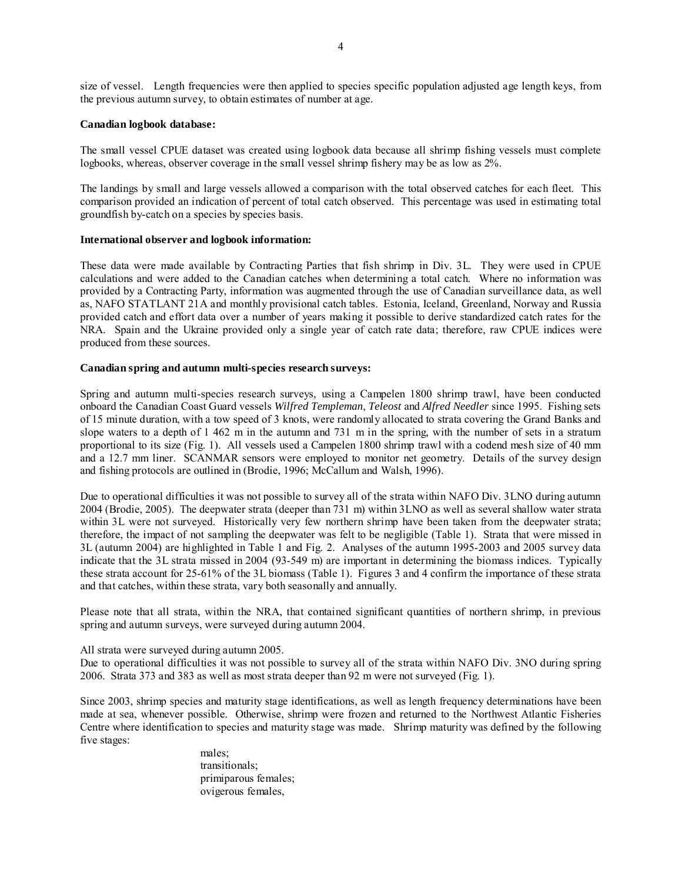size of vessel. Length frequencies were then applied to species specific population adjusted age length keys, from the previous autumn survey, to obtain estimates of number at age.

**Canadian logbook database:**

The small vessel CPUE dataset was created using logbook data because all shrimp fishing vessels must complete logbooks, whereas, observer coverage in the small vessel shrimp fishery may be as low as 2%.

The landings by small and large vessels allowed a comparison with the total observed catches for each fleet. This comparison provided an indication of percent of total catch observed. This percentage was used in estimating total groundfish by-catch on a species by species basis.

**International observer and logbook information:**

These data were made available by Contracting Parties that fish shrimp in Div. 3L. They were used in CPUE calculations and were added to the Canadian catches when determining a total catch. Where no information was provided by a Contracting Party, information was augmented through the use of Canadian surveillance data, as well as, NAFO STATLANT 21A and monthly provisional catch tables. Estonia, Iceland, Greenland, Norway and Russia provided catch and effort data over a number of years making it possible to derive standardized catch rates for the NRA. Spain and the Ukraine provided only a single year of catch rate data; therefore, raw CPUE indices were produced from these sources.

**Canadian spring and autumn multi-species research surveys:**

Spring and autumn multi-species research surveys, using a Campelen 1800 shrimp trawl, have been conducted onboard the Canadian Coast Guard vessels *Wilfred Templeman*, *Teleost* and *Alfred Needler* since 1995. Fishing sets of 15 minute duration, with a tow speed of 3 knots, were randomly allocated to strata covering the Grand Banks and slope waters to a depth of 1 462 m in the autumn and 731 m in the spring, with the number of sets in a stratum proportional to its size (Fig. 1). All vessels used a Campelen 1800 shrimp trawl with a codend mesh size of 40 mm and a 12.7 mm liner. SCANMAR sensors were employed to monitor net geometry. Details of the survey design and fishing protocols are outlined in (Brodie, 1996; McCallum and Walsh, 1996).

Due to operational difficulties it was not possible to survey all of the strata within NAFO Div. 3LNO during autumn 2004 (Brodie, 2005). The deepwater strata (deeper than 731 m) within 3LNO as well as several shallow water strata within 3L were not surveyed. Historically very few northern shrimp have been taken from the deepwater strata; therefore, the impact of not sampling the deepwater was felt to be negligible (Table 1). Strata that were missed in 3L (autumn 2004) are highlighted in Table 1 and Fig. 2. Analyses of the autumn 1995-2003 and 2005 survey data indicate that the 3L strata missed in 2004 (93-549 m) are important in determining the biomass indices. Typically these strata account for 25-61% of the 3L biomass (Table 1). Figures 3 and 4 confirm the importance of these strata and that catches, within these strata, vary both seasonally and annually.

Please note that all strata, within the NRA, that contained significant quantities of northern shrimp, in previous spring and autumn surveys, were surveyed during autumn 2004.

All strata were surveyed during autumn 2005.

Due to operational difficulties it was not possible to survey all of the strata within NAFO Div. 3NO during spring 2006. Strata 373 and 383 as well as most strata deeper than 92 m were not surveyed (Fig. 1).

Since 2003, shrimp species and maturity stage identifications, as well as length frequency determinations have been made at sea, whenever possible. Otherwise, shrimp were frozen and returned to the Northwest Atlantic Fisheries Centre where identification to species and maturity stage was made. Shrimp maturity was defined by the following five stages:

- males;
- transitionals;
- primiparous females;
- ovigerous females,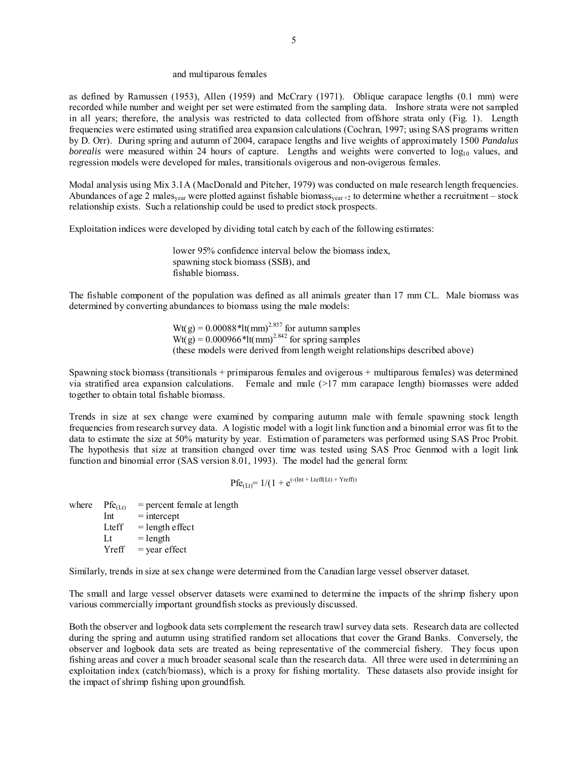and multiparous females

as defined by Ramussen (1953), Allen (1959) and McCrary (1971). Oblique carapace lengths (0.1 mm) were recorded while number and weight per set were estimated from the sampling data. Inshore strata were not sampled in all years; therefore, the analysis was restricted to data collected from offshore strata only (Fig. 1). Length frequencies were estimated using stratified area expansion calculations (Cochran, 1997; using SAS programs written by D. Orr). During spring and autumn of 2004, carapace lengths and live weights of approximately 1500 *Pandalus borealis* were measured within 24 hours of capture. Lengths and weights were converted to $\log_{10}$ values, and regression models were developed for males, transitionals ovigerous and non-ovigerous females.

Modal analysis using Mix 3.1A (MacDonald and Pitcher, 1979) was conducted on male research length frequencies. Abundances of age 2 $\text{males}_{\text{year}}$ were plotted against fishable $\text{biomass}_{\text{year}+2}$ to determine whether a recruitment – stock relationship exists. Such a relationship could be used to predict stock prospects.

Exploitation indices were developed by dividing total catch by each of the following estimates:

- lower 95% confidence interval below the biomass index,
- spawning stock biomass (SSB), and
- fishable biomass.

The fishable component of the population was defined as all animals greater than 17 mm CL. Male biomass was determined by converting abundances to biomass using the male models:

$\text{Wt(g)} = 0.00088 * \text{lt(mm)}^{2.857}$ for autumn samples
$\text{Wt(g)} = 0.000966 * \text{lt(mm)}^{2.842}$ for spring samples
(these models were derived from length weight relationships described above)

Spawning stock biomass (transitionals + primiparous females and ovigerous + multiparous females) was determined via stratified area expansion calculations. Female and male (>17 mm carapace length) biomasses were added together to obtain total fishable biomass.

Trends in size at sex change were examined by comparing autumn male with female spawning stock length frequencies from research survey data. A logistic model with a logit link function and a binomial error was fit to the data to estimate the size at 50% maturity by year. Estimation of parameters was performed using SAS Proc Probit. The hypothesis that size at transition changed over time was tested using SAS Proc Genmod with a logit link function and binomial error (SAS version 8.01, 1993). The model had the general form:

$$\text{Pfe}_{(\text{Lt})} = 1/(1 + e^{(-(\text{Int} + \text{Lteff}(\text{Lt}) + \text{Yreff}))}$$

where
- $\text{Pfe}_{(\text{Lt})}$ = percent female at length
- Int = intercept
- Lteff = length effect
- Lt = length
- Yreff = year effect

Similarly, trends in size at sex change were determined from the Canadian large vessel observer dataset.

The small and large vessel observer datasets were examined to determine the impacts of the shrimp fishery upon various commercially important groundfish stocks as previously discussed.

Both the observer and logbook data sets complement the research trawl survey data sets. Research data are collected during the spring and autumn using stratified random set allocations that cover the Grand Banks. Conversely, the observer and logbook data sets are treated as being representative of the commercial fishery. They focus upon fishing areas and cover a much broader seasonal scale than the research data. All three were used in determining an exploitation index (catch/biomass), which is a proxy for fishing mortality. These datasets also provide insight for the impact of shrimp fishing upon groundfish.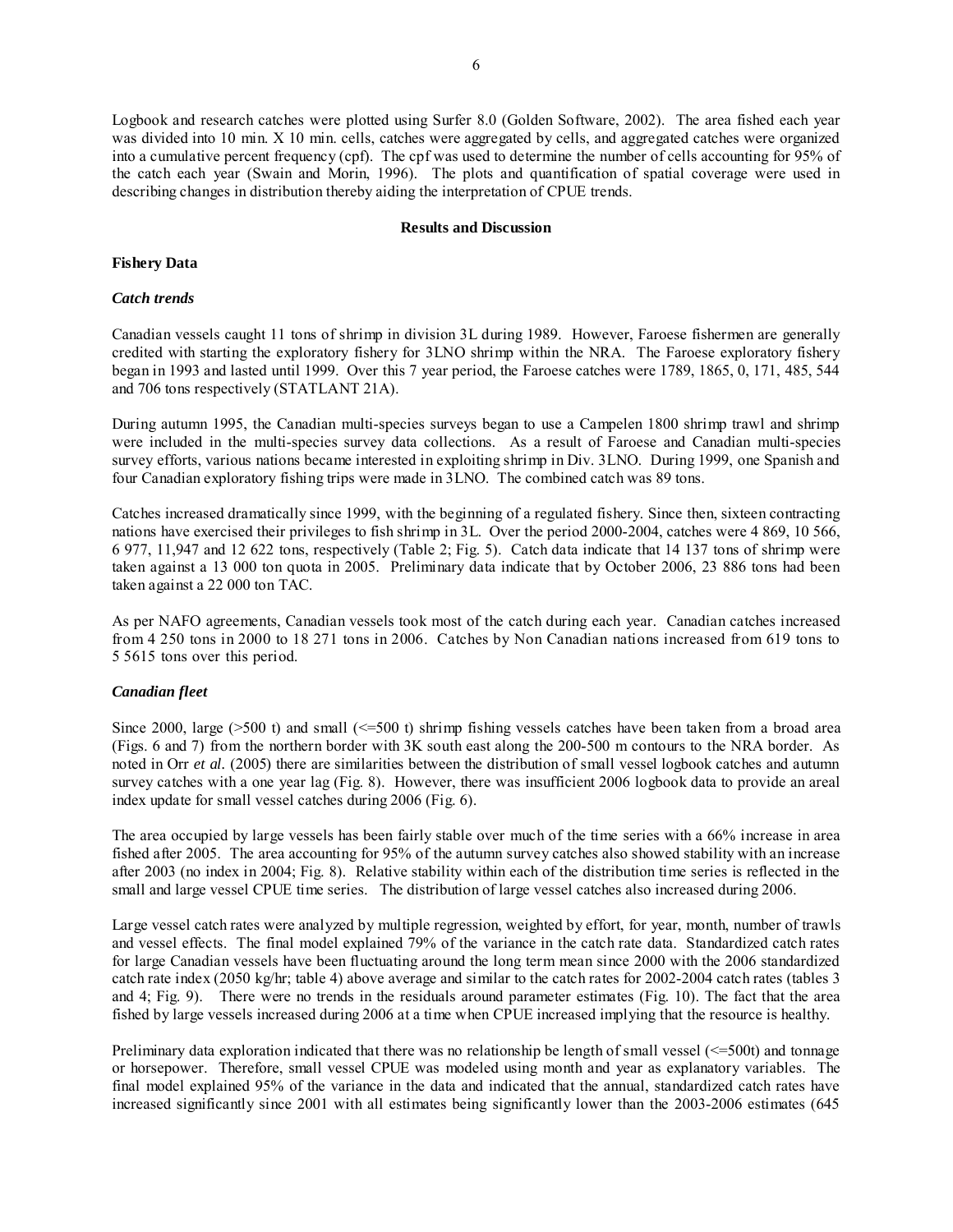Logbook and research catches were plotted using Surfer 8.0 (Golden Software, 2002). The area fished each year was divided into 10 min. X 10 min. cells, catches were aggregated by cells, and aggregated catches were organized into a cumulative percent frequency (cpf). The cpf was used to determine the number of cells accounting for 95% of the catch each year (Swain and Morin, 1996). The plots and quantification of spatial coverage were used in describing changes in distribution thereby aiding the interpretation of CPUE trends.

## Results and Discussion

### Fishery Data

#### *Catch trends*

Canadian vessels caught 11 tons of shrimp in division 3L during 1989. However, Faroese fishermen are generally credited with starting the exploratory fishery for 3LNO shrimp within the NRA. The Faroese exploratory fishery began in 1993 and lasted until 1999. Over this 7 year period, the Faroese catches were 1789, 1865, 0, 171, 485, 544 and 706 tons respectively (STATLANT 21A).

During autumn 1995, the Canadian multi-species surveys began to use a Campelen 1800 shrimp trawl and shrimp were included in the multi-species survey data collections. As a result of Faroese and Canadian multi-species survey efforts, various nations became interested in exploiting shrimp in Div. 3LNO. During 1999, one Spanish and four Canadian exploratory fishing trips were made in 3LNO. The combined catch was 89 tons.

Catches increased dramatically since 1999, with the beginning of a regulated fishery. Since then, sixteen contracting nations have exercised their privileges to fish shrimp in 3L. Over the period 2000-2004, catches were 4 869, 10 566, 6 977, 11,947 and 12 622 tons, respectively (Table 2; Fig. 5). Catch data indicate that 14 137 tons of shrimp were taken against a 13 000 ton quota in 2005. Preliminary data indicate that by October 2006, 23 886 tons had been taken against a 22 000 ton TAC.

As per NAFO agreements, Canadian vessels took most of the catch during each year. Canadian catches increased from 4 250 tons in 2000 to 18 271 tons in 2006. Catches by Non Canadian nations increased from 619 tons to 5 5615 tons over this period.

#### *Canadian fleet*

Since 2000, large (>500 t) and small (<=500 t) shrimp fishing vessels catches have been taken from a broad area (Figs. 6 and 7) from the northern border with 3K south east along the 200-500 m contours to the NRA border. As noted in Orr *et al.* (2005) there are similarities between the distribution of small vessel logbook catches and autumn survey catches with a one year lag (Fig. 8). However, there was insufficient 2006 logbook data to provide an areal index update for small vessel catches during 2006 (Fig. 6).

The area occupied by large vessels has been fairly stable over much of the time series with a 66% increase in area fished after 2005. The area accounting for 95% of the autumn survey catches also showed stability with an increase after 2003 (no index in 2004; Fig. 8). Relative stability within each of the distribution time series is reflected in the small and large vessel CPUE time series. The distribution of large vessel catches also increased during 2006.

Large vessel catch rates were analyzed by multiple regression, weighted by effort, for year, month, number of trawls and vessel effects. The final model explained 79% of the variance in the catch rate data. Standardized catch rates for large Canadian vessels have been fluctuating around the long term mean since 2000 with the 2006 standardized catch rate index (2050 kg/hr; table 4) above average and similar to the catch rates for 2002-2004 catch rates (tables 3 and 4; Fig. 9). There were no trends in the residuals around parameter estimates (Fig. 10). The fact that the area fished by large vessels increased during 2006 at a time when CPUE increased implying that the resource is healthy.

Preliminary data exploration indicated that there was no relationship be length of small vessel (<=500t) and tonnage or horsepower. Therefore, small vessel CPUE was modeled using month and year as explanatory variables. The final model explained 95% of the variance in the data and indicated that the annual, standardized catch rates have increased significantly since 2001 with all estimates being significantly lower than the 2003-2006 estimates (645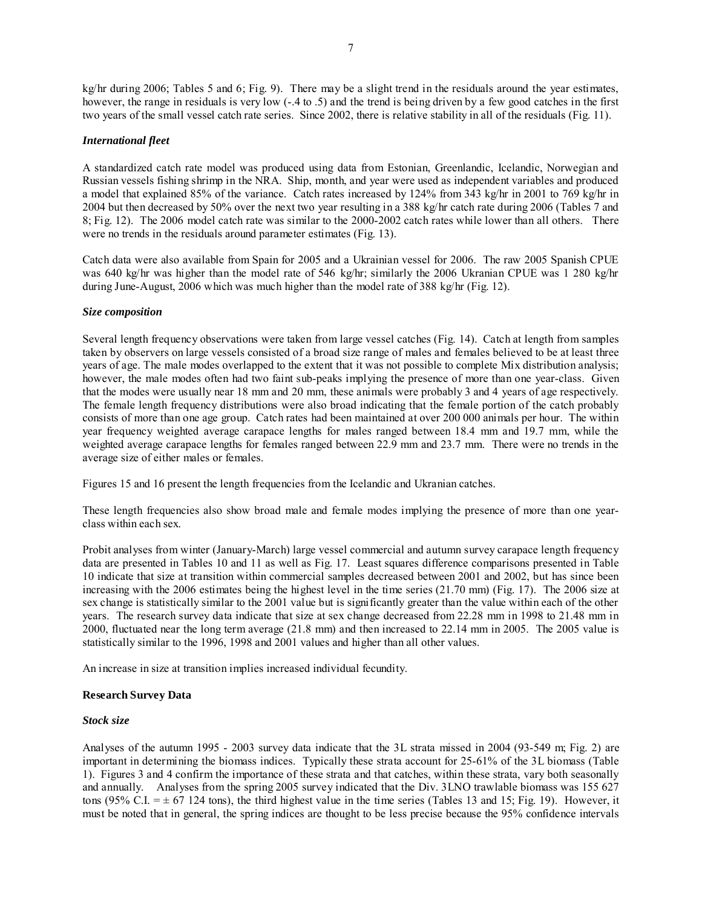kg/hr during 2006; Tables 5 and 6; Fig. 9). There may be a slight trend in the residuals around the year estimates, however, the range in residuals is very low (-.4 to .5) and the trend is being driven by a few good catches in the first two years of the small vessel catch rate series. Since 2002, there is relative stability in all of the residuals (Fig. 11).

### *International fleet*

A standardized catch rate model was produced using data from Estonian, Greenlandic, Icelandic, Norwegian and Russian vessels fishing shrimp in the NRA. Ship, month, and year were used as independent variables and produced a model that explained 85% of the variance. Catch rates increased by 124% from 343 kg/hr in 2001 to 769 kg/hr in 2004 but then decreased by 50% over the next two year resulting in a 388 kg/hr catch rate during 2006 (Tables 7 and 8; Fig. 12). The 2006 model catch rate was similar to the 2000-2002 catch rates while lower than all others. There were no trends in the residuals around parameter estimates (Fig. 13).

Catch data were also available from Spain for 2005 and a Ukrainian vessel for 2006. The raw 2005 Spanish CPUE was 640 kg/hr was higher than the model rate of 546 kg/hr; similarly the 2006 Ukranian CPUE was 1 280 kg/hr during June-August, 2006 which was much higher than the model rate of 388 kg/hr (Fig. 12).

### *Size composition*

Several length frequency observations were taken from large vessel catches (Fig. 14). Catch at length from samples taken by observers on large vessels consisted of a broad size range of males and females believed to be at least three years of age. The male modes overlapped to the extent that it was not possible to complete Mix distribution analysis; however, the male modes often had two faint sub-peaks implying the presence of more than one year-class. Given that the modes were usually near 18 mm and 20 mm, these animals were probably 3 and 4 years of age respectively. The female length frequency distributions were also broad indicating that the female portion of the catch probably consists of more than one age group. Catch rates had been maintained at over 200 000 animals per hour. The within year frequency weighted average carapace lengths for males ranged between 18.4 mm and 19.7 mm, while the weighted average carapace lengths for females ranged between 22.9 mm and 23.7 mm. There were no trends in the average size of either males or females.

Figures 15 and 16 present the length frequencies from the Icelandic and Ukranian catches.

These length frequencies also show broad male and female modes implying the presence of more than one year-class within each sex.

Probit analyses from winter (January-March) large vessel commercial and autumn survey carapace length frequency data are presented in Tables 10 and 11 as well as Fig. 17. Least squares difference comparisons presented in Table 10 indicate that size at transition within commercial samples decreased between 2001 and 2002, but has since been increasing with the 2006 estimates being the highest level in the time series (21.70 mm) (Fig. 17). The 2006 size at sex change is statistically similar to the 2001 value but is significantly greater than the value within each of the other years. The research survey data indicate that size at sex change decreased from 22.28 mm in 1998 to 21.48 mm in 2000, fluctuated near the long term average (21.8 mm) and then increased to 22.14 mm in 2005. The 2005 value is statistically similar to the 1996, 1998 and 2001 values and higher than all other values.

An increase in size at transition implies increased individual fecundity.

## **Research Survey Data**

### *Stock size*

Analyses of the autumn 1995 - 2003 survey data indicate that the 3L strata missed in 2004 (93-549 m; Fig. 2) are important in determining the biomass indices. Typically these strata account for 25-61% of the 3L biomass (Table 1). Figures 3 and 4 confirm the importance of these strata and that catches, within these strata, vary both seasonally and annually. Analyses from the spring 2005 survey indicated that the Div. 3LNO trawlable biomass was 155 627 tons (95% C.I. = ± 67 124 tons), the third highest value in the time series (Tables 13 and 15; Fig. 19). However, it must be noted that in general, the spring indices are thought to be less precise because the 95% confidence intervals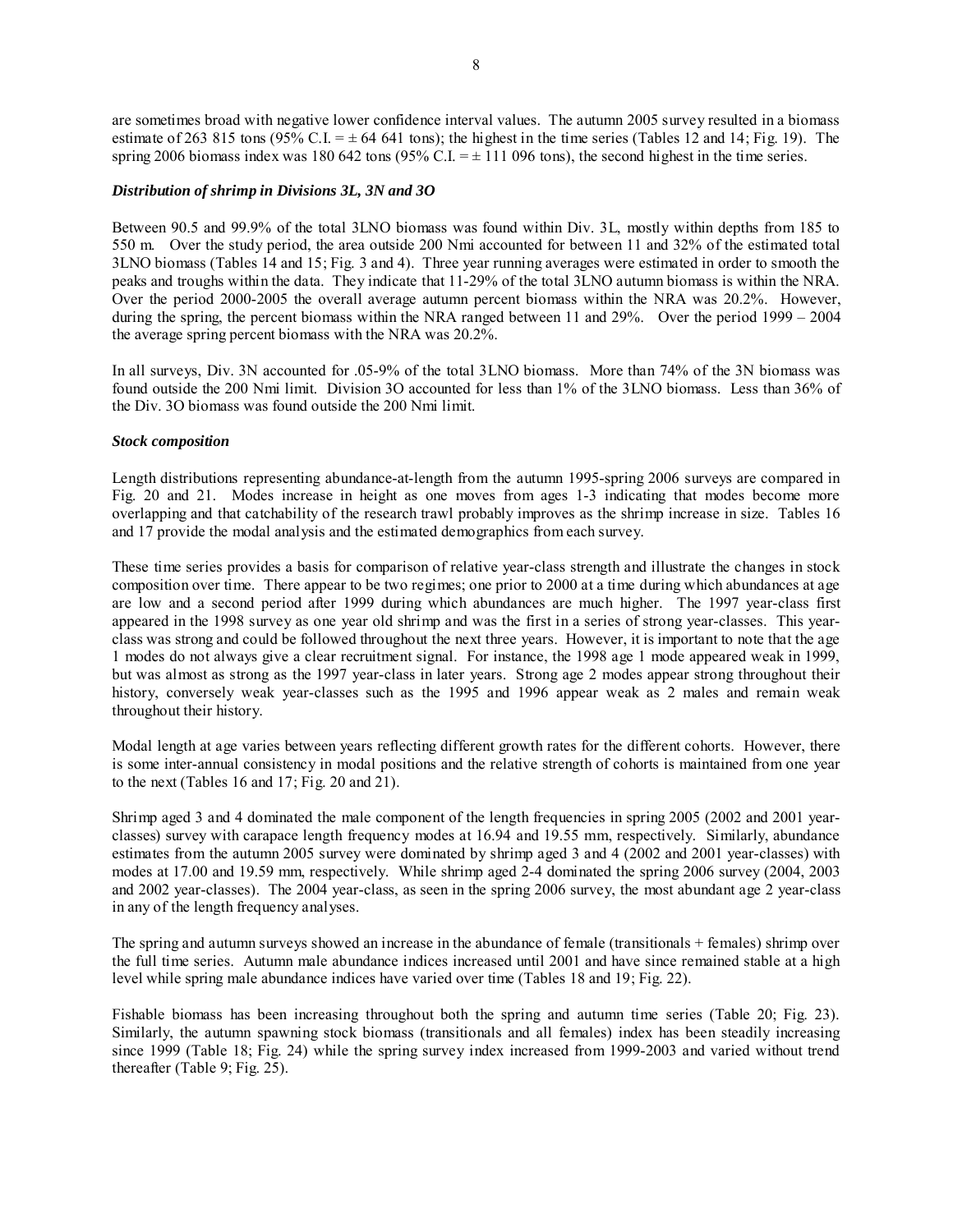are sometimes broad with negative lower confidence interval values. The autumn 2005 survey resulted in a biomass estimate of 263 815 tons (95% C.I. = ± 64 641 tons); the highest in the time series (Tables 12 and 14; Fig. 19). The spring 2006 biomass index was 180 642 tons (95% C.I. = ± 111 096 tons), the second highest in the time series.

***Distribution of shrimp in Divisions 3L, 3N and 3O***

Between 90.5 and 99.9% of the total 3LNO biomass was found within Div. 3L, mostly within depths from 185 to 550 m. Over the study period, the area outside 200 Nmi accounted for between 11 and 32% of the estimated total 3LNO biomass (Tables 14 and 15; Fig. 3 and 4). Three year running averages were estimated in order to smooth the peaks and troughs within the data. They indicate that 11-29% of the total 3LNO autumn biomass is within the NRA. Over the period 2000-2005 the overall average autumn percent biomass within the NRA was 20.2%. However, during the spring, the percent biomass within the NRA ranged between 11 and 29%. Over the period 1999 – 2004 the average spring percent biomass with the NRA was 20.2%.

In all surveys, Div. 3N accounted for .05-9% of the total 3LNO biomass. More than 74% of the 3N biomass was found outside the 200 Nmi limit. Division 3O accounted for less than 1% of the 3LNO biomass. Less than 36% of the Div. 3O biomass was found outside the 200 Nmi limit.

***Stock composition***

Length distributions representing abundance-at-length from the autumn 1995-spring 2006 surveys are compared in Fig. 20 and 21. Modes increase in height as one moves from ages 1-3 indicating that modes become more overlapping and that catchability of the research trawl probably improves as the shrimp increase in size. Tables 16 and 17 provide the modal analysis and the estimated demographics from each survey.

These time series provides a basis for comparison of relative year-class strength and illustrate the changes in stock composition over time. There appear to be two regimes; one prior to 2000 at a time during which abundances at age are low and a second period after 1999 during which abundances are much higher. The 1997 year-class first appeared in the 1998 survey as one year old shrimp and was the first in a series of strong year-classes. This year-class was strong and could be followed throughout the next three years. However, it is important to note that the age 1 modes do not always give a clear recruitment signal. For instance, the 1998 age 1 mode appeared weak in 1999, but was almost as strong as the 1997 year-class in later years. Strong age 2 modes appear strong throughout their history, conversely weak year-classes such as the 1995 and 1996 appear weak as 2 males and remain weak throughout their history.

Modal length at age varies between years reflecting different growth rates for the different cohorts. However, there is some inter-annual consistency in modal positions and the relative strength of cohorts is maintained from one year to the next (Tables 16 and 17; Fig. 20 and 21).

Shrimp aged 3 and 4 dominated the male component of the length frequencies in spring 2005 (2002 and 2001 year-classes) survey with carapace length frequency modes at 16.94 and 19.55 mm, respectively. Similarly, abundance estimates from the autumn 2005 survey were dominated by shrimp aged 3 and 4 (2002 and 2001 year-classes) with modes at 17.00 and 19.59 mm, respectively. While shrimp aged 2-4 dominated the spring 2006 survey (2004, 2003 and 2002 year-classes). The 2004 year-class, as seen in the spring 2006 survey, the most abundant age 2 year-class in any of the length frequency analyses.

The spring and autumn surveys showed an increase in the abundance of female (transitionals + females) shrimp over the full time series. Autumn male abundance indices increased until 2001 and have since remained stable at a high level while spring male abundance indices have varied over time (Tables 18 and 19; Fig. 22).

Fishable biomass has been increasing throughout both the spring and autumn time series (Table 20; Fig. 23). Similarly, the autumn spawning stock biomass (transitionals and all females) index has been steadily increasing since 1999 (Table 18; Fig. 24) while the spring survey index increased from 1999-2003 and varied without trend thereafter (Table 9; Fig. 25).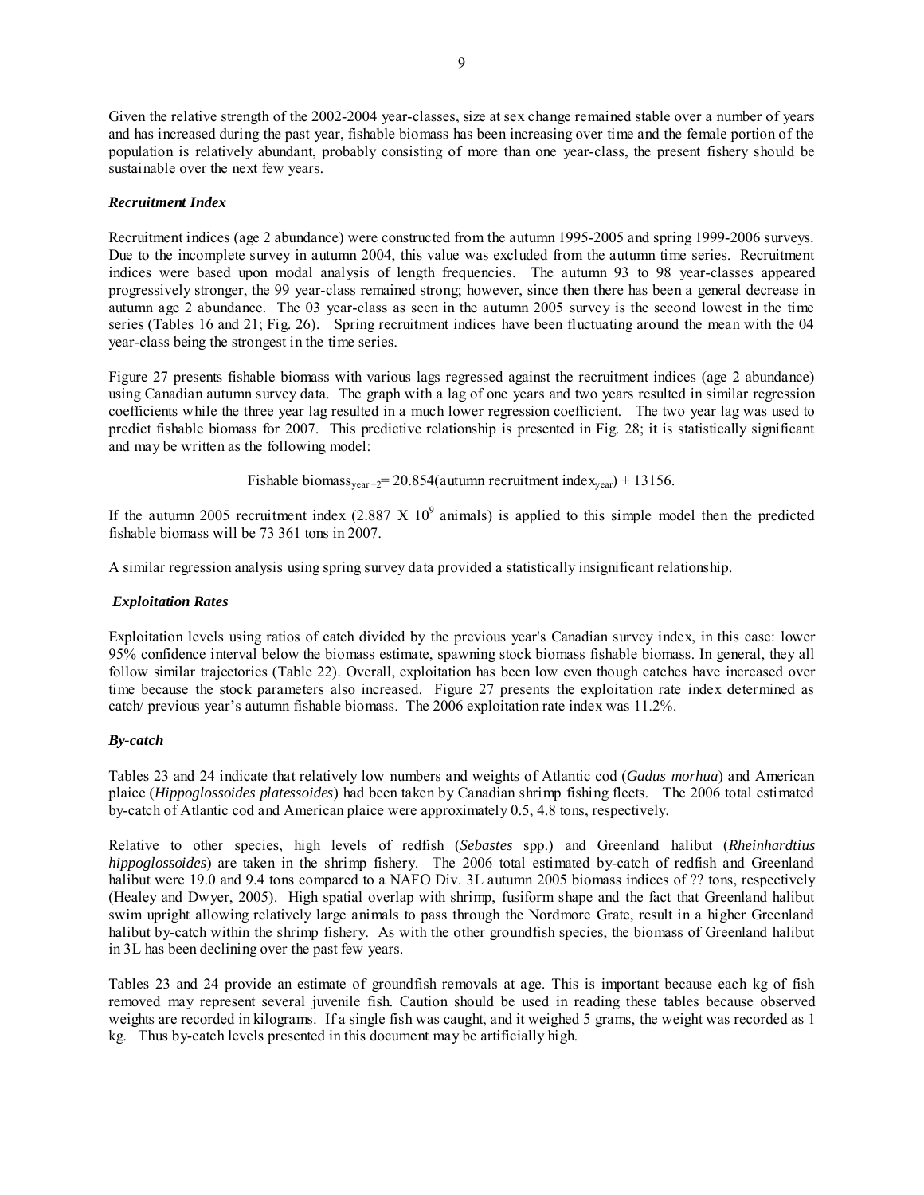Given the relative strength of the 2002-2004 year-classes, size at sex change remained stable over a number of years and has increased during the past year, fishable biomass has been increasing over time and the female portion of the population is relatively abundant, probably consisting of more than one year-class, the present fishery should be sustainable over the next few years.

### *Recruitment Index*

Recruitment indices (age 2 abundance) were constructed from the autumn 1995-2005 and spring 1999-2006 surveys. Due to the incomplete survey in autumn 2004, this value was excluded from the autumn time series. Recruitment indices were based upon modal analysis of length frequencies. The autumn 93 to 98 year-classes appeared progressively stronger, the 99 year-class remained strong; however, since then there has been a general decrease in autumn age 2 abundance. The 03 year-class as seen in the autumn 2005 survey is the second lowest in the time series (Tables 16 and 21; Fig. 26). Spring recruitment indices have been fluctuating around the mean with the 04 year-class being the strongest in the time series.

Figure 27 presents fishable biomass with various lags regressed against the recruitment indices (age 2 abundance) using Canadian autumn survey data. The graph with a lag of one years and two years resulted in similar regression coefficients while the three year lag resulted in a much lower regression coefficient. The two year lag was used to predict fishable biomass for 2007. This predictive relationship is presented in Fig. 28; it is statistically significant and may be written as the following model:

$$\text{Fishable biomass}_{year+2} = 20.854(\text{autumn recruitment index}_{year}) + 13156.$$

If the autumn 2005 recruitment index ($2.887 \times 10^9$ animals) is applied to this simple model then the predicted fishable biomass will be 73 361 tons in 2007.

A similar regression analysis using spring survey data provided a statistically insignificant relationship.

### *Exploitation Rates*

Exploitation levels using ratios of catch divided by the previous year's Canadian survey index, in this case: lower 95% confidence interval below the biomass estimate, spawning stock biomass fishable biomass. In general, they all follow similar trajectories (Table 22). Overall, exploitation has been low even though catches have increased over time because the stock parameters also increased. Figure 27 presents the exploitation rate index determined as catch/ previous year's autumn fishable biomass. The 2006 exploitation rate index was 11.2%.

### *By-catch*

Tables 23 and 24 indicate that relatively low numbers and weights of Atlantic cod (*Gadus morhua*) and American plaice (*Hippoglossoides platessoides*) had been taken by Canadian shrimp fishing fleets. The 2006 total estimated by-catch of Atlantic cod and American plaice were approximately 0.5, 4.8 tons, respectively.

Relative to other species, high levels of redfish (*Sebastes* spp.) and Greenland halibut (*Rheinhardtius hippoglossoides*) are taken in the shrimp fishery. The 2006 total estimated by-catch of redfish and Greenland halibut were 19.0 and 9.4 tons compared to a NAFO Div. 3L autumn 2005 biomass indices of ?? tons, respectively (Healey and Dwyer, 2005). High spatial overlap with shrimp, fusiform shape and the fact that Greenland halibut swim upright allowing relatively large animals to pass through the Nordmore Grate, result in a higher Greenland halibut by-catch within the shrimp fishery. As with the other groundfish species, the biomass of Greenland halibut in 3L has been declining over the past few years.

Tables 23 and 24 provide an estimate of groundfish removals at age. This is important because each kg of fish removed may represent several juvenile fish. Caution should be used in reading these tables because observed weights are recorded in kilograms. If a single fish was caught, and it weighed 5 grams, the weight was recorded as 1 kg. Thus by-catch levels presented in this document may be artificially high.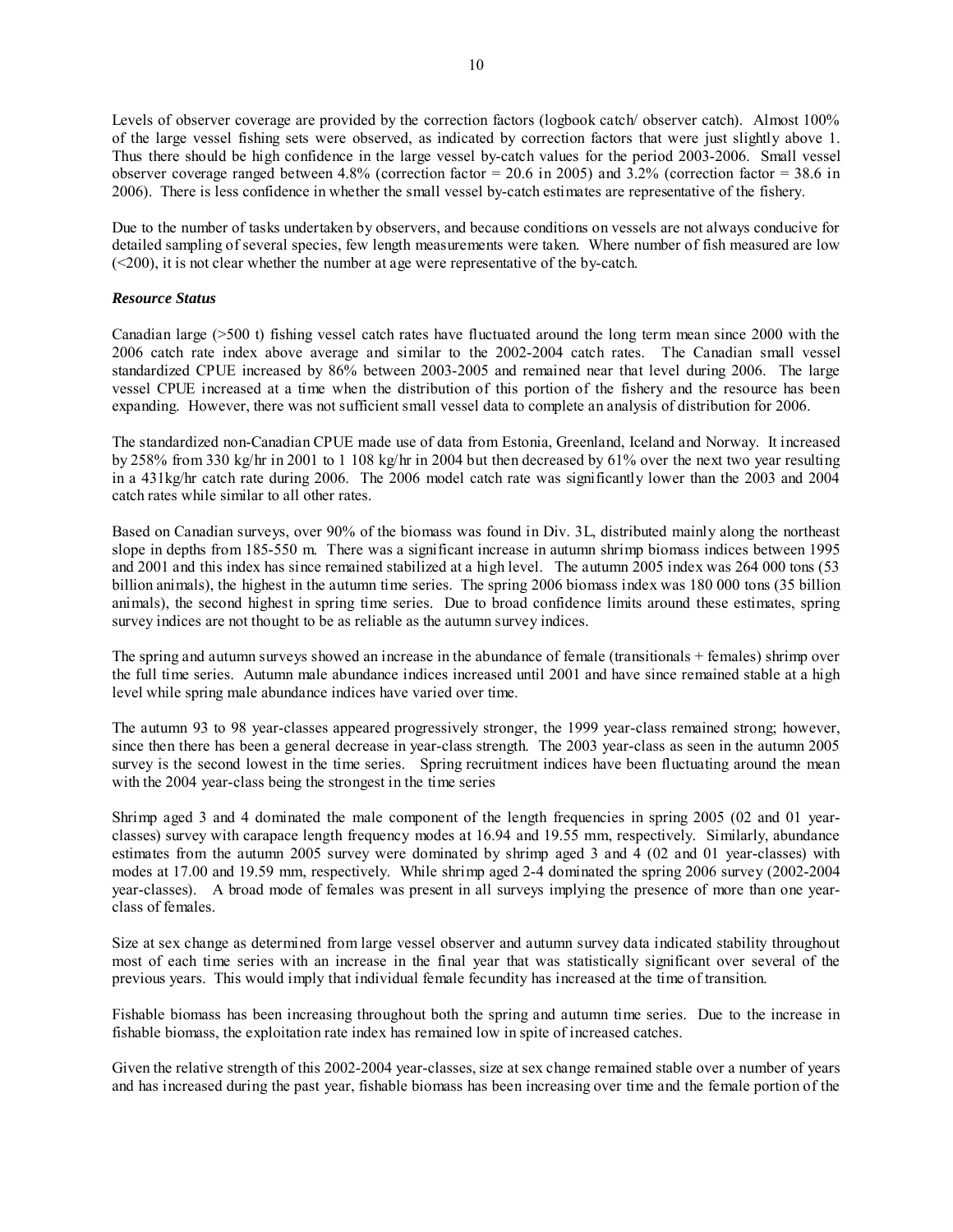Levels of observer coverage are provided by the correction factors (logbook catch/ observer catch). Almost 100% of the large vessel fishing sets were observed, as indicated by correction factors that were just slightly above 1. Thus there should be high confidence in the large vessel by-catch values for the period 2003-2006. Small vessel observer coverage ranged between 4.8% (correction factor = 20.6 in 2005) and 3.2% (correction factor = 38.6 in 2006). There is less confidence in whether the small vessel by-catch estimates are representative of the fishery.

Due to the number of tasks undertaken by observers, and because conditions on vessels are not always conducive for detailed sampling of several species, few length measurements were taken. Where number of fish measured are low (<200), it is not clear whether the number at age were representative of the by-catch.

### *Resource Status*

Canadian large (>500 t) fishing vessel catch rates have fluctuated around the long term mean since 2000 with the 2006 catch rate index above average and similar to the 2002-2004 catch rates. The Canadian small vessel standardized CPUE increased by 86% between 2003-2005 and remained near that level during 2006. The large vessel CPUE increased at a time when the distribution of this portion of the fishery and the resource has been expanding. However, there was not sufficient small vessel data to complete an analysis of distribution for 2006.

The standardized non-Canadian CPUE made use of data from Estonia, Greenland, Iceland and Norway. It increased by 258% from 330 kg/hr in 2001 to 1 108 kg/hr in 2004 but then decreased by 61% over the next two year resulting in a 431kg/hr catch rate during 2006. The 2006 model catch rate was significantly lower than the 2003 and 2004 catch rates while similar to all other rates.

Based on Canadian surveys, over 90% of the biomass was found in Div. 3L, distributed mainly along the northeast slope in depths from 185-550 m. There was a significant increase in autumn shrimp biomass indices between 1995 and 2001 and this index has since remained stabilized at a high level. The autumn 2005 index was 264 000 tons (53 billion animals), the highest in the autumn time series. The spring 2006 biomass index was 180 000 tons (35 billion animals), the second highest in spring time series. Due to broad confidence limits around these estimates, spring survey indices are not thought to be as reliable as the autumn survey indices.

The spring and autumn surveys showed an increase in the abundance of female (transitionals + females) shrimp over the full time series. Autumn male abundance indices increased until 2001 and have since remained stable at a high level while spring male abundance indices have varied over time.

The autumn 93 to 98 year-classes appeared progressively stronger, the 1999 year-class remained strong; however, since then there has been a general decrease in year-class strength. The 2003 year-class as seen in the autumn 2005 survey is the second lowest in the time series. Spring recruitment indices have been fluctuating around the mean with the 2004 year-class being the strongest in the time series

Shrimp aged 3 and 4 dominated the male component of the length frequencies in spring 2005 (02 and 01 year-classes) survey with carapace length frequency modes at 16.94 and 19.55 mm, respectively. Similarly, abundance estimates from the autumn 2005 survey were dominated by shrimp aged 3 and 4 (02 and 01 year-classes) with modes at 17.00 and 19.59 mm, respectively. While shrimp aged 2-4 dominated the spring 2006 survey (2002-2004 year-classes). A broad mode of females was present in all surveys implying the presence of more than one year-class of females.

Size at sex change as determined from large vessel observer and autumn survey data indicated stability throughout most of each time series with an increase in the final year that was statistically significant over several of the previous years. This would imply that individual female fecundity has increased at the time of transition.

Fishable biomass has been increasing throughout both the spring and autumn time series. Due to the increase in fishable biomass, the exploitation rate index has remained low in spite of increased catches.

Given the relative strength of this 2002-2004 year-classes, size at sex change remained stable over a number of years and has increased during the past year, fishable biomass has been increasing over time and the female portion of the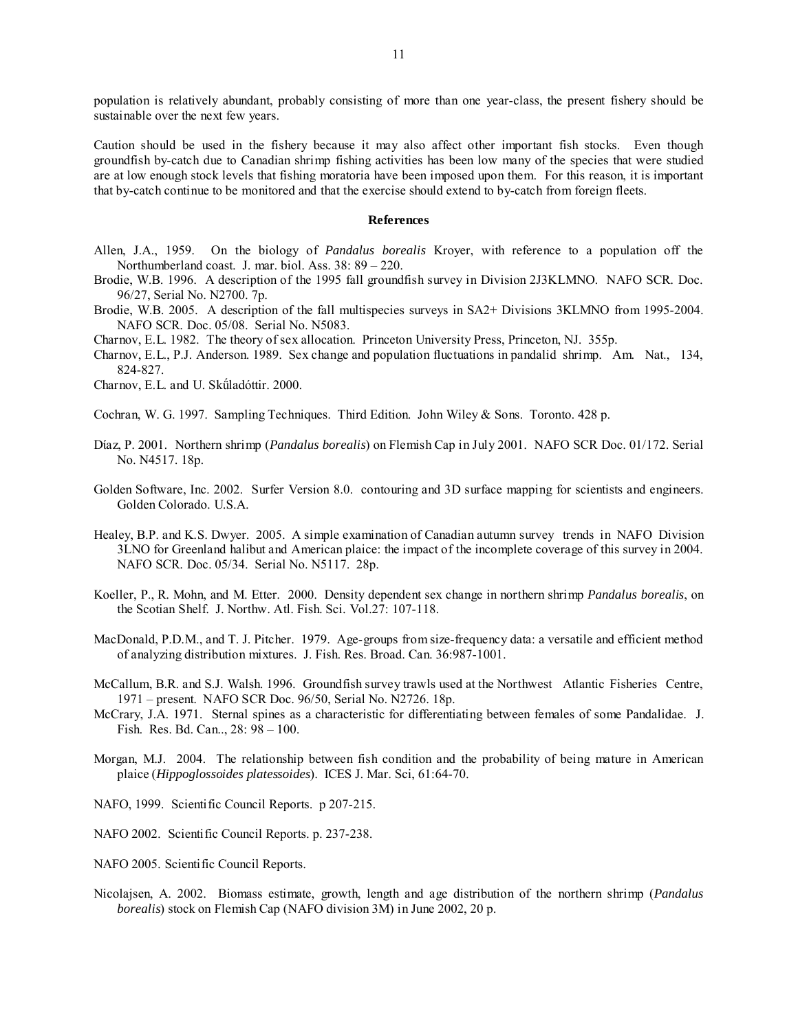population is relatively abundant, probably consisting of more than one year-class, the present fishery should be sustainable over the next few years.

Caution should be used in the fishery because it may also affect other important fish stocks. Even though groundfish by-catch due to Canadian shrimp fishing activities has been low many of the species that were studied are at low enough stock levels that fishing moratoria have been imposed upon them. For this reason, it is important that by-catch continue to be monitored and that the exercise should extend to by-catch from foreign fleets.

## References

Allen, J.A., 1959. On the biology of *Pandalus borealis* Kroyer, with reference to a population off the Northumberland coast. J. mar. biol. Ass. 38: 89 – 220.

Brodie, W.B. 1996. A description of the 1995 fall groundfish survey in Division 2J3KLMNO. NAFO SCR. Doc. 96/27, Serial No. N2700. 7p.

Brodie, W.B. 2005. A description of the fall multispecies surveys in SA2+ Divisions 3KLMNO from 1995-2004. NAFO SCR. Doc. 05/08. Serial No. N5083.

Charnov, E.L. 1982. The theory of sex allocation. Princeton University Press, Princeton, NJ. 355p.

Charnov, E.L., P.J. Anderson. 1989. Sex change and population fluctuations in pandalid shrimp. Am. Nat., 134, 824-827.

Charnov, E.L. and U. Skűladóttir. 2000.

Cochran, W. G. 1997. Sampling Techniques. Third Edition. John Wiley & Sons. Toronto. 428 p.

Díaz, P. 2001. Northern shrimp (*Pandalus borealis*) on Flemish Cap in July 2001. NAFO SCR Doc. 01/172. Serial No. N4517. 18p.

Golden Software, Inc. 2002. Surfer Version 8.0. contouring and 3D surface mapping for scientists and engineers. Golden Colorado. U.S.A.

Healey, B.P. and K.S. Dwyer. 2005. A simple examination of Canadian autumn survey trends in NAFO Division 3LNO for Greenland halibut and American plaice: the impact of the incomplete coverage of this survey in 2004. NAFO SCR. Doc. 05/34. Serial No. N5117. 28p.

Koeller, P., R. Mohn, and M. Etter. 2000. Density dependent sex change in northern shrimp *Pandalus borealis*, on the Scotian Shelf. J. Northw. Atl. Fish. Sci. Vol.27: 107-118.

MacDonald, P.D.M., and T. J. Pitcher. 1979. Age-groups from size-frequency data: a versatile and efficient method of analyzing distribution mixtures. J. Fish. Res. Broad. Can. 36:987-1001.

McCallum, B.R. and S.J. Walsh. 1996. Groundfish survey trawls used at the Northwest Atlantic Fisheries Centre, 1971 – present. NAFO SCR Doc. 96/50, Serial No. N2726. 18p.

McCrary, J.A. 1971. Sternal spines as a characteristic for differentiating between females of some Pandalidae. J. Fish. Res. Bd. Can.., 28: 98 – 100.

Morgan, M.J. 2004. The relationship between fish condition and the probability of being mature in American plaice (*Hippoglossoides platessoides*). ICES J. Mar. Sci, 61:64-70.

NAFO, 1999. Scientific Council Reports. p 207-215.

NAFO 2002. Scientific Council Reports. p. 237-238.

NAFO 2005. Scientific Council Reports.

Nicolajsen, A. 2002. Biomass estimate, growth, length and age distribution of the northern shrimp (*Pandalus borealis*) stock on Flemish Cap (NAFO division 3M) in June 2002, 20 p.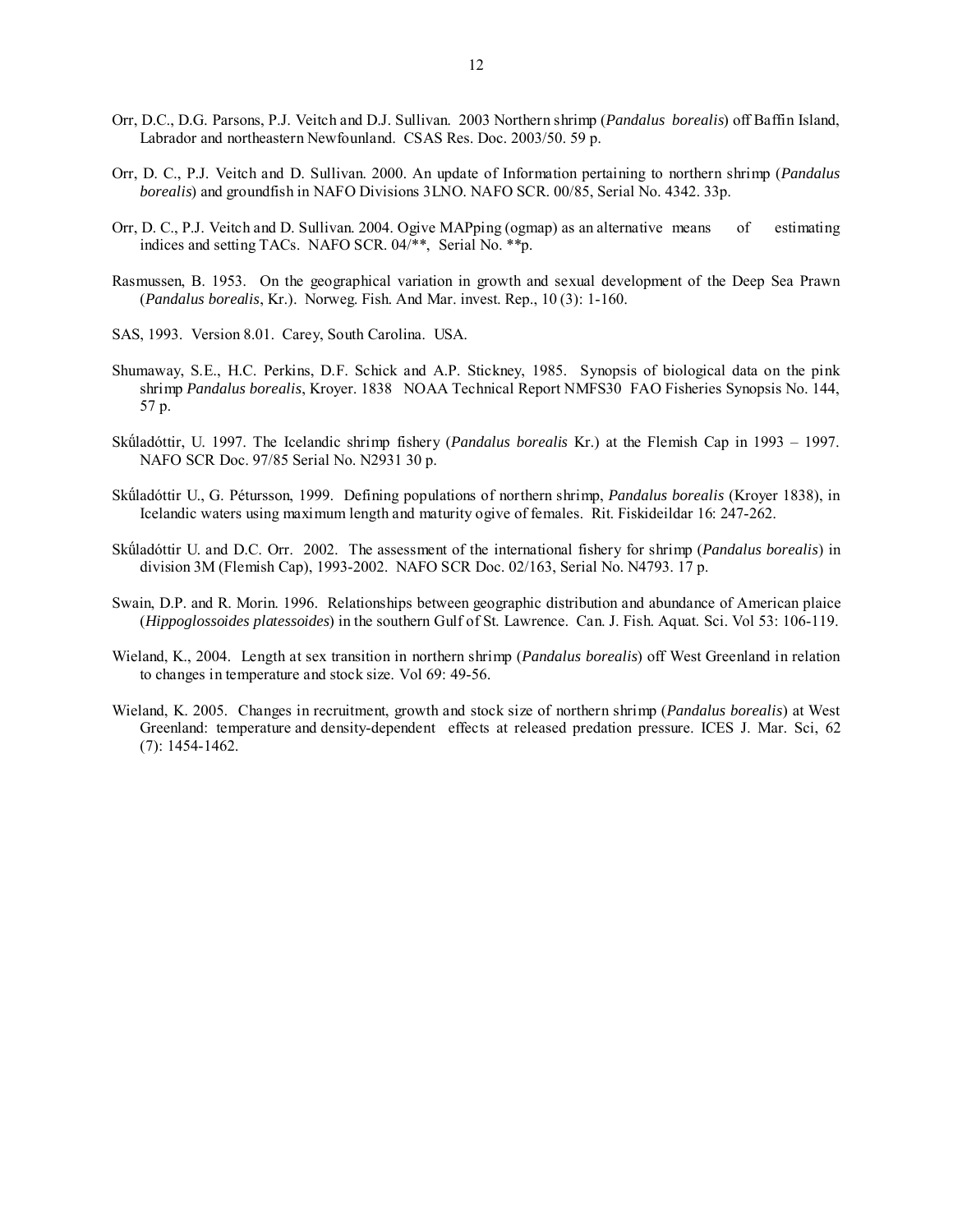Orr, D.C., D.G. Parsons, P.J. Veitch and D.J. Sullivan. 2003 Northern shrimp (*Pandalus borealis*) off Baffin Island, Labrador and northeastern Newfounland. CSAS Res. Doc. 2003/50. 59 p.

Orr, D. C., P.J. Veitch and D. Sullivan. 2000. An update of Information pertaining to northern shrimp (*Pandalus borealis*) and groundfish in NAFO Divisions 3LNO. NAFO SCR. 00/85, Serial No. 4342. 33p.

Orr, D. C., P.J. Veitch and D. Sullivan. 2004. Ogive MAPping (ogmap) as an alternative means of estimating indices and setting TACs. NAFO SCR. 04/**, Serial No. **p.

Rasmussen, B. 1953. On the geographical variation in growth and sexual development of the Deep Sea Prawn (*Pandalus borealis*, Kr.). Norweg. Fish. And Mar. invest. Rep., 10 (3): 1-160.

SAS, 1993. Version 8.01. Carey, South Carolina. USA.

Shumaway, S.E., H.C. Perkins, D.F. Schick and A.P. Stickney, 1985. Synopsis of biological data on the pink shrimp *Pandalus borealis*, Kroyer. 1838 NOAA Technical Report NMFS30 FAO Fisheries Synopsis No. 144, 57 p.

Skűladóttir, U. 1997. The Icelandic shrimp fishery (*Pandalus borealis* Kr.) at the Flemish Cap in 1993 – 1997. NAFO SCR Doc. 97/85 Serial No. N2931 30 p.

Skűladóttir U., G. Pétursson, 1999. Defining populations of northern shrimp, *Pandalus borealis* (Kroyer 1838), in Icelandic waters using maximum length and maturity ogive of females. Rit. Fiskideildar 16: 247-262.

Skűladóttir U. and D.C. Orr. 2002. The assessment of the international fishery for shrimp (*Pandalus borealis*) in division 3M (Flemish Cap), 1993-2002. NAFO SCR Doc. 02/163, Serial No. N4793. 17 p.

Swain, D.P. and R. Morin. 1996. Relationships between geographic distribution and abundance of American plaice (*Hippoglossoides platessoides*) in the southern Gulf of St. Lawrence. Can. J. Fish. Aquat. Sci. Vol 53: 106-119.

Wieland, K., 2004. Length at sex transition in northern shrimp (*Pandalus borealis*) off West Greenland in relation to changes in temperature and stock size. Vol 69: 49-56.

Wieland, K. 2005. Changes in recruitment, growth and stock size of northern shrimp (*Pandalus borealis*) at West Greenland: temperature and density-dependent effects at released predation pressure. ICES J. Mar. Sci, 62 (7): 1454-1462.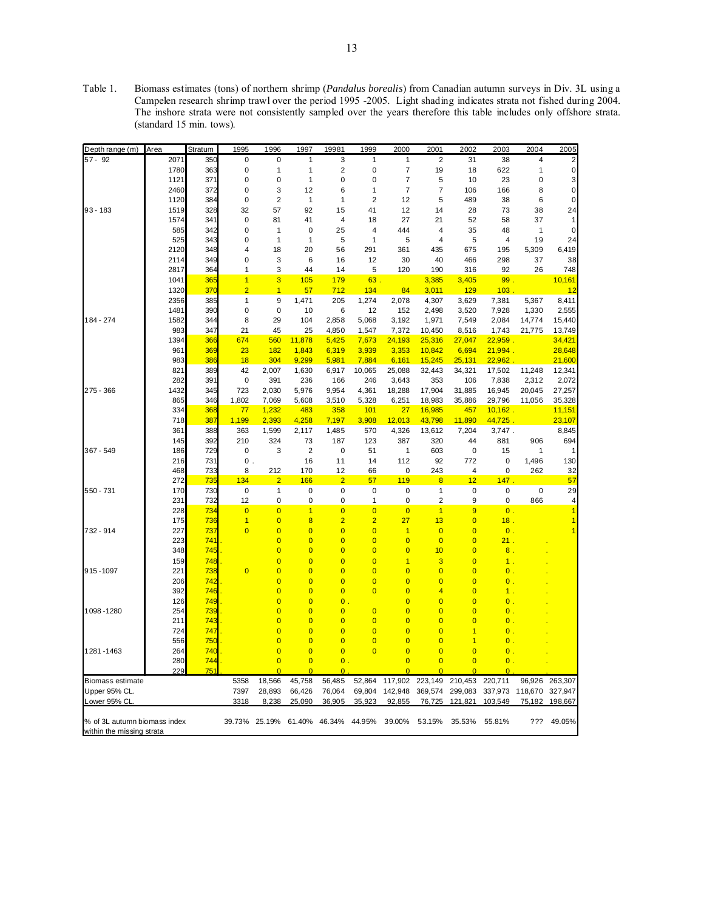Table 1. Biomass estimates (tons) of northern shrimp (*Pandalus borealis*) from Canadian autumn surveys in Div. 3L using a Campelen research shrimp trawl over the period 1995 -2005. Light shading indicates strata not fished during 2004. The inshore strata were not consistently sampled over the years therefore this table includes only offshore strata. (standard 15 min. tows).

| Depth range (m) | Area | Stratum | 1995 | 1996 | 1997 | 19981 | 1999 | 2000 | 2001 | 2002 | 2003 | 2004 | 2005 |
|---|---|---|---|---|---|---|---|---|---|---|---|---|---|
| 57 - 92 | 2071 | 350 | 0 | 0 | 1 | 3 | 1 | 1 | 2 | 31 | 38 | 4 | 2 |
| | 1780 | 363 | 0 | 1 | 1 | 2 | 0 | 7 | 19 | 18 | 622 | 1 | 0 |
| | 1121 | 371 | 0 | 0 | 1 | 0 | 0 | 7 | 5 | 10 | 23 | 0 | 3 |
| | 2460 | 372 | 0 | 3 | 12 | 6 | 1 | 7 | 7 | 106 | 166 | 8 | 0 |
| | 1120 | 384 | 0 | 2 | 1 | 1 | 2 | 12 | 5 | 489 | 38 | 6 | 0 |
| 93 - 183 | 1519 | 328 | 32 | 57 | 92 | 15 | 41 | 12 | 14 | 28 | 73 | 38 | 24 |
| | 1574 | 341 | 0 | 81 | 41 | 4 | 18 | 27 | 21 | 52 | 58 | 37 | 1 |
| | 585 | 342 | 0 | 1 | 0 | 25 | 4 | 444 | 4 | 35 | 48 | 1 | 0 |
| | 525 | 343 | 0 | 1 | 1 | 5 | 1 | 5 | 4 | 5 | 4 | 19 | 24 |
| | 2120 | 348 | 4 | 18 | 20 | 56 | 291 | 361 | 435 | 675 | 195 | 5,309 | 6,419 |
| | 2114 | 349 | 0 | 3 | 6 | 16 | 12 | 30 | 40 | 466 | 298 | 37 | 38 |
| | 2817 | 364 | 1 | 3 | 44 | 14 | 5 | 120 | 190 | 316 | 92 | 26 | 748 |
| | 1041 | 365 | 1 | 3 | 105 | 179 | 63 | . | 3,385 | 3,405 | 99 | . | 10,161 |
| | 1320 | 370 | 2 | 1 | 57 | 712 | 134 | 84 | 3,011 | 129 | 103 | . | 12 |
| | 2356 | 385 | 1 | 9 | 1,471 | 205 | 1,274 | 2,078 | 4,307 | 3,629 | 7,381 | 5,367 | 8,411 |
| | 1481 | 390 | 0 | 0 | 10 | 6 | 12 | 152 | 2,498 | 3,520 | 7,928 | 1,330 | 2,555 |
| 184 - 274 | 1582 | 344 | 8 | 29 | 104 | 2,858 | 5,068 | 3,192 | 1,971 | 7,549 | 2,084 | 14,774 | 15,440 |
| | 983 | 347 | 21 | 45 | 25 | 4,850 | 1,547 | 7,372 | 10,450 | 8,516 | 1,743 | 21,775 | 13,749 |
| | 1394 | 366 | 674 | 560 | 11,878 | 5,425 | 7,673 | 24,193 | 25,316 | 27,047 | 22,959 | . | 34,421 |
| | 961 | 369 | 23 | 182 | 1,843 | 6,319 | 3,939 | 3,353 | 10,842 | 6,694 | 21,994 | . | 28,648 |
| | 983 | 386 | 18 | 304 | 9,299 | 5,981 | 7,884 | 6,161 | 15,245 | 25,131 | 22,962 | . | 21,600 |
| | 821 | 389 | 42 | 2,007 | 1,630 | 6,917 | 10,065 | 25,088 | 32,443 | 34,321 | 17,502 | 11,248 | 12,341 |
| | 282 | 391 | 0 | 391 | 236 | 166 | 246 | 3,643 | 353 | 106 | 7,838 | 2,312 | 2,072 |
| 275 - 366 | 1432 | 345 | 723 | 2,030 | 5,976 | 9,954 | 4,361 | 18,288 | 17,904 | 31,885 | 16,945 | 20,045 | 27,257 |
| | 865 | 346 | 1,802 | 7,069 | 5,608 | 3,510 | 5,328 | 6,251 | 18,983 | 35,886 | 29,796 | 11,056 | 35,328 |
| | 334 | 368 | 77 | 1,232 | 483 | 358 | 101 | 27 | 16,985 | 457 | 10,162 | . | 11,151 |
| | 718 | 387 | 1,199 | 2,393 | 4,258 | 7,197 | 3,908 | 12,013 | 43,798 | 11,890 | 44,725 | . | 23,107 |
| | 361 | 388 | 363 | 1,599 | 2,117 | 1,485 | 570 | 4,326 | 13,612 | 7,204 | 3,747 | . | 8,845 |
| | 145 | 392 | 210 | 324 | 73 | 187 | 123 | 387 | 320 | 44 | 881 | 906 | 694 |
| 367 - 549 | 186 | 729 | 0 | 3 | 2 | 0 | 51 | 1 | 603 | 0 | 15 | 1 | 1 |
| | 216 | 731 | 0 | . | 16 | 11 | 14 | 112 | 92 | 772 | 0 | 1,496 | 130 |
| | 468 | 733 | 8 | 212 | 170 | 12 | 66 | 0 | 243 | 4 | 0 | 262 | 32 |
| | 272 | 735 | 134 | 2 | 166 | 2 | 57 | 119 | 8 | 12 | 147 | . | 57 |
| 550 - 731 | 170 | 730 | 0 | 1 | 0 | 0 | 0 | 0 | 1 | 0 | 0 | 0 | 29 |
| | 231 | 732 | 12 | 0 | 0 | 0 | 1 | 0 | 2 | 9 | 0 | 866 | 4 |
| | 228 | 734 | 0 | 0 | 1 | 0 | 0 | 0 | 1 | 9 | 0 | . | 1 |
| | 175 | 736 | 1 | 0 | 8 | 2 | 2 | 27 | 13 | 0 | 18 | . | 1 |
| 732 - 914 | 227 | 737 | 0 | 0 | 0 | 0 | 0 | 1 | 0 | 0 | 0 | . | 1 |
| | 223 | 741 | . | 0 | 0 | 0 | 0 | 0 | 0 | 0 | 21 | . | |
| | 348 | 745 | . | 0 | 0 | 0 | 0 | 0 | 10 | 0 | 8 | . | |
| | 159 | 748 | . | 0 | 0 | 0 | 0 | 1 | 3 | 0 | 1 | . | |
| 915 -1097 | 221 | 738 | 0 | 0 | 0 | 0 | 0 | 0 | 0 | 0 | 0 | . | |
| | 206 | 742 | . | 0 | 0 | 0 | 0 | 0 | 0 | 0 | 0 | . | |
| | 392 | 746 | . | 0 | 0 | 0 | 0 | 0 | 4 | 0 | 1 | . | |
| | 126 | 749 | . | 0 | 0 | 0 | . | 0 | 0 | 0 | 0 | . | |
| 1098 -1280 | 254 | 739 | . | 0 | 0 | 0 | 0 | 0 | 0 | 0 | 0 | . | |
| | 211 | 743 | . | 0 | 0 | 0 | 0 | 0 | 0 | 0 | 0 | . | |
| | 724 | 747 | . | 0 | 0 | 0 | 0 | 0 | 0 | 1 | 0 | . | |
| | 556 | 750 | . | 0 | 0 | 0 | 0 | 0 | 0 | 1 | 0 | . | |
| 1281 -1463 | 264 | 740 | . | 0 | 0 | 0 | 0 | 0 | 0 | 0 | 0 | . | |
| | 280 | 744 | . | 0 | 0 | 0 | . | 0 | 0 | 0 | 0 | . | |
| | 229 | 751 | . | 0 | 0 | 0 | . | 0 | 0 | 0 | 0 | . | |
| Biomass estimate | | | 5358 | 18,566 | 45,758 | 56,485 | 52,864 | 117,902 | 223,149 | 210,453 | 220,711 | 96,926 | 263,307 |
| Upper 95% CL. | | | 7397 | 28,893 | 66,426 | 76,064 | 69,804 | 142,948 | 369,574 | 299,083 | 337,973 | 118,670 | 327,947 |
| Lower 95% CL. | | | 3318 | 8,238 | 25,090 | 36,905 | 35,923 | 92,855 | 76,725 | 121,821 | 103,549 | 75,182 | 198,667 |
| % of 3L autumn biomass index within the missing strata | | | 39.73% | 25.19% | 61.40% | 46.34% | 44.95% | 39.00% | 53.15% | 35.53% | 55.81% | ??? | 49.05% |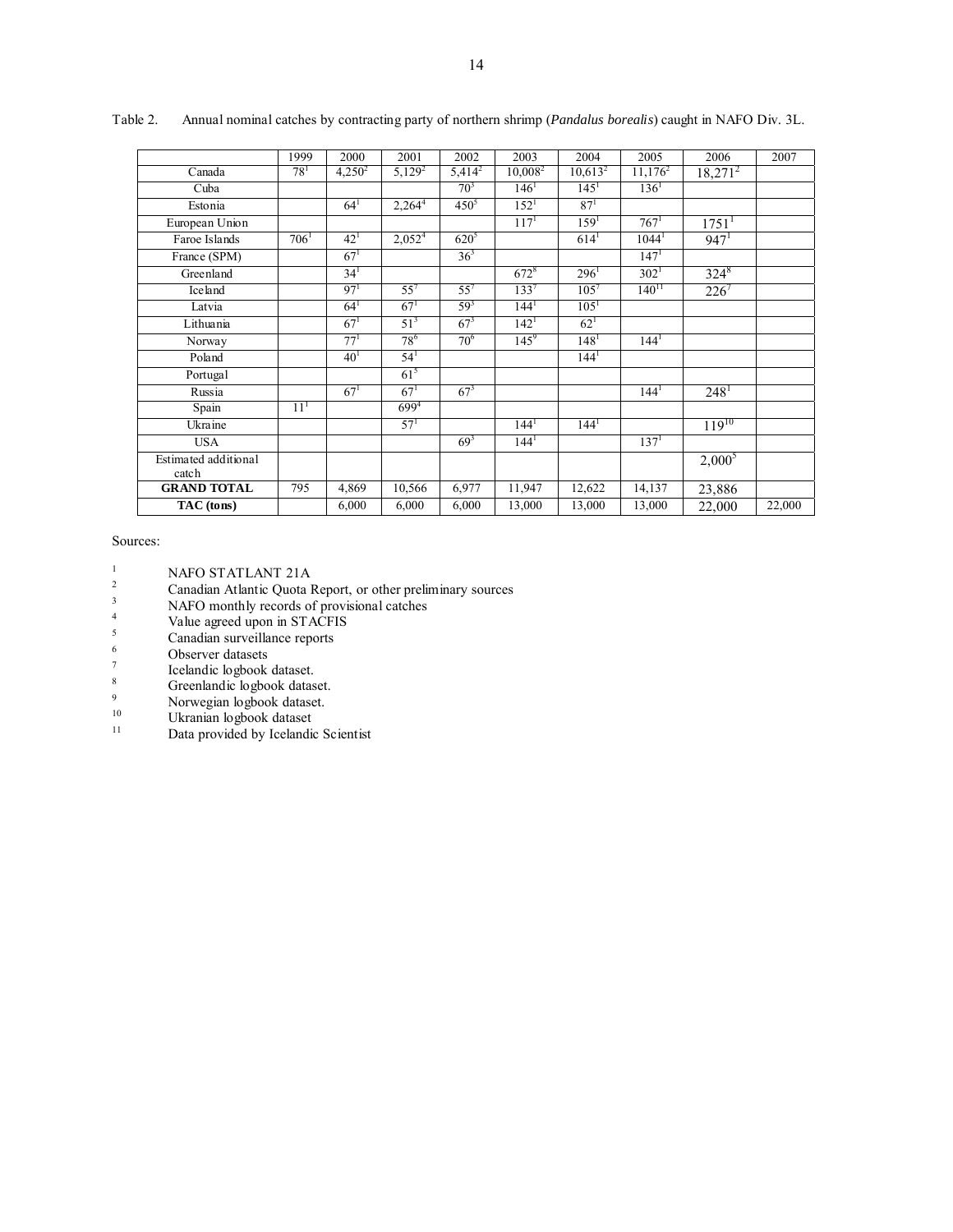Table 2. Annual nominal catches by contracting party of northern shrimp (*Pandalus borealis*) caught in NAFO Div. 3L.

| | 1999 | 2000 | 2001 | 2002 | 2003 | 2004 | 2005 | 2006 | 2007 |
|---|---|---|---|---|---|---|---|---|---|
| Canada | 78[1] | 4,250[2] | 5,129[2] | 5,414[2] | 10,008[2] | 10,613[2] | 11,176[2] | 18,271[2] | |
| Cuba | | | | 70[3] | 146[1] | 145[1] | 136[1] | | |
| Estonia | | 64[1] | 2,264[4] | 450[5] | 152[1] | 87[1] | | | |
| European Union | | | | | 117[1] | 159[1] | 767[1] | 1751[1] | |
| Faroe Islands | 706[1] | 42[1] | 2,052[4] | 620[5] | | 614[1] | 1044[1] | 947[1] | |
| France (SPM) | | 67[1] | | 36[3] | | | 147[1] | | |
| Greenland | | 34[1] | | | 672[8] | 296[1] | 302[1] | 324[8] | |
| Iceland | | 97[1] | 55[7] | 55[7] | 133[7] | 105[7] | 140[11] | 226[7] | |
| Latvia | | 64[1] | 67[1] | 59[3] | 144[1] | 105[1] | | | |
| Lithuania | | 67[1] | 51[3] | 67[3] | 142[1] | 62[1] | | | |
| Norway | | 77[1] | 78[6] | 70[6] | 145[9] | 148[1] | 144[1] | | |
| Poland | | 40[1] | 54[1] | | | 144[1] | | | |
| Portugal | | | 61[5] | | | | | | |
| Russia | | 67[1] | 67[1] | 67[3] | | | 144[1] | 248[1] | |
| Spain | 11[1] | | 699[4] | | | | | | |
| Ukraine | | | 57[1] | | 144[1] | 144[1] | | 119[10] | |
| USA | | | | 69[3] | 144[1] | | 137[1] | | |
| Estimated additional catch | | | | | | | | 2,000[5] | |
| **GRAND TOTAL** | 795 | 4,869 | 10,566 | 6,977 | 11,947 | 12,622 | 14,137 | 23,886 | |
| **TAC (tons)** | | 6,000 | 6,000 | 6,000 | 13,000 | 13,000 | 13,000 | 22,000 | 22,000 |

Sources:

1. NAFO STATLANT 21A
2. Canadian Atlantic Quota Report, or other preliminary sources
3. NAFO monthly records of provisional catches
4. Value agreed upon in STACFIS
5. Canadian surveillance reports
6. Observer datasets
7. Icelandic logbook dataset.
8. Greenlandic logbook dataset.
9. Norwegian logbook dataset.
10. Ukranian logbook dataset
11. Data provided by Icelandic Scientist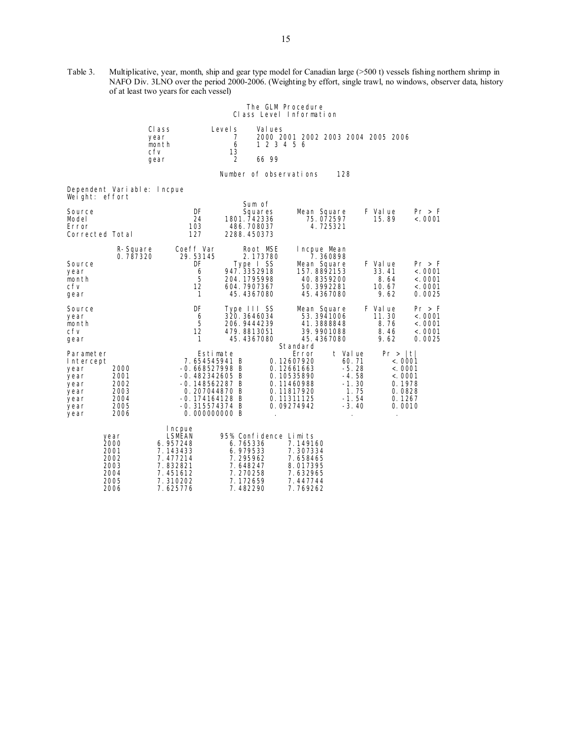Table 3. Multiplicative, year, month, ship and gear type model for Canadian large (>500 t) vessels fishing northern shrimp in NAFO Div. 3LNO over the period 2000-2006. (Weighting by effort, single trawl, no windows, observer data, history of at least two years for each vessel)

The GLM Procedure
Class Level Information

| Class | Levels | Values |
|---|---|---|
| year | 7 | 2000 2001 2002 2003 2004 2005 2006 |
| month | 6 | 1 2 3 4 5 6 |
| cfv | 13 | |
| gear | 2 | 66 99 |

Number of observations 128

Dependent Variable: lncpue
Weight: effort

| Source | DF | Sum of Squares | Mean Square | F Value | Pr > F |
|---|---|---|---|---|---|
| Model | 24 | 1801.742336 | 75.072597 | 15.89 | <.0001 |
| Error | 103 | 486.708037 | 4.725321 | | |
| Corrected Total | 127 | 2288.450373 | | | |

| R-Square | Coeff Var | Root MSE | lncpue Mean |
|---|---|---|---|
| 0.787320 | 29.53145 | 2.173780 | 7.360898 |

| Source | DF | Type I SS | Mean Square | F Value | Pr > F |
|---|---|---|---|---|---|
| year | 6 | 947.3352918 | 157.8892153 | 33.41 | <.0001 |
| month | 5 | 204.1795998 | 40.8359200 | 8.64 | <.0001 |
| cfv | 12 | 604.7907367 | 50.3992281 | 10.67 | <.0001 |
| gear | 1 | 45.4367080 | 45.4367080 | 9.62 | 0.0025 |

| Source | DF | Type III SS | Mean Square | F Value | Pr > F |
|---|---|---|---|---|---|
| year | 6 | 320.3646034 | 53.3941006 | 11.30 | <.0001 |
| month | 5 | 206.9444239 | 41.3888848 | 8.76 | <.0001 |
| cfv | 12 | 479.8813051 | 39.9901088 | 8.46 | <.0001 |
| gear | 1 | 45.4367080 | 45.4367080 | 9.62 | 0.0025 |

| Parameter | | Estimate | | Standard Error | t Value | Pr > \|t\| |
|---|---|---|---|---|---|---|
| Intercept | | 7.654545941 | B | 0.12607920 | 60.71 | <.0001 |
| year | 2000 | -0.668527998 | B | 0.12661663 | -5.28 | <.0001 |
| year | 2001 | -0.482342605 | B | 0.10535890 | -4.58 | <.0001 |
| year | 2002 | -0.148562287 | B | 0.11460988 | -1.30 | 0.1978 |
| year | 2003 | 0.207044870 | B | 0.11817920 | 1.75 | 0.0828 |
| year | 2004 | -0.174164128 | B | 0.11311125 | -1.54 | 0.1267 |
| year | 2005 | -0.315574374 | B | 0.09274942 | -3.40 | 0.0010 |
| year | 2006 | 0.000000000 | B | . | . | . |

| year | lncpue LSMEAN | 95% Confidence Limits | |
|---|---|---|---|
| 2000 | 6.957248 | 6.765336 | 7.149160 |
| 2001 | 7.143433 | 6.979533 | 7.307334 |
| 2002 | 7.477214 | 7.295962 | 7.658465 |
| 2003 | 7.832821 | 7.648247 | 8.017395 |
| 2004 | 7.451612 | 7.270258 | 7.632965 |
| 2005 | 7.310202 | 7.172659 | 7.447744 |
| 2006 | 7.625776 | 7.482290 | 7.769262 |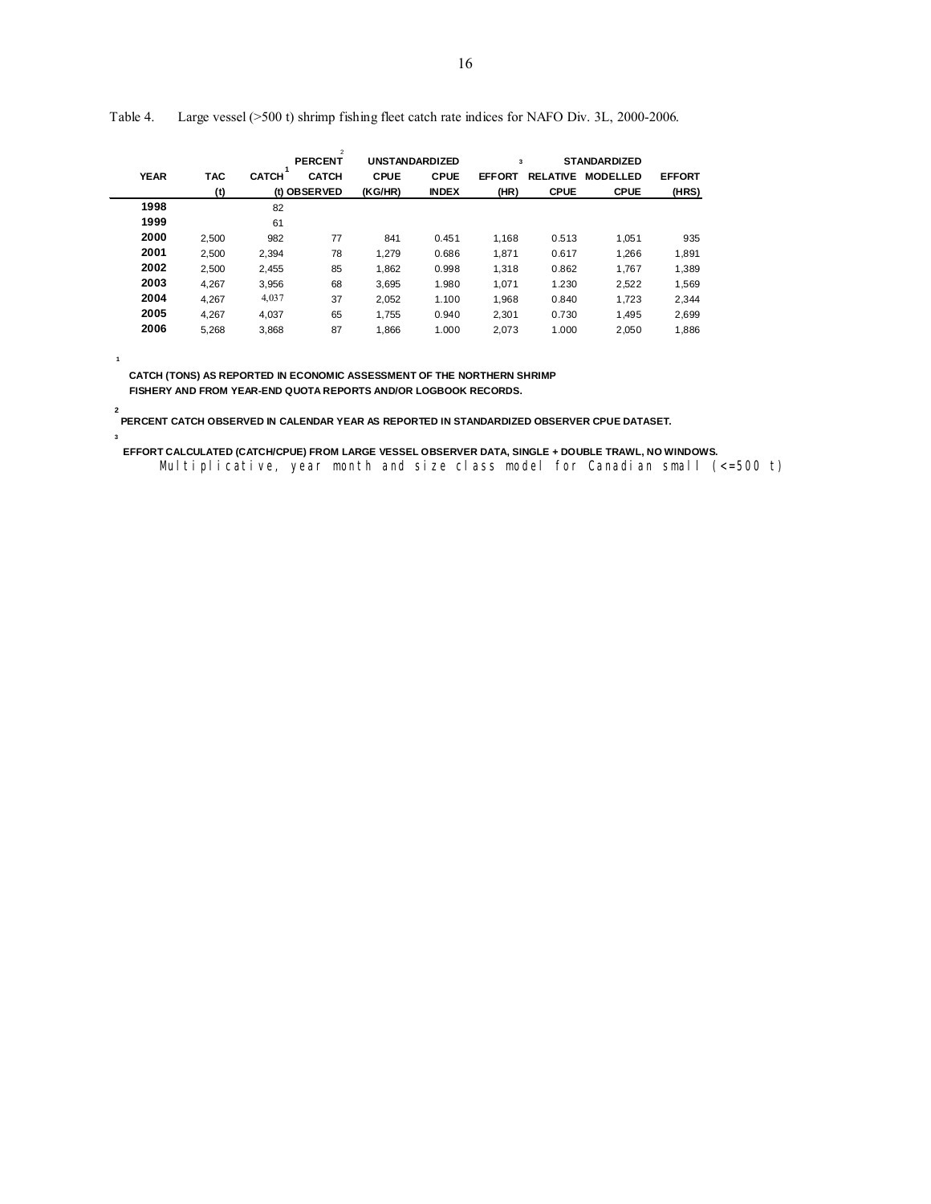Table 4. Large vessel (>500 t) shrimp fishing fleet catch rate indices for NAFO Div. 3L, 2000-2006.

| YEAR | TAC (t) | CATCH[1] (t) | PERCENT[2] CATCH OBSERVED | UNSTANDARDIZED CPUE (KG/HR) | UNSTANDARDIZED CPUE INDEX | EFFORT (HR) | STANDARDIZED[3] RELATIVE CPUE | STANDARDIZED MODELLED CPUE | EFFORT (HRS) |
|---|---|---|---|---|---|---|---|---|---|
| 1998 | | 82 | | | | | | | |
| 1999 | | 61 | | | | | | | |
| 2000 | 2,500 | 982 | 77 | 841 | 0.451 | 1,168 | 0.513 | 1,051 | 935 |
| 2001 | 2,500 | 2,394 | 78 | 1,279 | 0.686 | 1,871 | 0.617 | 1,266 | 1,891 |
| 2002 | 2,500 | 2,455 | 85 | 1,862 | 0.998 | 1,318 | 0.862 | 1,767 | 1,389 |
| 2003 | 4,267 | 3,956 | 68 | 3,695 | 1.980 | 1,071 | 1.230 | 2,522 | 1,569 |
| 2004 | 4,267 | 4,037 | 37 | 2,052 | 1.100 | 1,968 | 0.840 | 1,723 | 2,344 |
| 2005 | 4,267 | 4,037 | 65 | 1,755 | 0.940 | 2,301 | 0.730 | 1,495 | 2,699 |
| 2006 | 5,268 | 3,868 | 87 | 1,866 | 1.000 | 2,073 | 1.000 | 2,050 | 1,886 |

[1] CATCH (TONS) AS REPORTED IN ECONOMIC ASSESSMENT OF THE NORTHERN SHRIMP FISHERY AND FROM YEAR-END QUOTA REPORTS AND/OR LOGBOOK RECORDS.

[2] PERCENT CATCH OBSERVED IN CALENDAR YEAR AS REPORTED IN STANDARDIZED OBSERVER CPUE DATASET.

[3] EFFORT CALCULATED (CATCH/CPUE) FROM LARGE VESSEL OBSERVER DATA, SINGLE + DOUBLE TRAWL, NO WINDOWS.
Multiplicative, year month and size class model for Canadian small (<=500 t)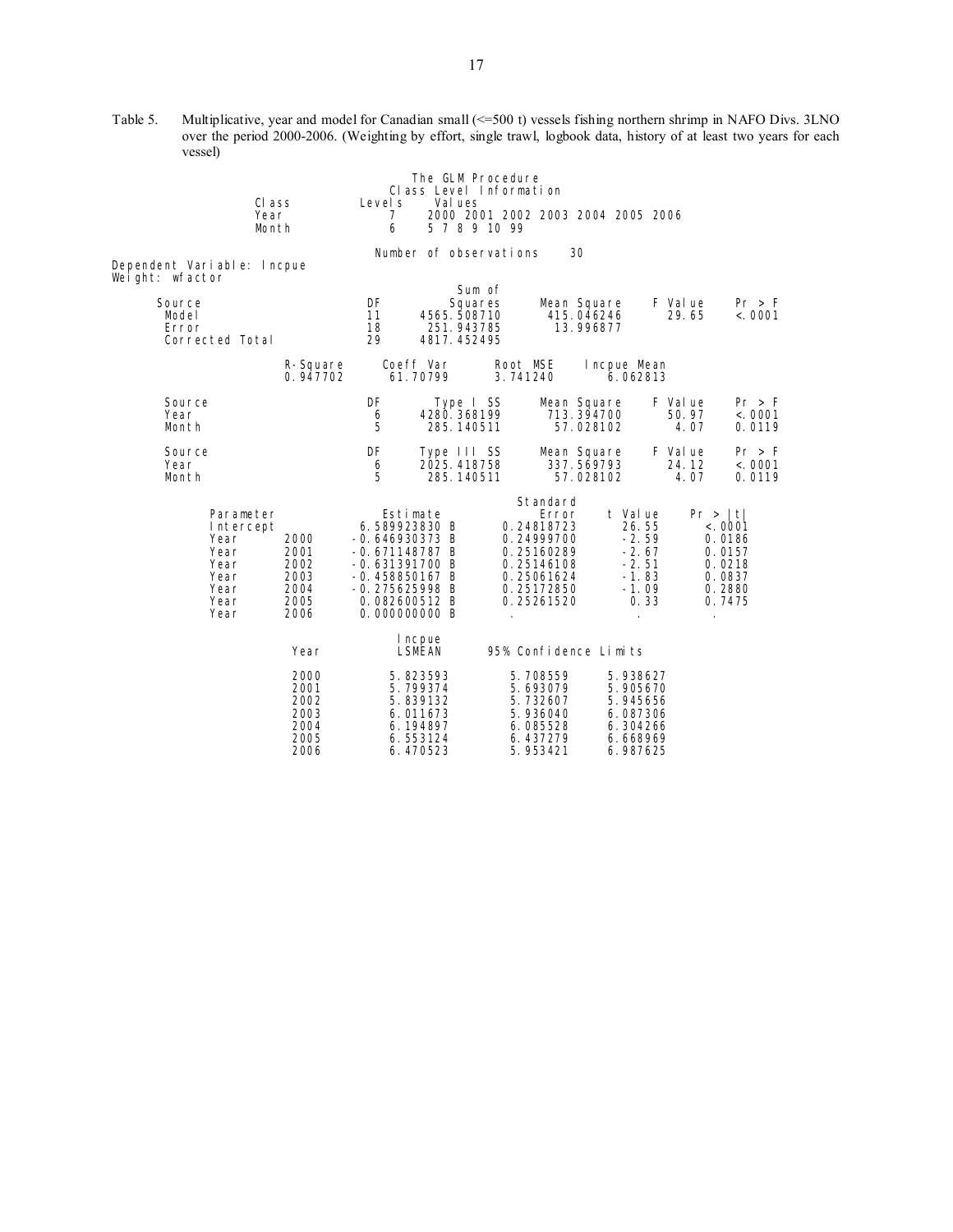Table 5. Multiplicative, year and model for Canadian small (<=500 t) vessels fishing northern shrimp in NAFO Divs. 3LNO over the period 2000-2006. (Weighting by effort, single trawl, logbook data, history of at least two years for each vessel)

The GLM Procedure

Class Level Information

| Class | Levels | Values |
|---|---|---|
| Year | 7 | 2000 2001 2002 2003 2004 2005 2006 |
| Month | 6 | 5 7 8 9 10 99 |

Number of observations 30

Dependent Variable: lncpue
Weight: wfactor

| Source | DF | Sum of Squares | Mean Square | F Value | Pr > F |
|---|---|---|---|---|---|
| Model | 11 | 4565.508710 | 415.046246 | 29.65 | <.0001 |
| Error | 18 | 251.943785 | 13.996877 | | |
| Corrected Total | 29 | 4817.452495 | | | |

| R-Square | Coeff Var | Root MSE | lncpue Mean |
|---|---|---|---|
| 0.947702 | 61.70799 | 3.741240 | 6.062813 |

| Source | DF | Type I SS | Mean Square | F Value | Pr > F |
|---|---|---|---|---|---|
| Year | 6 | 4280.368199 | 713.394700 | 50.97 | <.0001 |
| Month | 5 | 285.140511 | 57.028102 | 4.07 | 0.0119 |

| Source | DF | Type III SS | Mean Square | F Value | Pr > F |
|---|---|---|---|---|---|
| Year | 6 | 2025.418758 | 337.569793 | 24.12 | <.0001 |
| Month | 5 | 285.140511 | 57.028102 | 4.07 | 0.0119 |

| Parameter | | Estimate | Standard Error | t Value | Pr > \|t\| |
|---|---|---|---|---|---|
| Intercept | | 6.589923830 B | 0.24818723 | 26.55 | <.0001 |
| Year | 2000 | -0.646930373 B | 0.24999700 | -2.59 | 0.0186 |
| Year | 2001 | -0.671148787 B | 0.25160289 | -2.67 | 0.0157 |
| Year | 2002 | -0.631391700 B | 0.25146108 | -2.51 | 0.0218 |
| Year | 2003 | -0.458850167 B | 0.25061624 | -1.83 | 0.0837 |
| Year | 2004 | -0.275625998 B | 0.25172850 | -1.09 | 0.2880 |
| Year | 2005 | 0.082600512 B | 0.25261520 | 0.33 | 0.7475 |
| Year | 2006 | 0.000000000 B | . | . | . |

| Year | lncpue LSMEAN | 95% Confidence Limits | |
|---|---|---|---|
| 2000 | 5.823593 | 5.708559 | 5.938627 |
| 2001 | 5.799374 | 5.693079 | 5.905670 |
| 2002 | 5.839132 | 5.732607 | 5.945656 |
| 2003 | 6.011673 | 5.936040 | 6.087306 |
| 2004 | 6.194897 | 6.085528 | 6.304266 |
| 2005 | 6.553124 | 6.437279 | 6.668969 |
| 2006 | 6.470523 | 5.953421 | 6.987625 |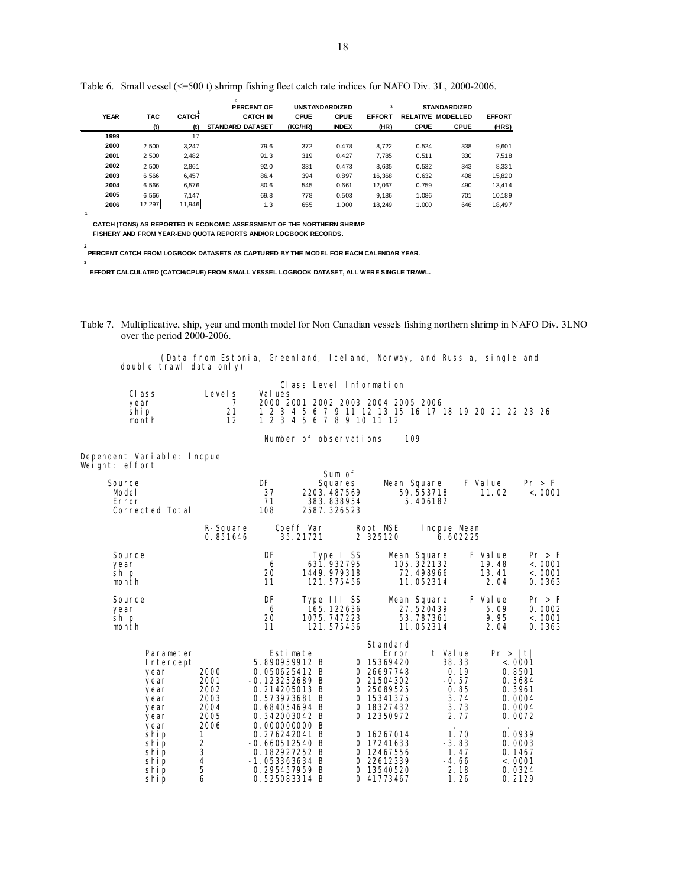Table 6. Small vessel (<=500 t) shrimp fishing fleet catch rate indices for NAFO Div. 3L, 2000-2006.

| YEAR | TAC (t) | CATCH[1] (t) | PERCENT OF CATCH IN STANDARD DATASET[2] | UNSTANDARDIZED CPUE (KG/HR) | UNSTANDARDIZED CPUE INDEX | EFFORT[3] (HR) | STANDARDIZED RELATIVE CPUE | STANDARDIZED MODELLED CPUE | EFFORT (HRS) |
|---|---|---|---|---|---|---|---|---|---|
| 1999 | | 17 | | | | | | | |
| 2000 | 2,500 | 3,247 | 79.6 | 372 | 0.478 | 8,722 | 0.524 | 338 | 9,601 |
| 2001 | 2,500 | 2,482 | 91.3 | 319 | 0.427 | 7,785 | 0.511 | 330 | 7,518 |
| 2002 | 2,500 | 2,861 | 92.0 | 331 | 0.473 | 8,635 | 0.532 | 343 | 8,331 |
| 2003 | 6,566 | 6,457 | 86.4 | 394 | 0.897 | 16,368 | 0.632 | 408 | 15,820 |
| 2004 | 6,566 | 6,576 | 80.6 | 545 | 0.661 | 12,067 | 0.759 | 490 | 13,414 |
| 2005 | 6,566 | 7,147 | 69.8 | 778 | 0.503 | 9,186 | 1.086 | 701 | 10,189 |
| 2006 | 12,297 | 11,946 | 1.3 | 655 | 1.000 | 18,249 | 1.000 | 646 | 18,497 |

[1] CATCH (TONS) AS REPORTED IN ECONOMIC ASSESSMENT OF THE NORTHERN SHRIMP FISHERY AND FROM YEAR-END QUOTA REPORTS AND/OR LOGBOOK RECORDS.

[2] PERCENT CATCH FROM LOGBOOK DATASETS AS CAPTURED BY THE MODEL FOR EACH CALENDAR YEAR.

[3] EFFORT CALCULATED (CATCH/CPUE) FROM SMALL VESSEL LOGBOOK DATASET, ALL WERE SINGLE TRAWL.

Table 7. Multiplicative, ship, year and month model for Non Canadian vessels fishing northern shrimp in NAFO Div. 3LNO over the period 2000-2006.

```
       (Data from Estonia, Greenland, Iceland, Norway, and Russia, single and
  double trawl data only)

                              Class Level Information
    Class          Levels    Values
    year                7    2000 2001 2002 2003 2004 2005 2006
    ship               21    1 2 3 4 5 6 7 9 11 12 13 15 16 17 18 19 20 21 22 23 26
    month              12    1 2 3 4 5 6 7 8 9 10 11 12

                         Number of observations     109

Dependent Variable: lncpue
Weight: effort
                                           Sum of
    Source                      DF        Squares      Mean Square    F Value    Pr > F
    Model                       37    2203.487569        59.553718      11.02    <.0001
    Error                       71     383.838954         5.406182
    Corrected Total            108    2587.326523

                    R-Square     Coeff Var      Root MSE    lncpue Mean
                    0.851646      35.21721      2.325120       6.602225

    Source                      DF      Type I SS      Mean Square    F Value    Pr > F
    year                         6    631.932795       105.322132      19.48    <.0001
    ship                        20   1449.979318        72.498966      13.41    <.0001
    month                       11    121.575456        11.052314       2.04    0.0363

    Source                      DF    Type III SS      Mean Square    F Value    Pr > F
    year                         6    165.122636        27.520439       5.09    0.0002
    ship                        20   1075.747223        53.787361       9.95    <.0001
    month                       11    121.575456        11.052314       2.04    0.0363

                                                    Standard
         Parameter              Estimate             Error     t Value    Pr > |t|
         Intercept          5.890959912 B       0.15369420      38.33      <.0001
         year      2000     0.050625412 B       0.26697748       0.19      0.8501
         year      2001    -0.123252689 B       0.21504302      -0.57      0.5684
         year      2002     0.214205013 B       0.25089525       0.85      0.3961
         year      2003     0.573973681 B       0.15341375       3.74      0.0004
         year      2004     0.684054694 B       0.18327432       3.73      0.0004
         year      2005     0.342003042 B       0.12350972       2.77      0.0072
         year      2006     0.000000000 B        .                .           .
         ship      1        0.276242041 B       0.16267014       1.70      0.0939
         ship      2       -0.660512540 B       0.17241633      -3.83      0.0003
         ship      3        0.182927252 B       0.12467556       1.47      0.1467
         ship      4       -1.053363634 B       0.22612339      -4.66      <.0001
         ship      5        0.295457959 B       0.13540520       2.18      0.0324
         ship      6        0.525083314 B       0.41773467       1.26      0.2129
```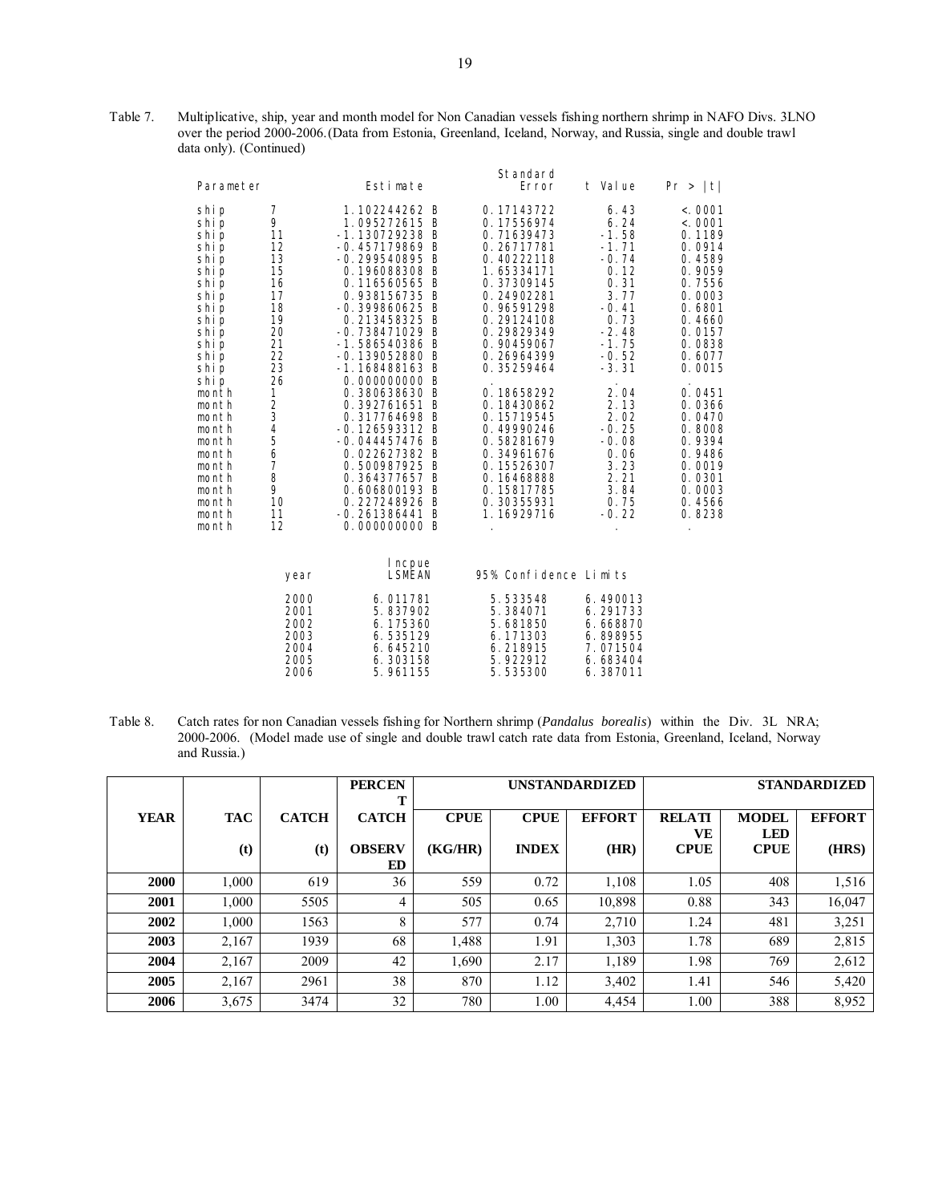Table 7. Multiplicative, ship, year and month model for Non Canadian vessels fishing northern shrimp in NAFO Divs. 3LNO over the period 2000-2006.(Data from Estonia, Greenland, Iceland, Norway, and Russia, single and double trawl data only). (Continued)

| Parameter | | Estimate | | Standard Error | t Value | Pr > \|t\| |
|---|---|---|---|---|---|---|
| ship | 7 | 1.102244262 | B | 0.17143722 | 6.43 | <.0001 |
| ship | 9 | 1.095272615 | B | 0.17556974 | 6.24 | <.0001 |
| ship | 11 | -1.130729238 | B | 0.71639473 | -1.58 | 0.1189 |
| ship | 12 | -0.457179869 | B | 0.26717781 | -1.71 | 0.0914 |
| ship | 13 | -0.299540895 | B | 0.40222118 | -0.74 | 0.4589 |
| ship | 15 | 0.196088308 | B | 1.65334171 | 0.12 | 0.9059 |
| ship | 16 | 0.116560565 | B | 0.37309145 | 0.31 | 0.7556 |
| ship | 17 | 0.938156735 | B | 0.24902281 | 3.77 | 0.0003 |
| ship | 18 | -0.399860625 | B | 0.96591298 | -0.41 | 0.6801 |
| ship | 19 | 0.213458325 | B | 0.29124108 | 0.73 | 0.4660 |
| ship | 20 | -0.738471029 | B | 0.29829349 | -2.48 | 0.0157 |
| ship | 21 | -1.586540386 | B | 0.90459067 | -1.75 | 0.0838 |
| ship | 22 | -0.139052880 | B | 0.26964399 | -0.52 | 0.6077 |
| ship | 23 | -1.168488163 | B | 0.35259464 | -3.31 | 0.0015 |
| ship | 26 | 0.000000000 | B | . | . | . |
| month | 1 | 0.380638630 | B | 0.18658292 | 2.04 | 0.0451 |
| month | 2 | 0.392761651 | B | 0.18430862 | 2.13 | 0.0366 |
| month | 3 | 0.317764698 | B | 0.15719545 | 2.02 | 0.0470 |
| month | 4 | -0.126593312 | B | 0.49990246 | -0.25 | 0.8008 |
| month | 5 | -0.044457476 | B | 0.58281679 | -0.08 | 0.9394 |
| month | 6 | 0.022627382 | B | 0.34961676 | 0.06 | 0.9486 |
| month | 7 | 0.500987925 | B | 0.15526307 | 3.23 | 0.0019 |
| month | 8 | 0.364377657 | B | 0.16468888 | 2.21 | 0.0301 |
| month | 9 | 0.606800193 | B | 0.15817785 | 3.84 | 0.0003 |
| month | 10 | 0.227248926 | B | 0.30355931 | 0.75 | 0.4566 |
| month | 11 | -0.261386441 | B | 1.16929716 | -0.22 | 0.8238 |
| month | 12 | 0.000000000 | B | . | . | . |

| year | lncpue LSMEAN | 95% Confidence Limits | |
|---|---|---|---|
| 2000 | 6.011781 | 5.533548 | 6.490013 |
| 2001 | 5.837902 | 5.384071 | 6.291733 |
| 2002 | 6.175360 | 5.681850 | 6.668870 |
| 2003 | 6.535129 | 6.171303 | 6.898955 |
| 2004 | 6.645210 | 6.218915 | 7.071504 |
| 2005 | 6.303158 | 5.922912 | 6.683404 |
| 2006 | 5.961155 | 5.535300 | 6.387011 |

Table 8. Catch rates for non Canadian vessels fishing for Northern shrimp (*Pandalus borealis*) within the Div. 3L NRA; 2000-2006. (Model made use of single and double trawl catch rate data from Estonia, Greenland, Iceland, Norway and Russia.)

| | | | PERCENT | UNSTANDARDIZED | | | STANDARDIZED | | |
|---|---|---|---|---|---|---|---|---|---|
| YEAR | TAC | CATCH | CATCH | CPUE | CPUE | EFFORT | RELATIVE | MODELLED | EFFORT |
| | (t) | (t) | OBSERVED | (KG/HR) | INDEX | (HR) | CPUE | CPUE | (HRS) |
| **2000** | 1,000 | 619 | 36 | 559 | 0.72 | 1,108 | 1.05 | 408 | 1,516 |
| **2001** | 1,000 | 5505 | 4 | 505 | 0.65 | 10,898 | 0.88 | 343 | 16,047 |
| **2002** | 1,000 | 1563 | 8 | 577 | 0.74 | 2,710 | 1.24 | 481 | 3,251 |
| **2003** | 2,167 | 1939 | 68 | 1,488 | 1.91 | 1,303 | 1.78 | 689 | 2,815 |
| **2004** | 2,167 | 2009 | 42 | 1,690 | 2.17 | 1,189 | 1.98 | 769 | 2,612 |
| **2005** | 2,167 | 2961 | 38 | 870 | 1.12 | 3,402 | 1.41 | 546 | 5,420 |
| **2006** | 3,675 | 3474 | 32 | 780 | 1.00 | 4,454 | 1.00 | 388 | 8,952 |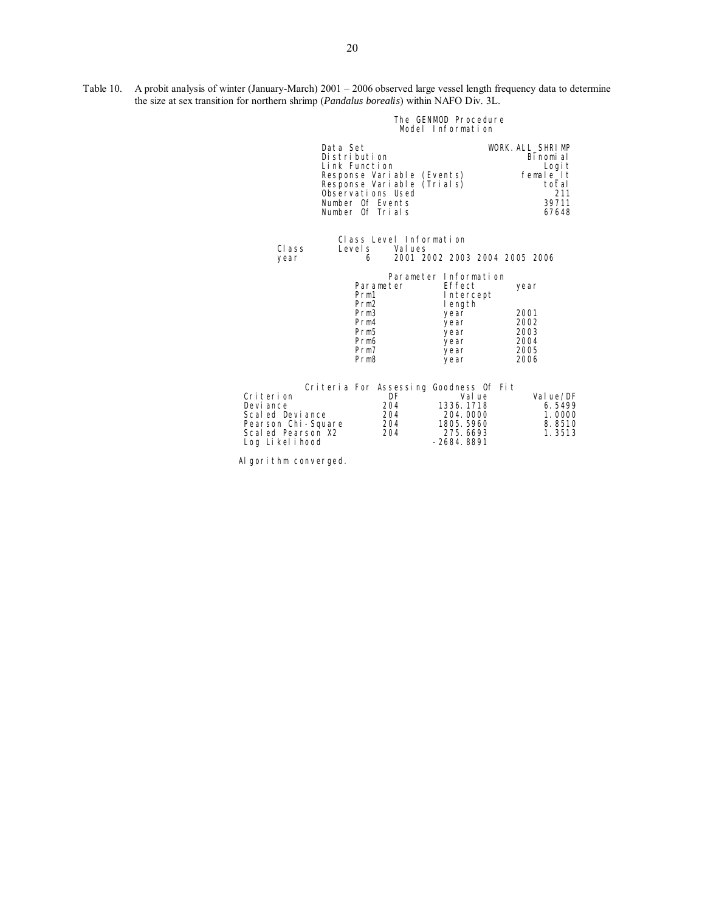Table 10. A probit analysis of winter (January-March) 2001 – 2006 observed large vessel length frequency data to determine the size at sex transition for northern shrimp (*Pandalus borealis*) within NAFO Div. 3L.

```
                    The GENMOD Procedure
                     Model Information

        Data Set                            WORK.ALL_SHRIMP
        Distribution                               Binomial
        Link Function                                 Logit
        Response Variable (Events)                female_lt
        Response Variable (Trials)                    total
        Observations Used                               211
        Number Of Events                              39711
        Number Of Trials                              67648


              Class Level Information
 Class       Levels    Values
 year             6    2001 2002 2003 2004 2005 2006

                   Parameter Information
             Parameter        Effect        year
             Prm1             Intercept
             Prm2             length
             Prm3             year          2001
             Prm4             year          2002
             Prm5             year          2003
             Prm6             year          2004
             Prm7             year          2005
             Prm8             year          2006


          Criteria For Assessing Goodness Of Fit
Criterion                  DF           Value         Value/DF
Deviance                  204       1336.1718           6.5499
Scaled Deviance           204        204.0000           1.0000
Pearson Chi-Square        204       1805.5960           8.8510
Scaled Pearson X2         204        275.6693           1.3513
Log Likelihood                     -2684.8891

Algorithm converged.
```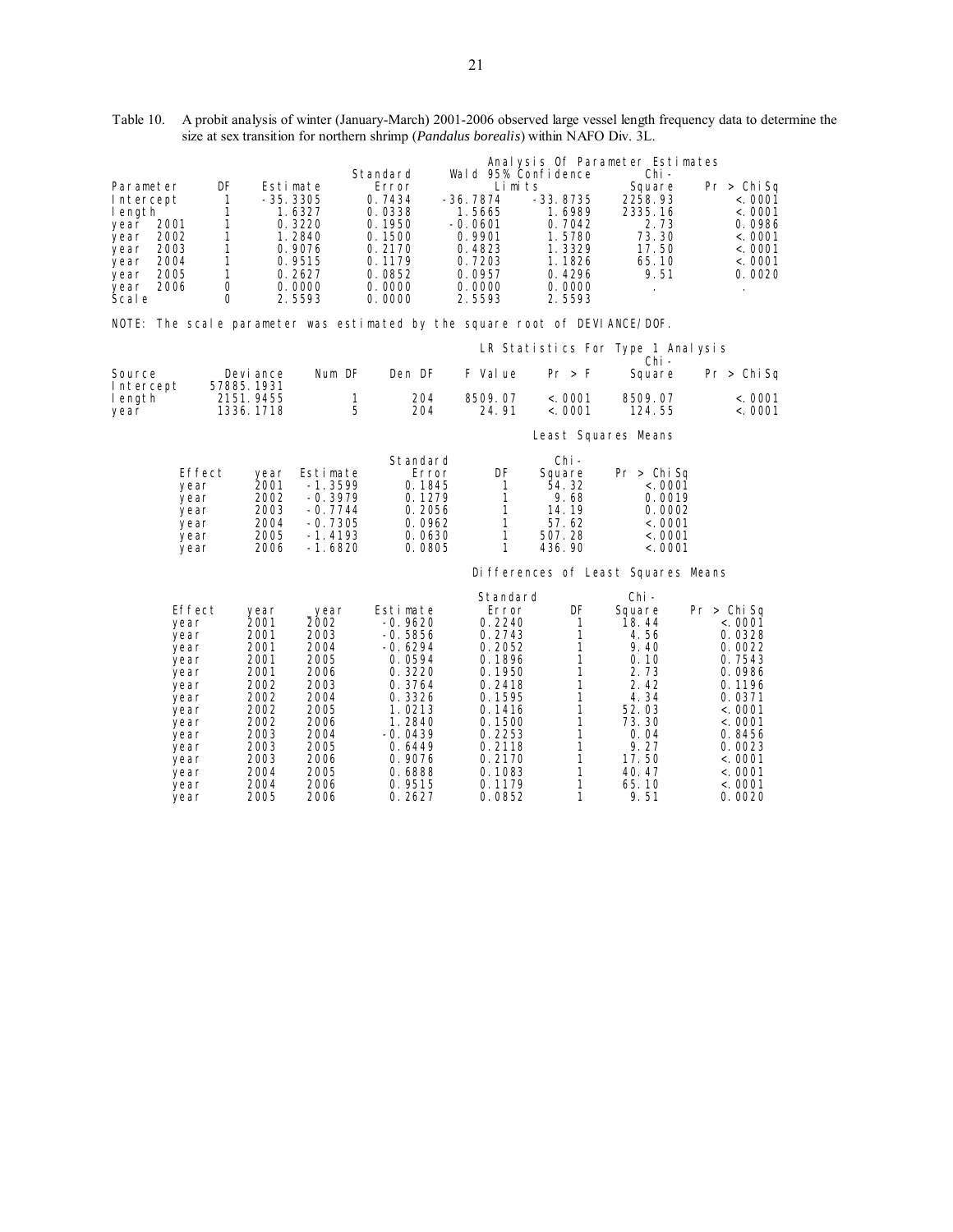Table 10. A probit analysis of winter (January-March) 2001-2006 observed large vessel length frequency data to determine the size at sex transition for northern shrimp (*Pandalus borealis*) within NAFO Div. 3L.

Analysis Of Parameter Estimates

| Parameter | | DF | Estimate | Standard Error | Wald 95% Confidence Limits | | Chi-Square | Pr > ChiSq |
|---|---|---|---|---|---|---|---|---|
| Intercept | | 1 | -35.3305 | 0.7434 | -36.7874 | -33.8735 | 2258.93 | <.0001 |
| length | | 1 | 1.6327 | 0.0338 | 1.5665 | 1.6989 | 2335.16 | <.0001 |
| year | 2001 | 1 | 0.3220 | 0.1950 | -0.0601 | 0.7042 | 2.73 | 0.0986 |
| year | 2002 | 1 | 1.2840 | 0.1500 | 0.9901 | 1.5780 | 73.30 | <.0001 |
| year | 2003 | 1 | 0.9076 | 0.2170 | 0.4823 | 1.3329 | 17.50 | <.0001 |
| year | 2004 | 1 | 0.9515 | 0.1179 | 0.7203 | 1.1826 | 65.10 | <.0001 |
| year | 2005 | 1 | 0.2627 | 0.0852 | 0.0957 | 0.4296 | 9.51 | 0.0020 |
| year | 2006 | 0 | 0.0000 | 0.0000 | 0.0000 | 0.0000 | . | . |
| Scale | | 0 | 2.5593 | 0.0000 | 2.5593 | 2.5593 | | |

NOTE: The scale parameter was estimated by the square root of DEVIANCE/DOF.

LR Statistics For Type 1 Analysis

| Source | Deviance | Num DF | Den DF | F Value | Pr > F | Chi-Square | Pr > ChiSq |
|---|---|---|---|---|---|---|---|
| Intercept | 57885.1931 | | | | | | |
| length | 2151.9455 | 1 | 204 | 8509.07 | <.0001 | 8509.07 | <.0001 |
| year | 1336.1718 | 5 | 204 | 24.91 | <.0001 | 124.55 | <.0001 |

Least Squares Means

| Effect | year | Estimate | Standard Error | DF | Chi-Square | Pr > ChiSq |
|---|---|---|---|---|---|---|
| year | 2001 | -1.3599 | 0.1845 | 1 | 54.32 | <.0001 |
| year | 2002 | -0.3979 | 0.1279 | 1 | 9.68 | 0.0019 |
| year | 2003 | -0.7744 | 0.2056 | 1 | 14.19 | 0.0002 |
| year | 2004 | -0.7305 | 0.0962 | 1 | 57.62 | <.0001 |
| year | 2005 | -1.4193 | 0.0630 | 1 | 507.28 | <.0001 |
| year | 2006 | -1.6820 | 0.0805 | 1 | 436.90 | <.0001 |

Differences of Least Squares Means

| Effect | year | _year | Estimate | Standard Error | DF | Chi-Square | Pr > ChiSq |
|---|---|---|---|---|---|---|---|
| year | 2001 | 2002 | -0.9620 | 0.2240 | 1 | 18.44 | <.0001 |
| year | 2001 | 2003 | -0.5856 | 0.2743 | 1 | 4.56 | 0.0328 |
| year | 2001 | 2004 | -0.6294 | 0.2052 | 1 | 9.40 | 0.0022 |
| year | 2001 | 2005 | 0.0594 | 0.1896 | 1 | 0.10 | 0.7543 |
| year | 2001 | 2006 | 0.3220 | 0.1950 | 1 | 2.73 | 0.0986 |
| year | 2002 | 2003 | 0.3764 | 0.2418 | 1 | 2.42 | 0.1196 |
| year | 2002 | 2004 | 0.3326 | 0.1595 | 1 | 4.34 | 0.0371 |
| year | 2002 | 2005 | 1.0213 | 0.1416 | 1 | 52.03 | <.0001 |
| year | 2002 | 2006 | 1.2840 | 0.1500 | 1 | 73.30 | <.0001 |
| year | 2003 | 2004 | -0.0439 | 0.2253 | 1 | 0.04 | 0.8456 |
| year | 2003 | 2005 | 0.6449 | 0.2118 | 1 | 9.27 | 0.0023 |
| year | 2003 | 2006 | 0.9076 | 0.2170 | 1 | 17.50 | <.0001 |
| year | 2004 | 2005 | 0.6888 | 0.1083 | 1 | 40.47 | <.0001 |
| year | 2004 | 2006 | 0.9515 | 0.1179 | 1 | 65.10 | <.0001 |
| year | 2005 | 2006 | 0.2627 | 0.0852 | 1 | 9.51 | 0.0020 |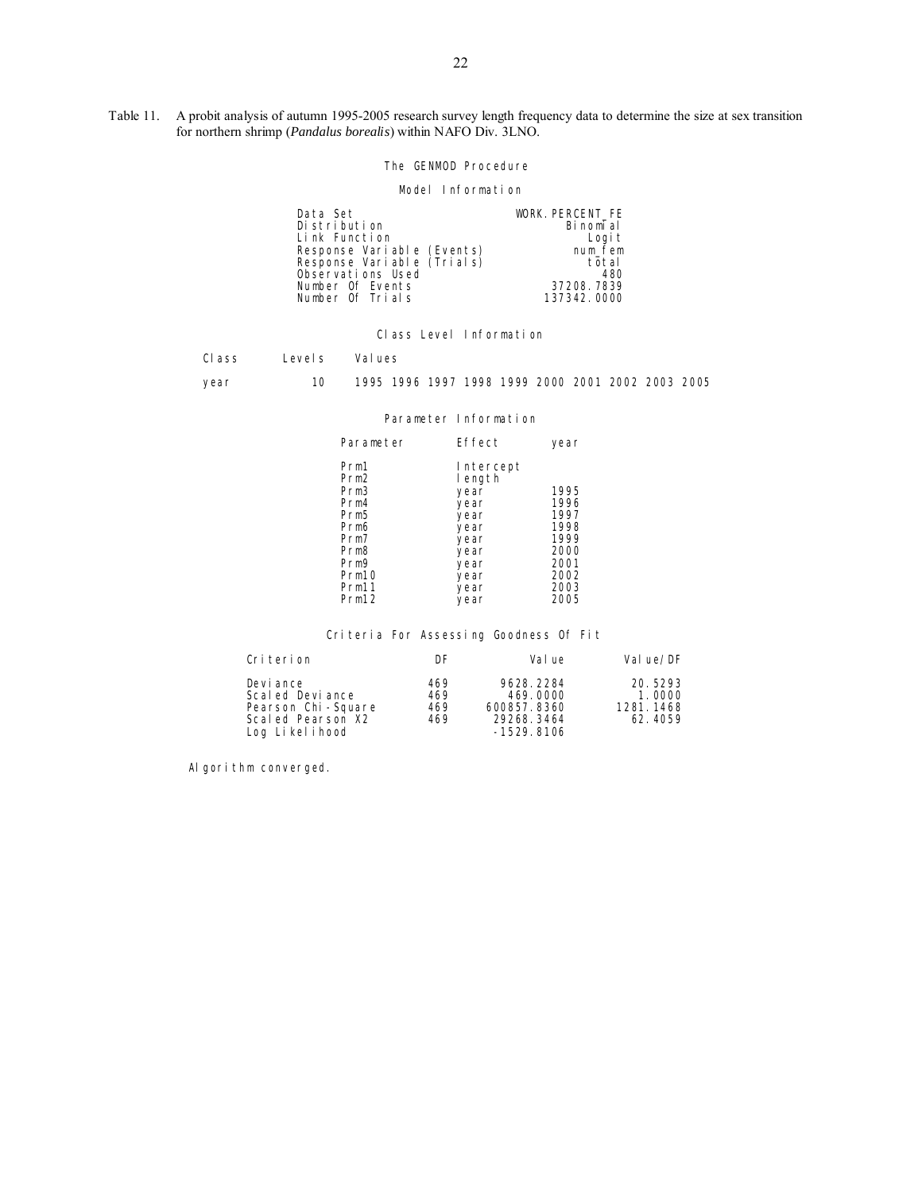Table 11. A probit analysis of autumn 1995-2005 research survey length frequency data to determine the size at sex transition for northern shrimp (*Pandalus borealis*) within NAFO Div. 3LNO.

The GENMOD Procedure

Model Information

| | |
|---|---|
| Data Set | WORK.PERCENT_FE |
| Distribution | Binomial |
| Link Function | Logit |
| Response Variable (Events) | num_fem |
| Response Variable (Trials) | total |
| Observations Used | 480 |
| Number Of Events | 37208.7839 |
| Number Of Trials | 137342.0000 |

Class Level Information

| Class | Levels | Values |
|---|---|---|
| year | 10 | 1995 1996 1997 1998 1999 2000 2001 2002 2003 2005 |

Parameter Information

| Parameter | Effect | year |
|---|---|---|
| Prm1 | Intercept | |
| Prm2 | length | |
| Prm3 | year | 1995 |
| Prm4 | year | 1996 |
| Prm5 | year | 1997 |
| Prm6 | year | 1998 |
| Prm7 | year | 1999 |
| Prm8 | year | 2000 |
| Prm9 | year | 2001 |
| Prm10 | year | 2002 |
| Prm11 | year | 2003 |
| Prm12 | year | 2005 |

Criteria For Assessing Goodness Of Fit

| Criterion | DF | Value | Value/DF |
|---|---|---|---|
| Deviance | 469 | 9628.2284 | 20.5293 |
| Scaled Deviance | 469 | 469.0000 | 1.0000 |
| Pearson Chi-Square | 469 | 600857.8360 | 1281.1468 |
| Scaled Pearson X2 | 469 | 29268.3464 | 62.4059 |
| Log Likelihood | | -1529.8106 | |

Algorithm converged.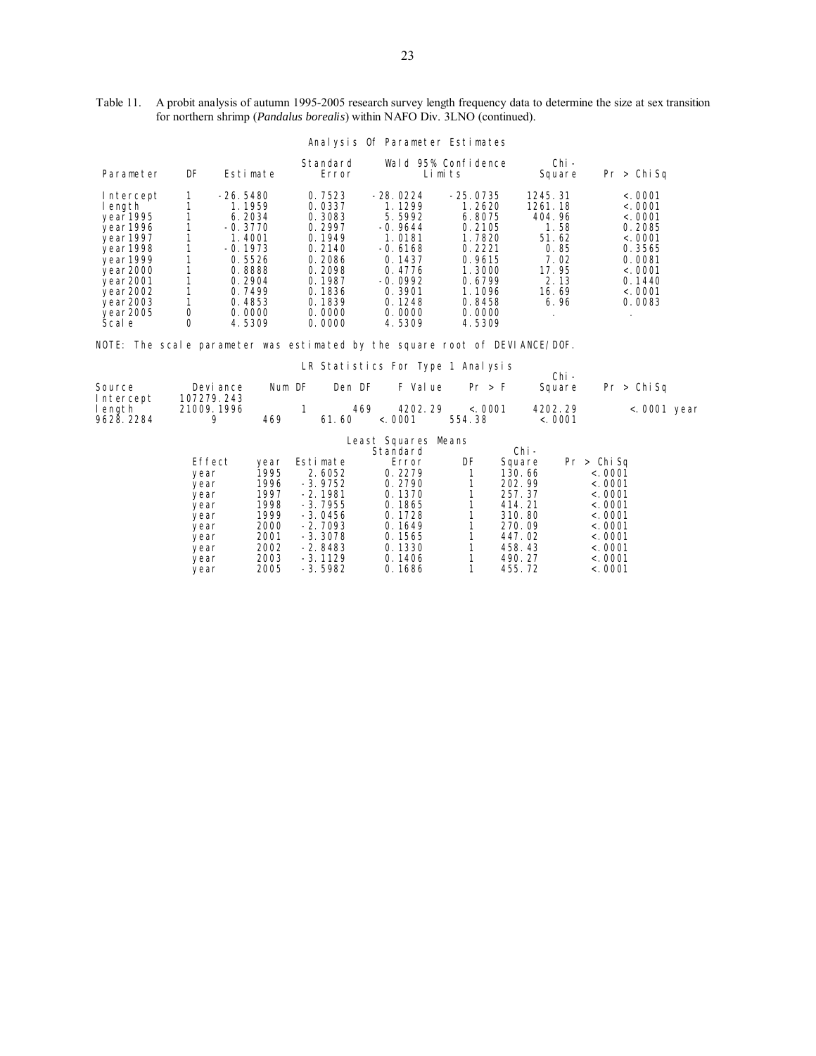Table 11. A probit analysis of autumn 1995-2005 research survey length frequency data to determine the size at sex transition for northern shrimp (*Pandalus borealis*) within NAFO Div. 3LNO (continued).

Analysis Of Parameter Estimates

| Parameter | DF | Estimate | Standard Error | Wald 95% Confidence Limits | | Chi-Square | Pr > ChiSq |
|---|---|---|---|---|---|---|---|
| Intercept | 1 | -26.5480 | 0.7523 | -28.0224 | -25.0735 | 1245.31 | <.0001 |
| length | 1 | 1.1959 | 0.0337 | 1.1299 | 1.2620 | 1261.18 | <.0001 |
| year1995 | 1 | 6.2034 | 0.3083 | 5.5992 | 6.8075 | 404.96 | <.0001 |
| year1996 | 1 | -0.3770 | 0.2997 | -0.9644 | 0.2105 | 1.58 | 0.2085 |
| year1997 | 1 | 1.4001 | 0.1949 | 1.0181 | 1.7820 | 51.62 | <.0001 |
| year1998 | 1 | -0.1973 | 0.2140 | -0.6168 | 0.2221 | 0.85 | 0.3565 |
| year1999 | 1 | 0.5526 | 0.2086 | 0.1437 | 0.9615 | 7.02 | 0.0081 |
| year2000 | 1 | 0.8888 | 0.2098 | 0.4776 | 1.3000 | 17.95 | <.0001 |
| year2001 | 1 | 0.2904 | 0.1987 | -0.0992 | 0.6799 | 2.13 | 0.1440 |
| year2002 | 1 | 0.7499 | 0.1836 | 0.3901 | 1.1096 | 16.69 | <.0001 |
| year2003 | 1 | 0.4853 | 0.1839 | 0.1248 | 0.8458 | 6.96 | 0.0083 |
| year2005 | 0 | 0.0000 | 0.0000 | 0.0000 | 0.0000 | . | . |
| Scale | 0 | 4.5309 | 0.0000 | 4.5309 | 4.5309 | | |

NOTE: The scale parameter was estimated by the square root of DEVIANCE/DOF.

LR Statistics For Type 1 Analysis

| Source | Deviance | Num DF | Den DF | F Value | Pr > F | Chi-Square | Pr > ChiSq |
|---|---|---|---|---|---|---|---|
| Intercept | 107279.243 | | | | | | |
| length | 21009.1996 | 1 | 469 | 4202.29 | <.0001 | 4202.29 | <.0001 |
| year | 9628.2284 | 9 | 469 | 61.60 | <.0001 | 554.38 | <.0001 |

Least Squares Means

| Effect | year | Estimate | Standard Error | DF | Chi-Square | Pr > ChiSq |
|---|---|---|---|---|---|---|
| year | 1995 | 2.6052 | 0.2279 | 1 | 130.66 | <.0001 |
| year | 1996 | -3.9752 | 0.2790 | 1 | 202.99 | <.0001 |
| year | 1997 | -2.1981 | 0.1370 | 1 | 257.37 | <.0001 |
| year | 1998 | -3.7955 | 0.1865 | 1 | 414.21 | <.0001 |
| year | 1999 | -3.0456 | 0.1728 | 1 | 310.80 | <.0001 |
| year | 2000 | -2.7093 | 0.1649 | 1 | 270.09 | <.0001 |
| year | 2001 | -3.3078 | 0.1565 | 1 | 447.02 | <.0001 |
| year | 2002 | -2.8483 | 0.1330 | 1 | 458.43 | <.0001 |
| year | 2003 | -3.1129 | 0.1406 | 1 | 490.27 | <.0001 |
| year | 2005 | -3.5982 | 0.1686 | 1 | 455.72 | <.0001 |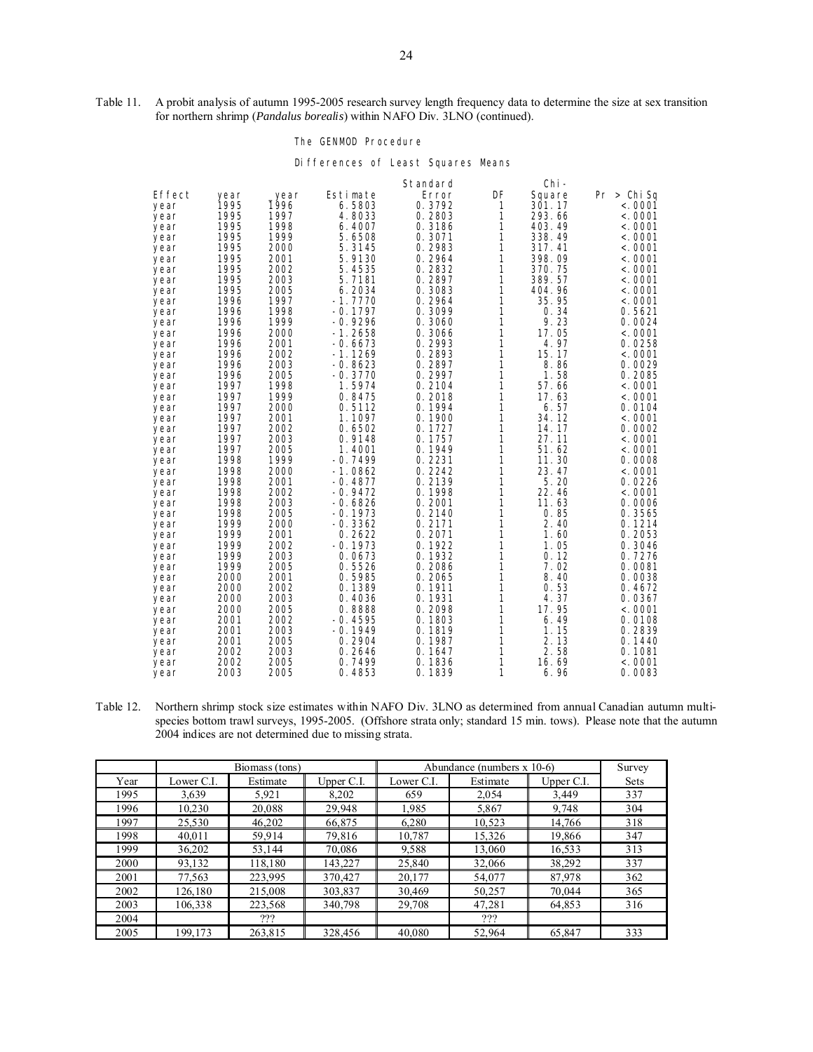Table 11. A probit analysis of autumn 1995-2005 research survey length frequency data to determine the size at sex transition for northern shrimp (*Pandalus borealis*) within NAFO Div. 3LNO (continued).

The GENMOD Procedure

Differences of Least Squares Means

| Effect | year | year | Estimate | Standard Error | DF | Chi-Square | Pr > ChiSq |
|---|---|---|---|---|---|---|---|
| year | 1995 | 1996 | 6.5803 | 0.3792 | 1 | 301.17 | <.0001 |
| year | 1995 | 1997 | 4.8033 | 0.2803 | 1 | 293.66 | <.0001 |
| year | 1995 | 1998 | 6.4007 | 0.3186 | 1 | 403.49 | <.0001 |
| year | 1995 | 1999 | 5.6508 | 0.3071 | 1 | 338.49 | <.0001 |
| year | 1995 | 2000 | 5.3145 | 0.2983 | 1 | 317.41 | <.0001 |
| year | 1995 | 2001 | 5.9130 | 0.2964 | 1 | 398.09 | <.0001 |
| year | 1995 | 2002 | 5.4535 | 0.2832 | 1 | 370.75 | <.0001 |
| year | 1995 | 2003 | 5.7181 | 0.2897 | 1 | 389.57 | <.0001 |
| year | 1995 | 2005 | 6.2034 | 0.3083 | 1 | 404.96 | <.0001 |
| year | 1996 | 1997 | -1.7770 | 0.2964 | 1 | 35.95 | <.0001 |
| year | 1996 | 1998 | -0.1797 | 0.3099 | 1 | 0.34 | 0.5621 |
| year | 1996 | 1999 | -0.9296 | 0.3060 | 1 | 9.23 | 0.0024 |
| year | 1996 | 2000 | -1.2658 | 0.3066 | 1 | 17.05 | <.0001 |
| year | 1996 | 2001 | -0.6673 | 0.2993 | 1 | 4.97 | 0.0258 |
| year | 1996 | 2002 | -1.1269 | 0.2893 | 1 | 15.17 | <.0001 |
| year | 1996 | 2003 | -0.8623 | 0.2897 | 1 | 8.86 | 0.0029 |
| year | 1996 | 2005 | -0.3770 | 0.2997 | 1 | 1.58 | 0.2085 |
| year | 1997 | 1998 | 1.5974 | 0.2104 | 1 | 57.66 | <.0001 |
| year | 1997 | 1999 | 0.8475 | 0.2018 | 1 | 17.63 | <.0001 |
| year | 1997 | 2000 | 0.5112 | 0.1994 | 1 | 6.57 | 0.0104 |
| year | 1997 | 2001 | 1.1097 | 0.1900 | 1 | 34.12 | <.0001 |
| year | 1997 | 2002 | 0.6502 | 0.1727 | 1 | 14.17 | 0.0002 |
| year | 1997 | 2003 | 0.9148 | 0.1757 | 1 | 27.11 | <.0001 |
| year | 1997 | 2005 | 1.4001 | 0.1949 | 1 | 51.62 | <.0001 |
| year | 1998 | 1999 | -0.7499 | 0.2231 | 1 | 11.30 | 0.0008 |
| year | 1998 | 2000 | -1.0862 | 0.2242 | 1 | 23.47 | <.0001 |
| year | 1998 | 2001 | -0.4877 | 0.2139 | 1 | 5.20 | 0.0226 |
| year | 1998 | 2002 | -0.9472 | 0.1998 | 1 | 22.46 | <.0001 |
| year | 1998 | 2003 | -0.6826 | 0.2001 | 1 | 11.63 | 0.0006 |
| year | 1998 | 2005 | -0.1973 | 0.2140 | 1 | 0.85 | 0.3565 |
| year | 1999 | 2000 | -0.3362 | 0.2171 | 1 | 2.40 | 0.1214 |
| year | 1999 | 2001 | 0.2622 | 0.2071 | 1 | 1.60 | 0.2053 |
| year | 1999 | 2002 | -0.1973 | 0.1922 | 1 | 1.05 | 0.3046 |
| year | 1999 | 2003 | 0.0673 | 0.1932 | 1 | 0.12 | 0.7276 |
| year | 1999 | 2005 | 0.5526 | 0.2086 | 1 | 7.02 | 0.0081 |
| year | 2000 | 2001 | 0.5985 | 0.2065 | 1 | 8.40 | 0.0038 |
| year | 2000 | 2002 | 0.1389 | 0.1911 | 1 | 0.53 | 0.4672 |
| year | 2000 | 2003 | 0.4036 | 0.1931 | 1 | 4.37 | 0.0367 |
| year | 2000 | 2005 | 0.8888 | 0.2098 | 1 | 17.95 | <.0001 |
| year | 2001 | 2002 | -0.4595 | 0.1803 | 1 | 6.49 | 0.0108 |
| year | 2001 | 2003 | -0.1949 | 0.1819 | 1 | 1.15 | 0.2839 |
| year | 2001 | 2005 | 0.2904 | 0.1987 | 1 | 2.13 | 0.1440 |
| year | 2002 | 2003 | 0.2646 | 0.1647 | 1 | 2.58 | 0.1081 |
| year | 2002 | 2005 | 0.7499 | 0.1836 | 1 | 16.69 | <.0001 |
| year | 2003 | 2005 | 0.4853 | 0.1839 | 1 | 6.96 | 0.0083 |

Table 12. Northern shrimp stock size estimates within NAFO Div. 3LNO as determined from annual Canadian autumn multi-species bottom trawl surveys, 1995-2005. (Offshore strata only; standard 15 min. tows). Please note that the autumn 2004 indices are not determined due to missing strata.

| | Biomass (tons) | | | Abundance (numbers x 10-6) | | | Survey |
|---|---|---|---|---|---|---|---|
| Year | Lower C.I. | Estimate | Upper C.I. | Lower C.I. | Estimate | Upper C.I. | Sets |
| 1995 | 3,639 | 5,921 | 8,202 | 659 | 2,054 | 3,449 | 337 |
| 1996 | 10,230 | 20,088 | 29,948 | 1,985 | 5,867 | 9,748 | 304 |
| 1997 | 25,530 | 46,202 | 66,875 | 6,280 | 10,523 | 14,766 | 318 |
| 1998 | 40,011 | 59,914 | 79,816 | 10,787 | 15,326 | 19,866 | 347 |
| 1999 | 36,202 | 53,144 | 70,086 | 9,588 | 13,060 | 16,533 | 313 |
| 2000 | 93,132 | 118,180 | 143,227 | 25,840 | 32,066 | 38,292 | 337 |
| 2001 | 77,563 | 223,995 | 370,427 | 20,177 | 54,077 | 87,978 | 362 |
| 2002 | 126,180 | 215,008 | 303,837 | 30,469 | 50,257 | 70,044 | 365 |
| 2003 | 106,338 | 223,568 | 340,798 | 29,708 | 47,281 | 64,853 | 316 |
| 2004 | | ??? | | | ??? | | |
| 2005 | 199,173 | 263,815 | 328,456 | 40,080 | 52,964 | 65,847 | 333 |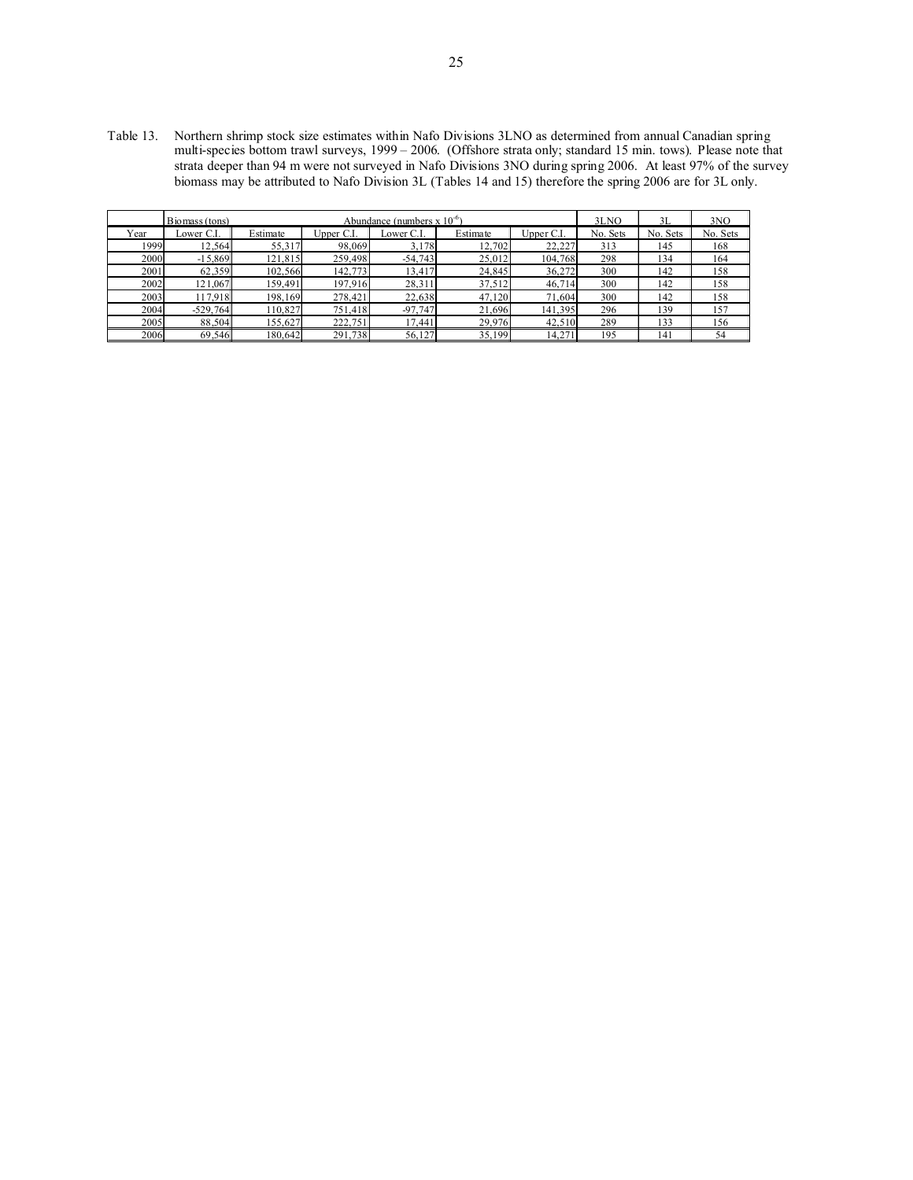Table 13. Northern shrimp stock size estimates within Nafo Divisions 3LNO as determined from annual Canadian spring multi-species bottom trawl surveys, 1999 – 2006. (Offshore strata only; standard 15 min. tows). Please note that strata deeper than 94 m were not surveyed in Nafo Divisions 3NO during spring 2006. At least 97% of the survey biomass may be attributed to Nafo Division 3L (Tables 14 and 15) therefore the spring 2006 are for 3L only.

| | Biomass (tons) | | | Abundance (numbers x $10^{-6}$) | | | 3LNO | 3L | 3NO |
|---|---|---|---|---|---|---|---|---|---|
| Year | Lower C.I. | Estimate | Upper C.I. | Lower C.I. | Estimate | Upper C.I. | No. Sets | No. Sets | No. Sets |
| 1999 | 12,564 | 55,317 | 98,069 | 3,178 | 12,702 | 22,227 | 313 | 145 | 168 |
| 2000 | -15,869 | 121,815 | 259,498 | -54,743 | 25,012 | 104,768 | 298 | 134 | 164 |
| 2001 | 62,359 | 102,566 | 142,773 | 13,417 | 24,845 | 36,272 | 300 | 142 | 158 |
| 2002 | 121,067 | 159,491 | 197,916 | 28,311 | 37,512 | 46,714 | 300 | 142 | 158 |
| 2003 | 117,918 | 198,169 | 278,421 | 22,638 | 47,120 | 71,604 | 300 | 142 | 158 |
| 2004 | -529,764 | 110,827 | 751,418 | -97,747 | 21,696 | 141,395 | 296 | 139 | 157 |
| 2005 | 88,504 | 155,627 | 222,751 | 17,441 | 29,976 | 42,510 | 289 | 133 | 156 |
| 2006 | 69,546 | 180,642 | 291,738 | 56,127 | 35,199 | 14,271 | 195 | 141 | 54 |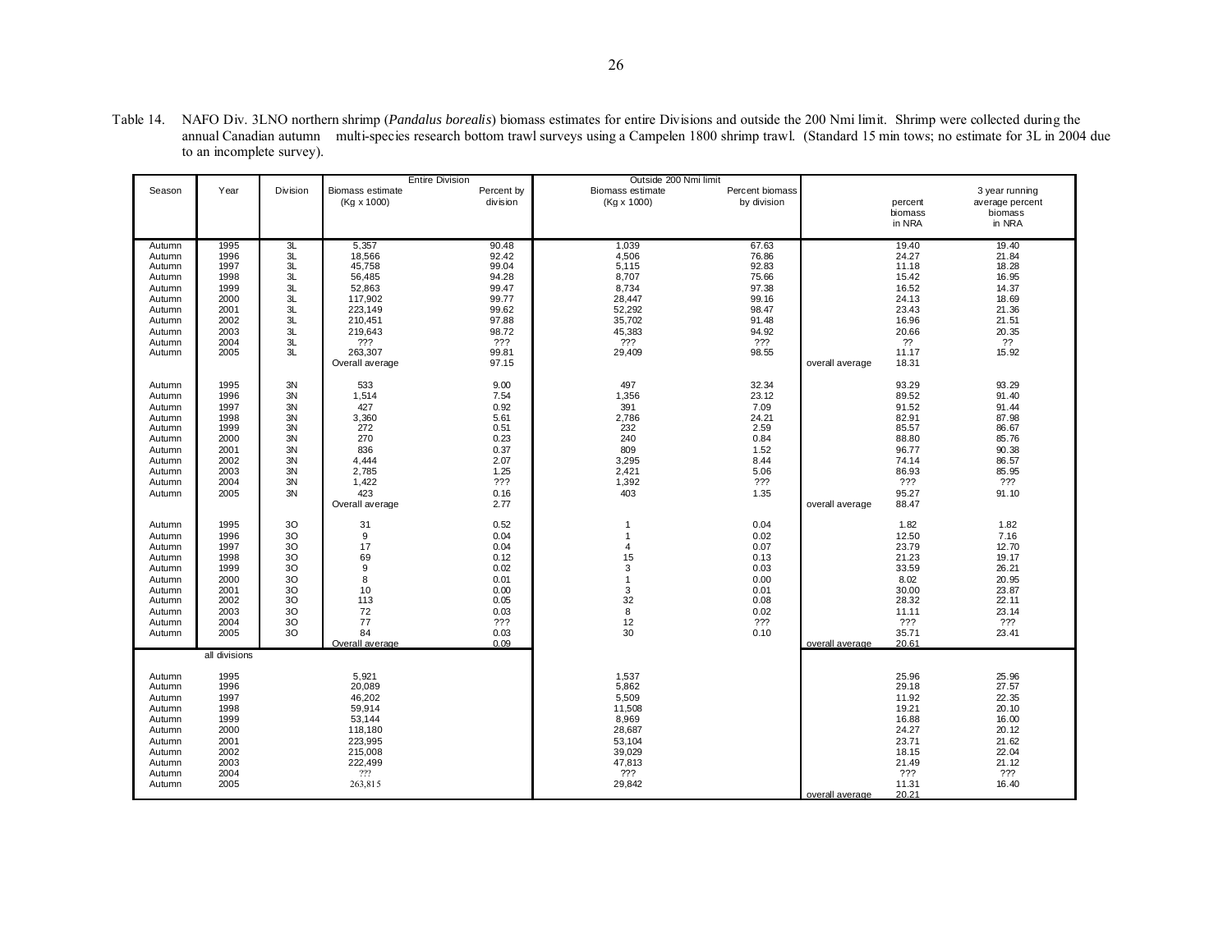Table 14. NAFO Div. 3LNO northern shrimp (*Pandalus borealis*) biomass estimates for entire Divisions and outside the 200 Nmi limit. Shrimp were collected during the annual Canadian autumn multi-species research bottom trawl surveys using a Campelen 1800 shrimp trawl. (Standard 15 min tows; no estimate for 3L in 2004 due to an incomplete survey).

| Season | Year | Division | Entire Division | | Outside 200 Nmi limit | | | | |
|---|---|---|---|---|---|---|---|---|---|
| | | | Biomass estimate (Kg x 1000) | Percent by division | Biomass estimate (Kg x 1000) | Percent biomass by division | | percent biomass in NRA | 3 year running average percent biomass in NRA |
| Autumn | 1995 | 3L | 5,357 | 90.48 | 1,039 | 67.63 | | 19.40 | 19.40 |
| Autumn | 1996 | 3L | 18,566 | 92.42 | 4,506 | 76.86 | | 24.27 | 21.84 |
| Autumn | 1997 | 3L | 45,758 | 99.04 | 5,115 | 92.83 | | 11.18 | 18.28 |
| Autumn | 1998 | 3L | 56,485 | 94.28 | 8,707 | 75.66 | | 15.42 | 16.95 |
| Autumn | 1999 | 3L | 52,863 | 99.47 | 8,734 | 97.38 | | 16.52 | 14.37 |
| Autumn | 2000 | 3L | 117,902 | 99.77 | 28,447 | 99.16 | | 24.13 | 18.69 |
| Autumn | 2001 | 3L | 223,149 | 99.62 | 52,292 | 98.47 | | 23.43 | 21.36 |
| Autumn | 2002 | 3L | 210,451 | 97.88 | 35,702 | 91.48 | | 16.96 | 21.51 |
| Autumn | 2003 | 3L | 219,643 | 98.72 | 45,383 | 94.92 | | 20.66 | 20.35 |
| Autumn | 2004 | 3L | ??? | ??? | ??? | ??? | | ?? | ?? |
| Autumn | 2005 | 3L | 263,307 | 99.81 | 29,409 | 98.55 | | 11.17 | 15.92 |
| | | | Overall average | 97.15 | | | overall average | 18.31 | |
| Autumn | 1995 | 3N | 533 | 9.00 | 497 | 32.34 | | 93.29 | 93.29 |
| Autumn | 1996 | 3N | 1,514 | 7.54 | 1,356 | 23.12 | | 89.52 | 91.40 |
| Autumn | 1997 | 3N | 427 | 0.92 | 391 | 7.09 | | 91.52 | 91.44 |
| Autumn | 1998 | 3N | 3,360 | 5.61 | 2,786 | 24.21 | | 82.91 | 87.98 |
| Autumn | 1999 | 3N | 272 | 0.51 | 232 | 2.59 | | 85.57 | 86.67 |
| Autumn | 2000 | 3N | 270 | 0.23 | 240 | 0.84 | | 88.80 | 85.76 |
| Autumn | 2001 | 3N | 836 | 0.37 | 809 | 1.52 | | 96.77 | 90.38 |
| Autumn | 2002 | 3N | 4,444 | 2.07 | 3,295 | 8.44 | | 74.14 | 86.57 |
| Autumn | 2003 | 3N | 2,785 | 1.25 | 2,421 | 5.06 | | 86.93 | 85.95 |
| Autumn | 2004 | 3N | 1,422 | ??? | 1,392 | ??? | | ??? | ??? |
| Autumn | 2005 | 3N | 423 | 0.16 | 403 | 1.35 | | 95.27 | 91.10 |
| | | | Overall average | 2.77 | | | overall average | 88.47 | |
| Autumn | 1995 | 3O | 31 | 0.52 | 1 | 0.04 | | 1.82 | 1.82 |
| Autumn | 1996 | 3O | 9 | 0.04 | 1 | 0.02 | | 12.50 | 7.16 |
| Autumn | 1997 | 3O | 17 | 0.04 | 4 | 0.07 | | 23.79 | 12.70 |
| Autumn | 1998 | 3O | 69 | 0.12 | 15 | 0.13 | | 21.23 | 19.17 |
| Autumn | 1999 | 3O | 9 | 0.02 | 3 | 0.03 | | 33.59 | 26.21 |
| Autumn | 2000 | 3O | 8 | 0.01 | 1 | 0.00 | | 8.02 | 20.95 |
| Autumn | 2001 | 3O | 10 | 0.00 | 3 | 0.01 | | 30.00 | 23.87 |
| Autumn | 2002 | 3O | 113 | 0.05 | 32 | 0.08 | | 28.32 | 22.11 |
| Autumn | 2003 | 3O | 72 | 0.03 | 8 | 0.02 | | 11.11 | 23.14 |
| Autumn | 2004 | 3O | 77 | ??? | 12 | ??? | | ??? | ??? |
| Autumn | 2005 | 3O | 84 | 0.03 | 30 | 0.10 | | 35.71 | 23.41 |
| | | | Overall average | 0.09 | | | overall average | 20.61 | |
| | all divisions | | | | | | | | |
| Autumn | 1995 | | 5,921 | | 1,537 | | | 25.96 | 25.96 |
| Autumn | 1996 | | 20,089 | | 5,862 | | | 29.18 | 27.57 |
| Autumn | 1997 | | 46,202 | | 5,509 | | | 11.92 | 22.35 |
| Autumn | 1998 | | 59,914 | | 11,508 | | | 19.21 | 20.10 |
| Autumn | 1999 | | 53,144 | | 8,969 | | | 16.88 | 16.00 |
| Autumn | 2000 | | 118,180 | | 28,687 | | | 24.27 | 20.12 |
| Autumn | 2001 | | 223,995 | | 53,104 | | | 23.71 | 21.62 |
| Autumn | 2002 | | 215,008 | | 39,029 | | | 18.15 | 22.04 |
| Autumn | 2003 | | 222,499 | | 47,813 | | | 21.49 | 21.12 |
| Autumn | 2004 | | ??? | | ??? | | | ??? | ??? |
| Autumn | 2005 | | 263,815 | | 29,842 | | | 11.31 | 16.40 |
| | | | | | | | overall average | 20.21 | |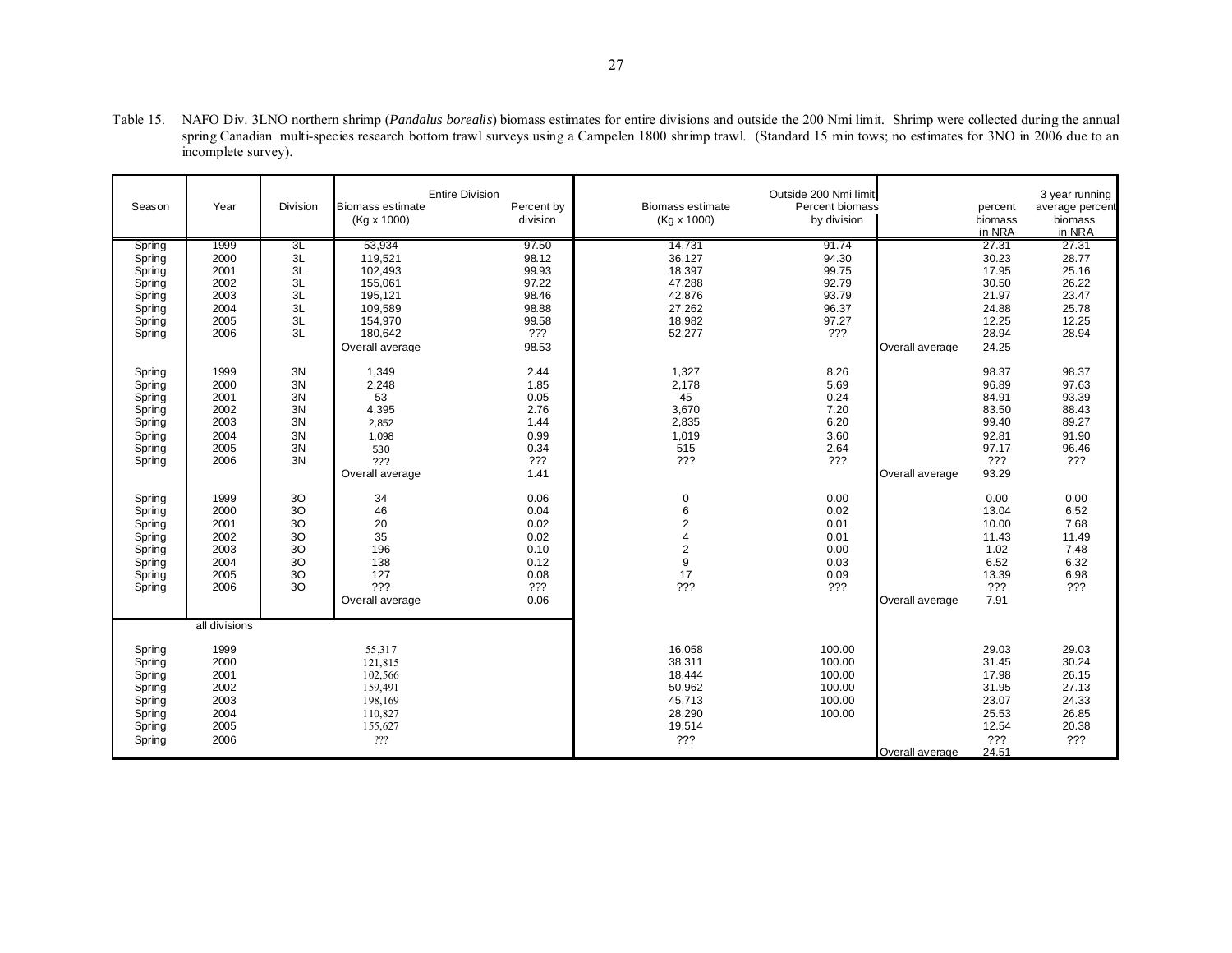Table 15. NAFO Div. 3LNO northern shrimp (*Pandalus borealis*) biomass estimates for entire divisions and outside the 200 Nmi limit. Shrimp were collected during the annual spring Canadian multi-species research bottom trawl surveys using a Campelen 1800 shrimp trawl. (Standard 15 min tows; no estimates for 3NO in 2006 due to an incomplete survey).

| Season | Year | Division | Entire Division Biomass estimate (Kg x 1000) | Entire Division Percent by division | Outside 200 Nmi limit Biomass estimate (Kg x 1000) | Outside 200 Nmi limit Percent biomass by division | | percent biomass in NRA | 3 year running average percent biomass in NRA |
|---|---|---|---|---|---|---|---|---|---|
| Spring | 1999 | 3L | 53,934 | 97.50 | 14,731 | 91.74 | | 27.31 | 27.31 |
| Spring | 2000 | 3L | 119,521 | 98.12 | 36,127 | 94.30 | | 30.23 | 28.77 |
| Spring | 2001 | 3L | 102,493 | 99.93 | 18,397 | 99.75 | | 17.95 | 25.16 |
| Spring | 2002 | 3L | 155,061 | 97.22 | 47,288 | 92.79 | | 30.50 | 26.22 |
| Spring | 2003 | 3L | 195,121 | 98.46 | 42,876 | 93.79 | | 21.97 | 23.47 |
| Spring | 2004 | 3L | 109,589 | 98.88 | 27,262 | 96.37 | | 24.88 | 25.78 |
| Spring | 2005 | 3L | 154,970 | 99.58 | 18,982 | 97.27 | | 12.25 | 12.25 |
| Spring | 2006 | 3L | 180,642 | ??? | 52,277 | ??? | | 28.94 | 28.94 |
| | | | Overall average | 98.53 | | | Overall average | 24.25 | |
| Spring | 1999 | 3N | 1,349 | 2.44 | 1,327 | 8.26 | | 98.37 | 98.37 |
| Spring | 2000 | 3N | 2,248 | 1.85 | 2,178 | 5.69 | | 96.89 | 97.63 |
| Spring | 2001 | 3N | 53 | 0.05 | 45 | 0.24 | | 84.91 | 93.39 |
| Spring | 2002 | 3N | 4,395 | 2.76 | 3,670 | 7.20 | | 83.50 | 88.43 |
| Spring | 2003 | 3N | 2,852 | 1.44 | 2,835 | 6.20 | | 99.40 | 89.27 |
| Spring | 2004 | 3N | 1,098 | 0.99 | 1,019 | 3.60 | | 92.81 | 91.90 |
| Spring | 2005 | 3N | 530 | 0.34 | 515 | 2.64 | | 97.17 | 96.46 |
| Spring | 2006 | 3N | ??? | ??? | ??? | ??? | | ??? | ??? |
| | | | Overall average | 1.41 | | | Overall average | 93.29 | |
| Spring | 1999 | 3O | 34 | 0.06 | 0 | 0.00 | | 0.00 | 0.00 |
| Spring | 2000 | 3O | 46 | 0.04 | 6 | 0.02 | | 13.04 | 6.52 |
| Spring | 2001 | 3O | 20 | 0.02 | 2 | 0.01 | | 10.00 | 7.68 |
| Spring | 2002 | 3O | 35 | 0.02 | 4 | 0.01 | | 11.43 | 11.49 |
| Spring | 2003 | 3O | 196 | 0.10 | 2 | 0.00 | | 1.02 | 7.48 |
| Spring | 2004 | 3O | 138 | 0.12 | 9 | 0.03 | | 6.52 | 6.32 |
| Spring | 2005 | 3O | 127 | 0.08 | 17 | 0.09 | | 13.39 | 6.98 |
| Spring | 2006 | 3O | ??? | ??? | ??? | ??? | | ??? | ??? |
| | | | Overall average | 0.06 | | | Overall average | 7.91 | |
| | all divisions | | | | | | | | |
| Spring | 1999 | | 55,317 | | 16,058 | 100.00 | | 29.03 | 29.03 |
| Spring | 2000 | | 121,815 | | 38,311 | 100.00 | | 31.45 | 30.24 |
| Spring | 2001 | | 102,566 | | 18,444 | 100.00 | | 17.98 | 26.15 |
| Spring | 2002 | | 159,491 | | 50,962 | 100.00 | | 31.95 | 27.13 |
| Spring | 2003 | | 198,169 | | 45,713 | 100.00 | | 23.07 | 24.33 |
| Spring | 2004 | | 110,827 | | 28,290 | 100.00 | | 25.53 | 26.85 |
| Spring | 2005 | | 155,627 | | 19,514 | | | 12.54 | 20.38 |
| Spring | 2006 | | ??? | | ??? | | | ??? | ??? |
| | | | | | | | Overall average | 24.51 | |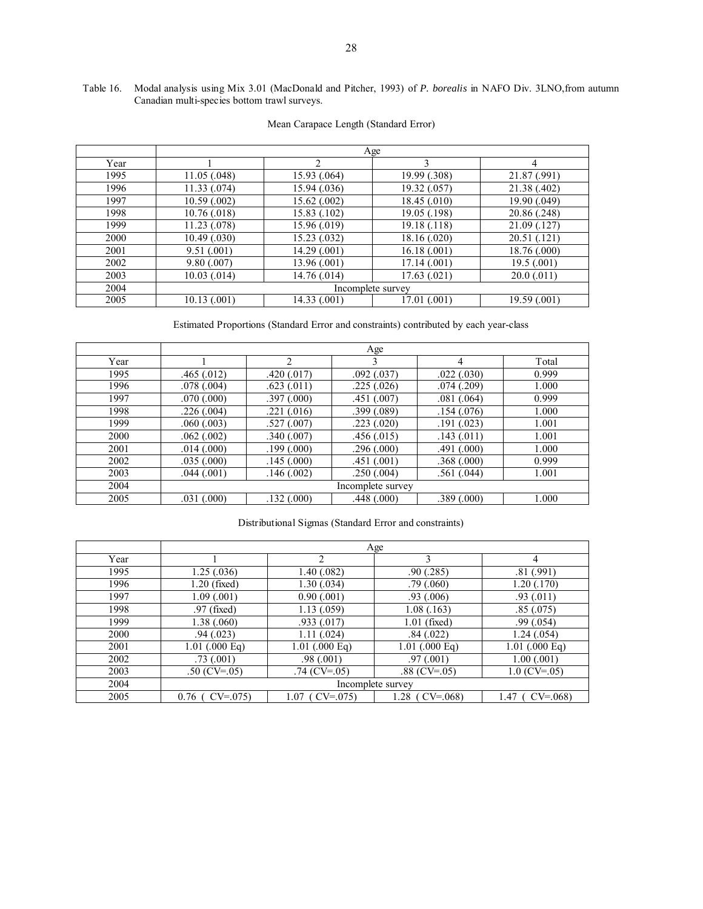Table 16. Modal analysis using Mix 3.01 (MacDonald and Pitcher, 1993) of *P. borealis* in NAFO Div. 3LNO,from autumn Canadian multi-species bottom trawl surveys.

Mean Carapace Length (Standard Error)

| | Age | | | |
|---|---|---|---|---|
| Year | 1 | 2 | 3 | 4 |
| 1995 | 11.05 (.048) | 15.93 (.064) | 19.99 (.308) | 21.87 (.991) |
| 1996 | 11.33 (.074) | 15.94 (.036) | 19.32 (.057) | 21.38 (.402) |
| 1997 | 10.59 (.002) | 15.62 (.002) | 18.45 (.010) | 19.90 (.049) |
| 1998 | 10.76 (.018) | 15.83 (.102) | 19.05 (.198) | 20.86 (.248) |
| 1999 | 11.23 (.078) | 15.96 (.019) | 19.18 (.118) | 21.09 (.127) |
| 2000 | 10.49 (.030) | 15.23 (.032) | 18.16 (.020) | 20.51 (.121) |
| 2001 | 9.51 (.001) | 14.29 (.001) | 16.18 (.001) | 18.76 (.000) |
| 2002 | 9.80 (.007) | 13.96 (.001) | 17.14 (.001) | 19.5 (.001) |
| 2003 | 10.03 (.014) | 14.76 (.014) | 17.63 (.021) | 20.0 (.011) |
| 2004 | Incomplete survey | | | |
| 2005 | 10.13 (.001) | 14.33 (.001) | 17.01 (.001) | 19.59 (.001) |

Estimated Proportions (Standard Error and constraints) contributed by each year-class

| | Age | | | | |
|---|---|---|---|---|---|
| Year | 1 | 2 | 3 | 4 | Total |
| 1995 | .465 (.012) | .420 (.017) | .092 (.037) | .022 (.030) | 0.999 |
| 1996 | .078 (.004) | .623 (.011) | .225 (.026) | .074 (.209) | 1.000 |
| 1997 | .070 (.000) | .397 (.000) | .451 (.007) | .081 (.064) | 0.999 |
| 1998 | .226 (.004) | .221 (.016) | .399 (.089) | .154 (.076) | 1.000 |
| 1999 | .060 (.003) | .527 (.007) | .223 (.020) | .191 (.023) | 1.001 |
| 2000 | .062 (.002) | .340 (.007) | .456 (.015) | .143 (.011) | 1.001 |
| 2001 | .014 (.000) | .199 (.000) | .296 (.000) | .491 (.000) | 1.000 |
| 2002 | .035 (.000) | .145 (.000) | .451 (.001) | .368 (.000) | 0.999 |
| 2003 | .044 (.001) | .146 (.002) | .250 (.004) | .561 (.044) | 1.001 |
| 2004 | Incomplete survey | | | | |
| 2005 | .031 (.000) | .132 (.000) | .448 (.000) | .389 (.000) | 1.000 |

Distributional Sigmas (Standard Error and constraints)

| | Age | | | |
|---|---|---|---|---|
| Year | 1 | 2 | 3 | 4 |
| 1995 | 1.25 (.036) | 1.40 (.082) | .90 (.285) | .81 (.991) |
| 1996 | 1.20 (fixed) | 1.30 (.034) | .79 (.060) | 1.20 (.170) |
| 1997 | 1.09 (.001) | 0.90 (.001) | .93 (.006) | .93 (.011) |
| 1998 | .97 (fixed) | 1.13 (.059) | 1.08 (.163) | .85 (.075) |
| 1999 | 1.38 (.060) | .933 (.017) | 1.01 (fixed) | .99 (.054) |
| 2000 | .94 (.023) | 1.11 (.024) | .84 (.022) | 1.24 (.054) |
| 2001 | 1.01 (.000 Eq) | 1.01 (.000 Eq) | 1.01 (.000 Eq) | 1.01 (.000 Eq) |
| 2002 | .73 (.001) | .98 (.001) | .97 (.001) | 1.00 (.001) |
| 2003 | .50 (CV=.05) | .74 (CV=.05) | .88 (CV=.05) | 1.0 (CV=.05) |
| 2004 | Incomplete survey | | | |
| 2005 | 0.76 ( CV=.075) | 1.07 ( CV=.075) | 1.28 ( CV=.068) | 1.47 ( CV=.068) |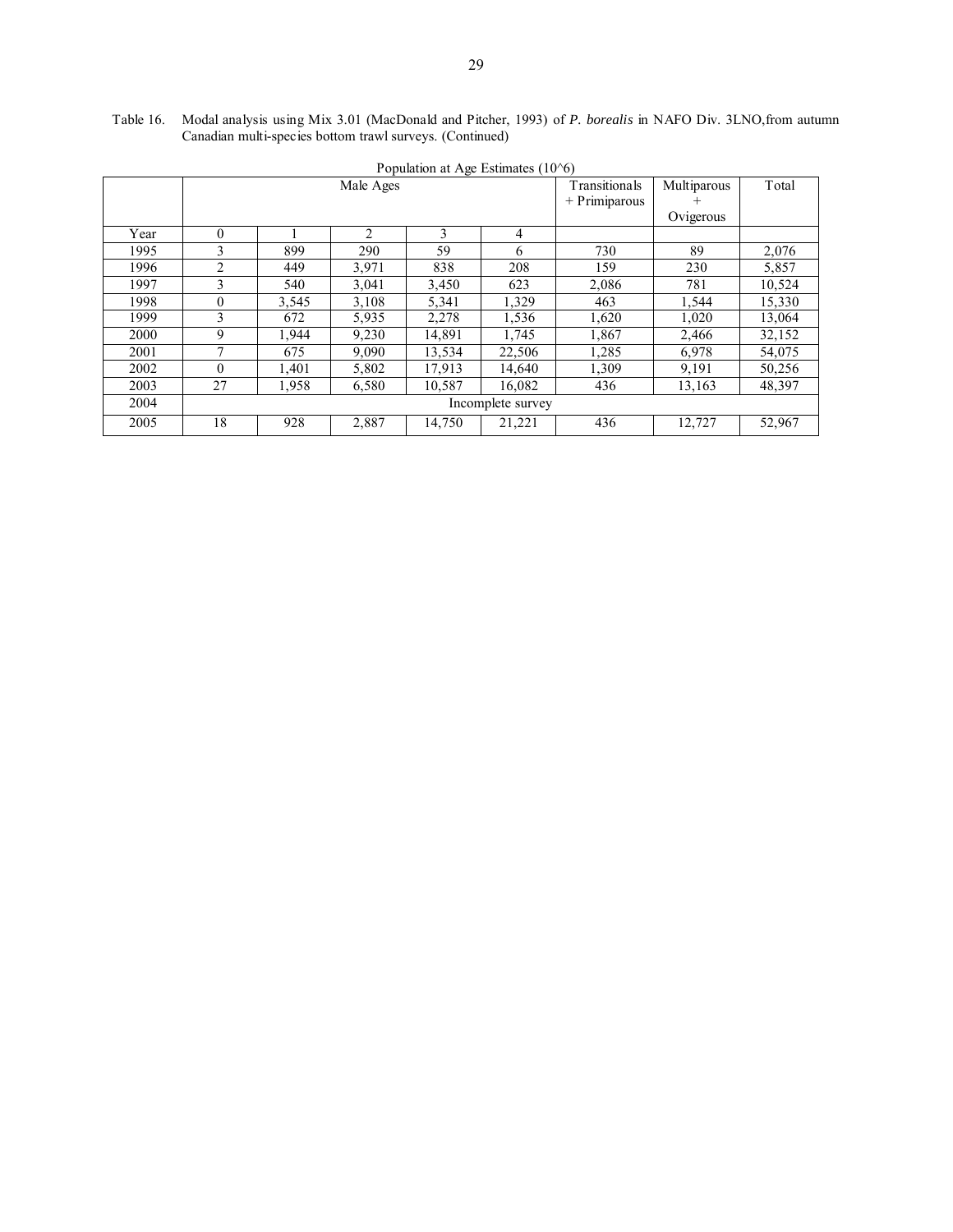Table 16. Modal analysis using Mix 3.01 (MacDonald and Pitcher, 1993) of *P. borealis* in NAFO Div. 3LNO, from autumn Canadian multi-species bottom trawl surveys. (Continued)

Population at Age Estimates (10^6)

| | Male Ages | | | | | Transitionals + Primiparous | Multiparous + Ovigerous | Total |
|---|---|---|---|---|---|---|---|---|
| Year | 0 | 1 | 2 | 3 | 4 | | | |
| 1995 | 3 | 899 | 290 | 59 | 6 | 730 | 89 | 2,076 |
| 1996 | 2 | 449 | 3,971 | 838 | 208 | 159 | 230 | 5,857 |
| 1997 | 3 | 540 | 3,041 | 3,450 | 623 | 2,086 | 781 | 10,524 |
| 1998 | 0 | 3,545 | 3,108 | 5,341 | 1,329 | 463 | 1,544 | 15,330 |
| 1999 | 3 | 672 | 5,935 | 2,278 | 1,536 | 1,620 | 1,020 | 13,064 |
| 2000 | 9 | 1,944 | 9,230 | 14,891 | 1,745 | 1,867 | 2,466 | 32,152 |
| 2001 | 7 | 675 | 9,090 | 13,534 | 22,506 | 1,285 | 6,978 | 54,075 |
| 2002 | 0 | 1,401 | 5,802 | 17,913 | 14,640 | 1,309 | 9,191 | 50,256 |
| 2003 | 27 | 1,958 | 6,580 | 10,587 | 16,082 | 436 | 13,163 | 48,397 |
| 2004 | Incomplete survey | | | | | | | |
| 2005 | 18 | 928 | 2,887 | 14,750 | 21,221 | 436 | 12,727 | 52,967 |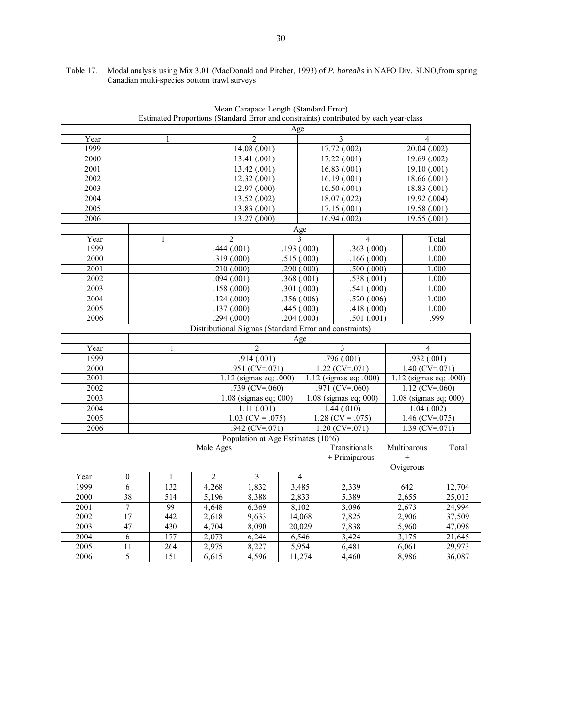Table 17. Modal analysis using Mix 3.01 (MacDonald and Pitcher, 1993) of *P. borealis* in NAFO Div. 3LNO,from spring Canadian multi-species bottom trawl surveys

Mean Carapace Length (Standard Error)

| Year | Age 1 | Age 2 | Age 3 | Age 4 |
|---|---|---|---|---|
| 1999 | | 14.08 (.001) | 17.72 (.002) | 20.04 (.002) |
| 2000 | | 13.41 (.001) | 17.22 (.001) | 19.69 (.002) |
| 2001 | | 13.42 (.001) | 16.83 (.001) | 19.10 (.001) |
| 2002 | | 12.32 (.001) | 16.19 (.001) | 18.66 (.001) |
| 2003 | | 12.97 (.000) | 16.50 (.001) | 18.83 (.001) |
| 2004 | | 13.52 (.002) | 18.07 (.022) | 19.92 (.004) |
| 2005 | | 13.83 (.001) | 17.15 (.001) | 19.58 (.001) |
| 2006 | | 13.27 (.000) | 16.94 (.002) | 19.55 (.001) |

Estimated Proportions (Standard Error and constraints) contributed by each year-class

| Year | Age 1 | Age 2 | Age 3 | Age 4 | Total |
|---|---|---|---|---|---|
| 1999 | | .444 (.001) | .193 (.000) | .363 (.000) | 1.000 |
| 2000 | | .319 (.000) | .515 (.000) | .166 (.000) | 1.000 |
| 2001 | | .210 (.000) | .290 (.000) | .500 (.000) | 1.000 |
| 2002 | | .094 (.001) | .368 (.001) | .538 (.001) | 1.000 |
| 2003 | | .158 (.000) | .301 (.000) | .541 (.000) | 1.000 |
| 2004 | | .124 (.000) | .356 (.006) | .520 (.006) | 1.000 |
| 2005 | | .137 (.000) | .445 (.000) | .418 (.000) | 1.000 |
| 2006 | | .294 (.000) | .204 (.000) | .501 (.001) | .999 |

Distributional Sigmas (Standard Error and constraints)

| Year | Age 1 | Age 2 | Age 3 | Age 4 |
|---|---|---|---|---|
| 1999 | | .914 (.001) | .796 (.001) | .932 (.001) |
| 2000 | | .951 (CV=.071) | 1.22 (CV=.071) | 1.40 (CV=.071) |
| 2001 | | 1.12 (sigmas eq; .000) | 1.12 (sigmas eq; .000) | 1.12 (sigmas eq; .000) |
| 2002 | | .739 (CV=.060) | .971 (CV=.060) | 1.12 (CV=.060) |
| 2003 | | 1.08 (sigmas eq; 000) | 1.08 (sigmas eq; 000) | 1.08 (sigmas eq; 000) |
| 2004 | | 1.11 (.001) | 1.44 (.010) | 1.04 (.002) |
| 2005 | | 1.03 (CV = .075) | 1.28 (CV = .075) | 1.46 (CV=.075) |
| 2006 | | .942 (CV=.071) | 1.20 (CV=.071) | 1.39 (CV=.071) |

Population at Age Estimates (10^6)

| | Male Ages | | | | | Transitionals + Primiparous | Multiparous + Ovigerous | Total |
|---|---|---|---|---|---|---|---|---|
| Year | 0 | 1 | 2 | 3 | 4 | | | |
| 1999 | 6 | 132 | 4,268 | 1,832 | 3,485 | 2,339 | 642 | 12,704 |
| 2000 | 38 | 514 | 5,196 | 8,388 | 2,833 | 5,389 | 2,655 | 25,013 |
| 2001 | 7 | 99 | 4,648 | 6,369 | 8,102 | 3,096 | 2,673 | 24,994 |
| 2002 | 17 | 442 | 2,618 | 9,633 | 14,068 | 7,825 | 2,906 | 37,509 |
| 2003 | 47 | 430 | 4,704 | 8,090 | 20,029 | 7,838 | 5,960 | 47,098 |
| 2004 | 6 | 177 | 2,073 | 6,244 | 6,546 | 3,424 | 3,175 | 21,645 |
| 2005 | 11 | 264 | 2,975 | 8,227 | 5,954 | 6,481 | 6,061 | 29,973 |
| 2006 | 5 | 151 | 6,615 | 4,596 | 11,274 | 4,460 | 8,986 | 36,087 |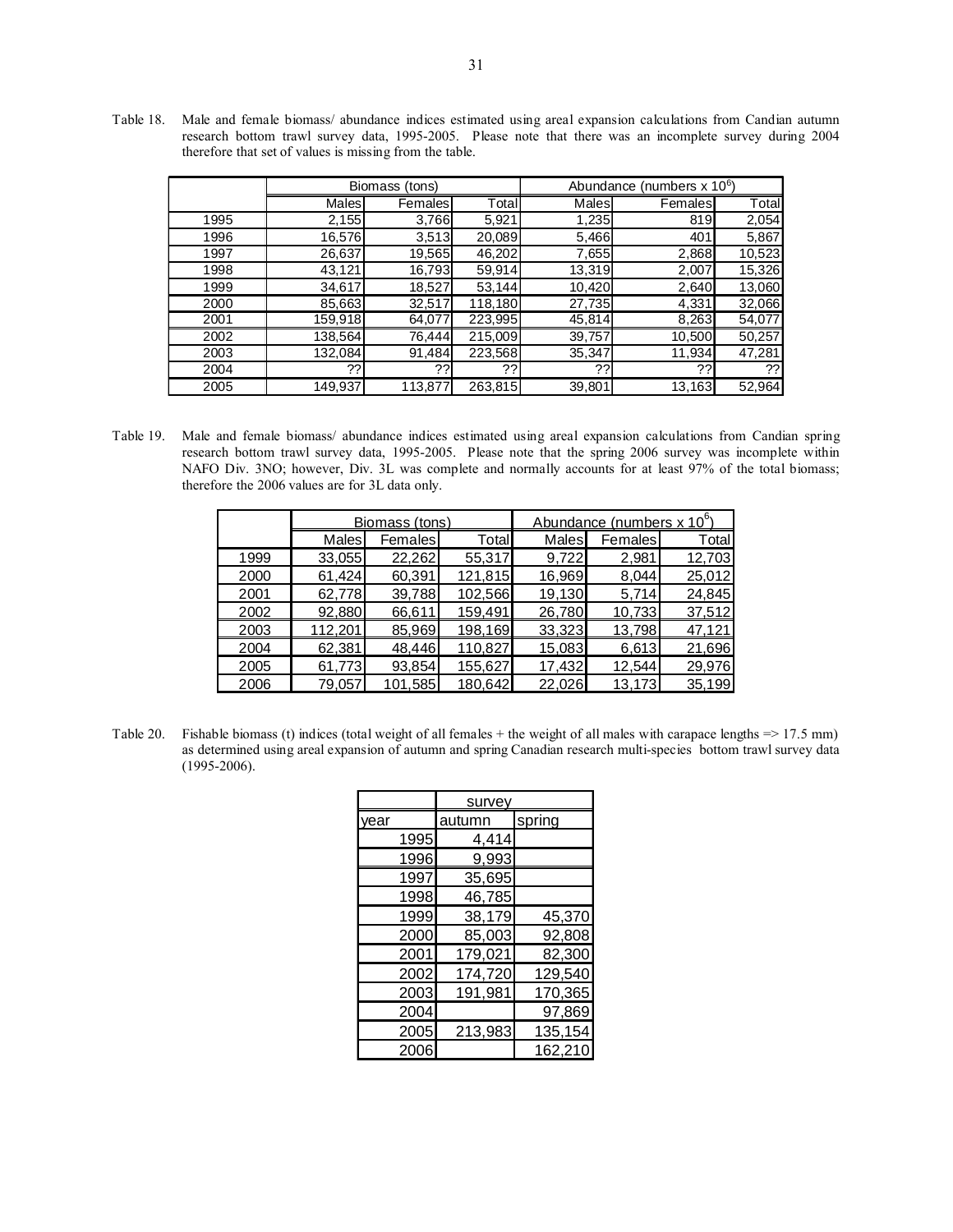Table 18. Male and female biomass/ abundance indices estimated using areal expansion calculations from Candian autumn research bottom trawl survey data, 1995-2005. Please note that there was an incomplete survey during 2004 therefore that set of values is missing from the table.

| | Biomass (tons) | | | Abundance (numbers x $10^6$) | | |
|---|---|---|---|---|---|---|
| | Males | Females | Total | Males | Females | Total |
| 1995 | 2,155 | 3,766 | 5,921 | 1,235 | 819 | 2,054 |
| 1996 | 16,576 | 3,513 | 20,089 | 5,466 | 401 | 5,867 |
| 1997 | 26,637 | 19,565 | 46,202 | 7,655 | 2,868 | 10,523 |
| 1998 | 43,121 | 16,793 | 59,914 | 13,319 | 2,007 | 15,326 |
| 1999 | 34,617 | 18,527 | 53,144 | 10,420 | 2,640 | 13,060 |
| 2000 | 85,663 | 32,517 | 118,180 | 27,735 | 4,331 | 32,066 |
| 2001 | 159,918 | 64,077 | 223,995 | 45,814 | 8,263 | 54,077 |
| 2002 | 138,564 | 76,444 | 215,009 | 39,757 | 10,500 | 50,257 |
| 2003 | 132,084 | 91,484 | 223,568 | 35,347 | 11,934 | 47,281 |
| 2004 | ?? | ?? | ?? | ?? | ?? | ?? |
| 2005 | 149,937 | 113,877 | 263,815 | 39,801 | 13,163 | 52,964 |

Table 19. Male and female biomass/ abundance indices estimated using areal expansion calculations from Candian spring research bottom trawl survey data, 1995-2005. Please note that the spring 2006 survey was incomplete within NAFO Div. 3NO; however, Div. 3L was complete and normally accounts for at least 97% of the total biomass; therefore the 2006 values are for 3L data only.

| | Biomass (tons) | | | Abundance (numbers x $10^6$) | | |
|---|---|---|---|---|---|---|
| | Males | Females | Total | Males | Females | Total |
| 1999 | 33,055 | 22,262 | 55,317 | 9,722 | 2,981 | 12,703 |
| 2000 | 61,424 | 60,391 | 121,815 | 16,969 | 8,044 | 25,012 |
| 2001 | 62,778 | 39,788 | 102,566 | 19,130 | 5,714 | 24,845 |
| 2002 | 92,880 | 66,611 | 159,491 | 26,780 | 10,733 | 37,512 |
| 2003 | 112,201 | 85,969 | 198,169 | 33,323 | 13,798 | 47,121 |
| 2004 | 62,381 | 48,446 | 110,827 | 15,083 | 6,613 | 21,696 |
| 2005 | 61,773 | 93,854 | 155,627 | 17,432 | 12,544 | 29,976 |
| 2006 | 79,057 | 101,585 | 180,642 | 22,026 | 13,173 | 35,199 |

Table 20. Fishable biomass (t) indices (total weight of all females + the weight of all males with carapace lengths => 17.5 mm) as determined using areal expansion of autumn and spring Canadian research multi-species bottom trawl survey data (1995-2006).

| | survey | |
|---|---|---|
| year | autumn | spring |
| 1995 | 4,414 | |
| 1996 | 9,993 | |
| 1997 | 35,695 | |
| 1998 | 46,785 | |
| 1999 | 38,179 | 45,370 |
| 2000 | 85,003 | 92,808 |
| 2001 | 179,021 | 82,300 |
| 2002 | 174,720 | 129,540 |
| 2003 | 191,981 | 170,365 |
| 2004 | | 97,869 |
| 2005 | 213,983 | 135,154 |
| 2006 | | 162,210 |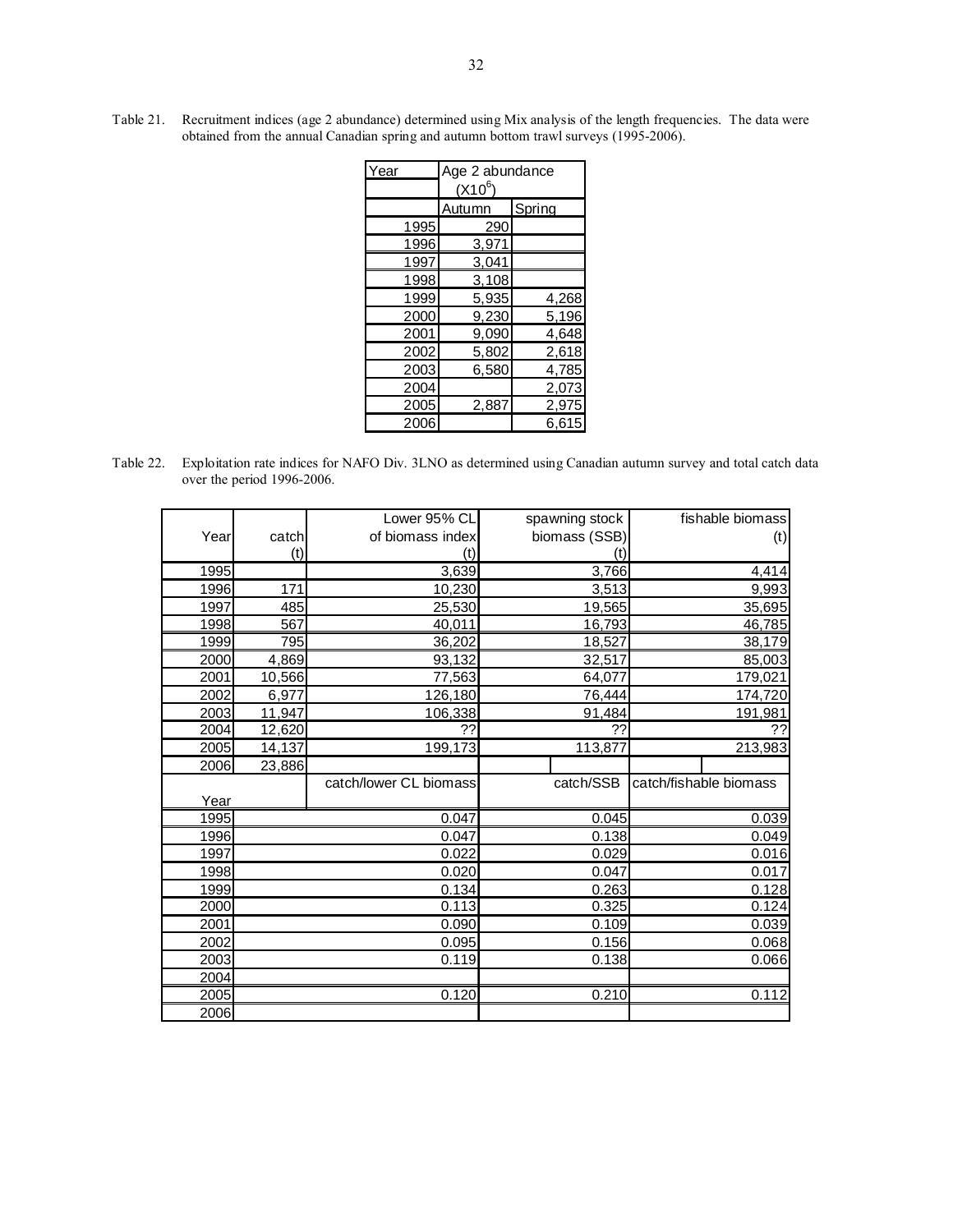Table 21. Recruitment indices (age 2 abundance) determined using Mix analysis of the length frequencies. The data were obtained from the annual Canadian spring and autumn bottom trawl surveys (1995-2006).

| Year | Age 2 abundance ($X10^6$) | |
|---|---|---|
| | Autumn | Spring |
| 1995 | 290 | |
| 1996 | 3,971 | |
| 1997 | 3,041 | |
| 1998 | 3,108 | |
| 1999 | 5,935 | 4,268 |
| 2000 | 9,230 | 5,196 |
| 2001 | 9,090 | 4,648 |
| 2002 | 5,802 | 2,618 |
| 2003 | 6,580 | 4,785 |
| 2004 | | 2,073 |
| 2005 | 2,887 | 2,975 |
| 2006 | | 6,615 |

Table 22. Exploitation rate indices for NAFO Div. 3LNO as determined using Canadian autumn survey and total catch data over the period 1996-2006.

| Year | catch (t) | Lower 95% CL of biomass index (t) | spawning stock biomass (SSB) (t) | fishable biomass (t) |
|---|---|---|---|---|
| 1995 | | 3,639 | 3,766 | 4,414 |
| 1996 | 171 | 10,230 | 3,513 | 9,993 |
| 1997 | 485 | 25,530 | 19,565 | 35,695 |
| 1998 | 567 | 40,011 | 16,793 | 46,785 |
| 1999 | 795 | 36,202 | 18,527 | 38,179 |
| 2000 | 4,869 | 93,132 | 32,517 | 85,003 |
| 2001 | 10,566 | 77,563 | 64,077 | 179,021 |
| 2002 | 6,977 | 126,180 | 76,444 | 174,720 |
| 2003 | 11,947 | 106,338 | 91,484 | 191,981 |
| 2004 | 12,620 | ?? | ?? | ?? |
| 2005 | 14,137 | 199,173 | 113,877 | 213,983 |
| 2006 | 23,886 | | | |

| Year | catch/lower CL biomass | catch/SSB | catch/fishable biomass |
|---|---|---|---|
| 1995 | 0.047 | 0.045 | 0.039 |
| 1996 | 0.047 | 0.138 | 0.049 |
| 1997 | 0.022 | 0.029 | 0.016 |
| 1998 | 0.020 | 0.047 | 0.017 |
| 1999 | 0.134 | 0.263 | 0.128 |
| 2000 | 0.113 | 0.325 | 0.124 |
| 2001 | 0.090 | 0.109 | 0.039 |
| 2002 | 0.095 | 0.156 | 0.068 |
| 2003 | 0.119 | 0.138 | 0.066 |
| 2004 | | | |
| 2005 | 0.120 | 0.210 | 0.112 |
| 2006 | | | |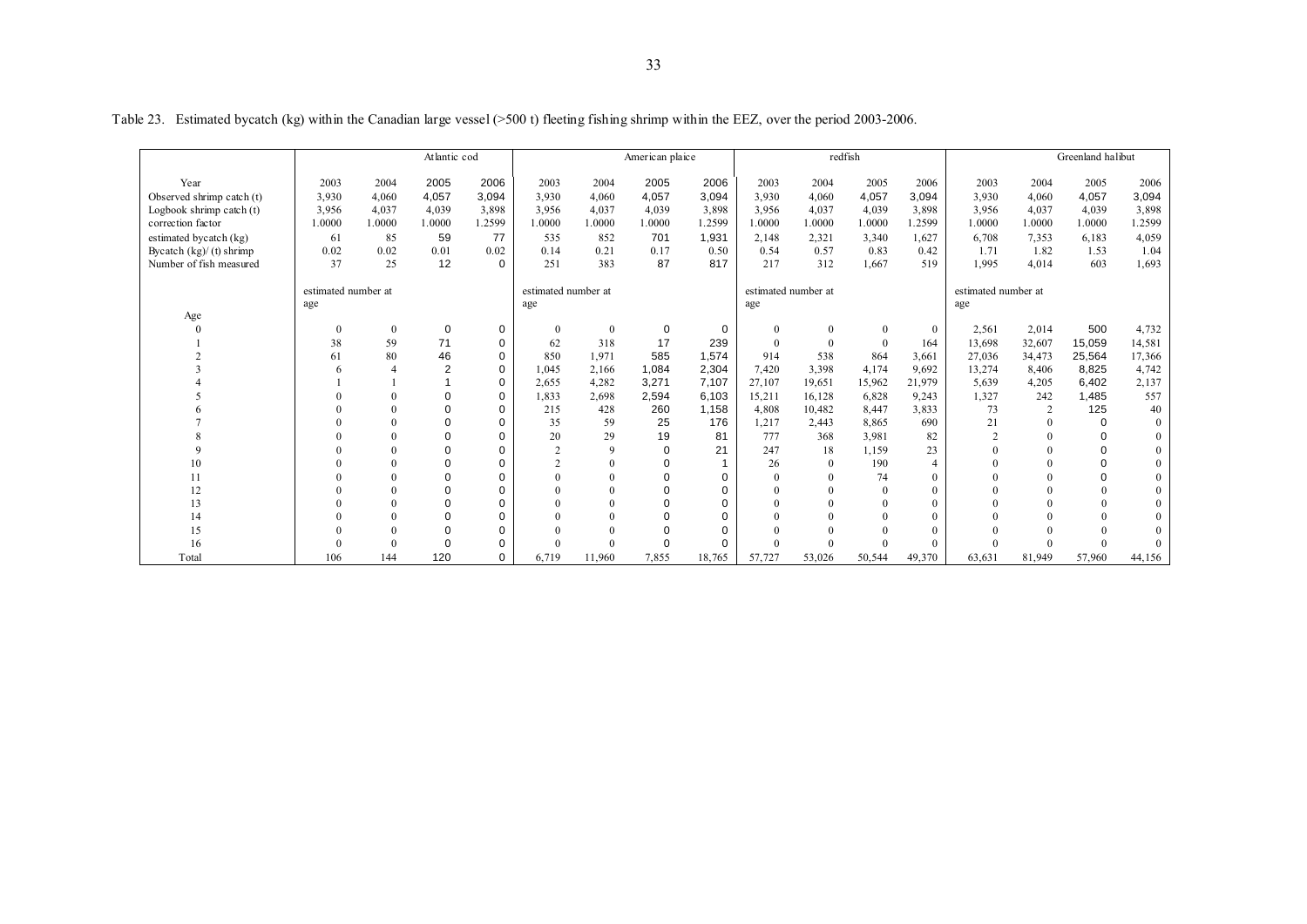Table 23. Estimated bycatch (kg) within the Canadian large vessel (>500 t) fleeting fishing shrimp within the EEZ, over the period 2003-2006.

| | Atlantic cod | | | | American plaice | | | | redfish | | | | Greenland halibut | | | |
|---|---|---|---|---|---|---|---|---|---|---|---|---|---|---|---|---|
| Year | 2003 | 2004 | 2005 | 2006 | 2003 | 2004 | 2005 | 2006 | 2003 | 2004 | 2005 | 2006 | 2003 | 2004 | 2005 | 2006 |
| Observed shrimp catch (t) | 3,930 | 4,060 | 4,057 | 3,094 | 3,930 | 4,060 | 4,057 | 3,094 | 3,930 | 4,060 | 4,057 | 3,094 | 3,930 | 4,060 | 4,057 | 3,094 |
| Logbook shrimp catch (t) | 3,956 | 4,037 | 4,039 | 3,898 | 3,956 | 4,037 | 4,039 | 3,898 | 3,956 | 4,037 | 4,039 | 3,898 | 3,956 | 4,037 | 4,039 | 3,898 |
| correction factor | 1.0000 | 1.0000 | 1.0000 | 1.2599 | 1.0000 | 1.0000 | 1.0000 | 1.2599 | 1.0000 | 1.0000 | 1.0000 | 1.2599 | 1.0000 | 1.0000 | 1.0000 | 1.2599 |
| estimated bycatch (kg) | 61 | 85 | 59 | 77 | 535 | 852 | 701 | 1,931 | 2,148 | 2,321 | 3,340 | 1,627 | 6,708 | 7,353 | 6,183 | 4,059 |
| Bycatch (kg)/ (t) shrimp | 0.02 | 0.02 | 0.01 | 0.02 | 0.14 | 0.21 | 0.17 | 0.50 | 0.54 | 0.57 | 0.83 | 0.42 | 1.71 | 1.82 | 1.53 | 1.04 |
| Number of fish measured | 37 | 25 | 12 | 0 | 251 | 383 | 87 | 817 | 217 | 312 | 1,667 | 519 | 1,995 | 4,014 | 603 | 1,693 |
| | estimated number at age | | | | estimated number at age | | | | estimated number at age | | | | estimated number at age | | | |
| Age | | | | | | | | | | | | | | | | |
| 0 | 0 | 0 | 0 | 0 | 0 | 0 | 0 | 0 | 0 | 0 | 0 | 0 | 2,561 | 2,014 | 500 | 4,732 |
| 1 | 38 | 59 | 71 | 0 | 62 | 318 | 17 | 239 | 0 | 0 | 0 | 164 | 13,698 | 32,607 | 15,059 | 14,581 |
| 2 | 61 | 80 | 46 | 0 | 850 | 1,971 | 585 | 1,574 | 914 | 538 | 864 | 3,661 | 27,036 | 34,473 | 25,564 | 17,366 |
| 3 | 6 | 4 | 2 | 0 | 1,045 | 2,166 | 1,084 | 2,304 | 7,420 | 3,398 | 4,174 | 9,692 | 13,274 | 8,406 | 8,825 | 4,742 |
| 4 | 1 | 1 | 1 | 0 | 2,655 | 4,282 | 3,271 | 7,107 | 27,107 | 19,651 | 15,962 | 21,979 | 5,639 | 4,205 | 6,402 | 2,137 |
| 5 | 0 | 0 | 0 | 0 | 1,833 | 2,698 | 2,594 | 6,103 | 15,211 | 16,128 | 6,828 | 9,243 | 1,327 | 242 | 1,485 | 557 |
| 6 | 0 | 0 | 0 | 0 | 215 | 428 | 260 | 1,158 | 4,808 | 10,482 | 8,447 | 3,833 | 73 | 2 | 125 | 40 |
| 7 | 0 | 0 | 0 | 0 | 35 | 59 | 25 | 176 | 1,217 | 2,443 | 8,865 | 690 | 21 | 0 | 0 | 0 |
| 8 | 0 | 0 | 0 | 0 | 20 | 29 | 19 | 81 | 777 | 368 | 3,981 | 82 | 2 | 0 | 0 | 0 |
| 9 | 0 | 0 | 0 | 0 | 2 | 9 | 0 | 21 | 247 | 18 | 1,159 | 23 | 0 | 0 | 0 | 0 |
| 10 | 0 | 0 | 0 | 0 | 2 | 0 | 0 | 1 | 26 | 0 | 190 | 4 | 0 | 0 | 0 | 0 |
| 11 | 0 | 0 | 0 | 0 | 0 | 0 | 0 | 0 | 0 | 0 | 74 | 0 | 0 | 0 | 0 | 0 |
| 12 | 0 | 0 | 0 | 0 | 0 | 0 | 0 | 0 | 0 | 0 | 0 | 0 | 0 | 0 | 0 | 0 |
| 13 | 0 | 0 | 0 | 0 | 0 | 0 | 0 | 0 | 0 | 0 | 0 | 0 | 0 | 0 | 0 | 0 |
| 14 | 0 | 0 | 0 | 0 | 0 | 0 | 0 | 0 | 0 | 0 | 0 | 0 | 0 | 0 | 0 | 0 |
| 15 | 0 | 0 | 0 | 0 | 0 | 0 | 0 | 0 | 0 | 0 | 0 | 0 | 0 | 0 | 0 | 0 |
| 16 | 0 | 0 | 0 | 0 | 0 | 0 | 0 | 0 | 0 | 0 | 0 | 0 | 0 | 0 | 0 | 0 |
| Total | 106 | 144 | 120 | 0 | 6,719 | 11,960 | 7,855 | 18,765 | 57,727 | 53,026 | 50,544 | 49,370 | 63,631 | 81,949 | 57,960 | 44,156 |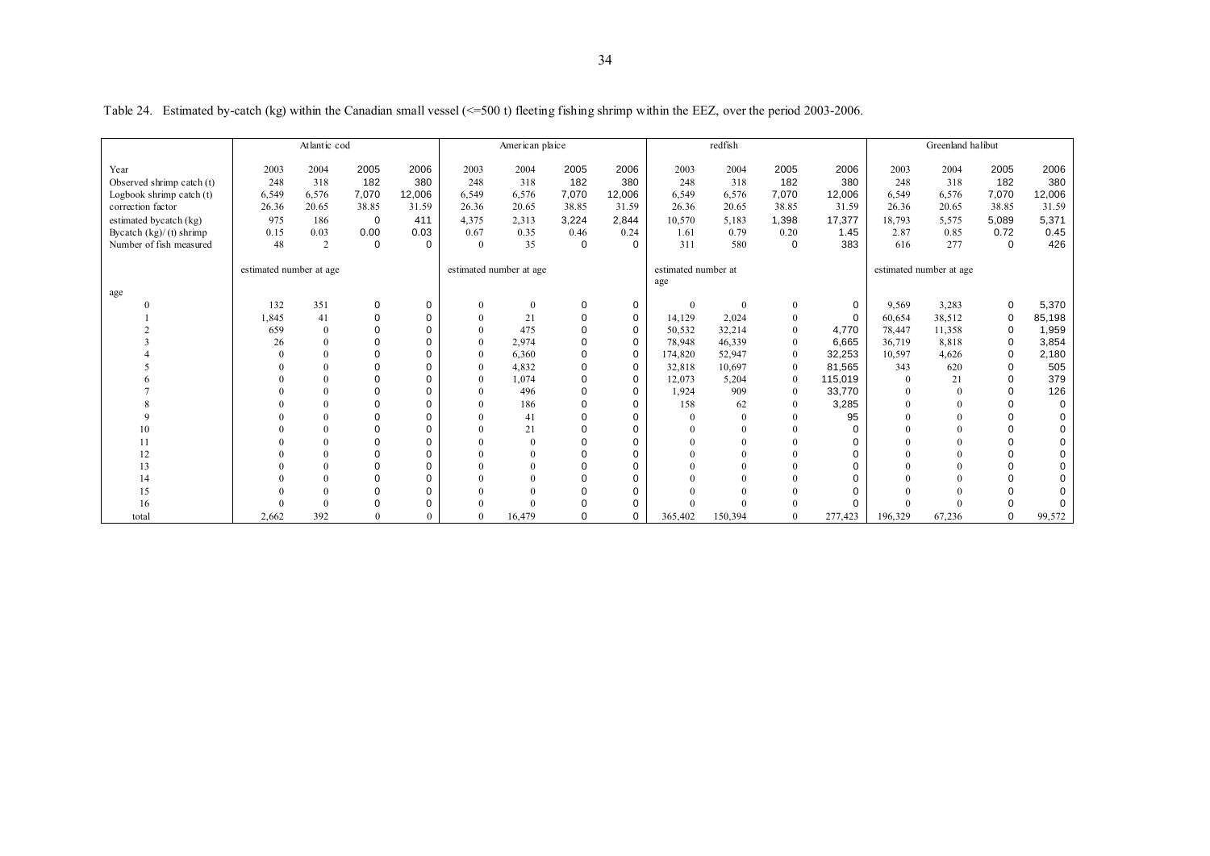Table 24. Estimated by-catch (kg) within the Canadian small vessel (<=500 t) fleeting fishing shrimp within the EEZ, over the period 2003-2006.

| | Atlantic cod | | | | American plaice | | | | redfish | | | | Greenland halibut | | | |
|---|---|---|---|---|---|---|---|---|---|---|---|---|---|---|---|---|
| Year | 2003 | 2004 | 2005 | 2006 | 2003 | 2004 | 2005 | 2006 | 2003 | 2004 | 2005 | 2006 | 2003 | 2004 | 2005 | 2006 |
| Observed shrimp catch (t) | 248 | 318 | 182 | 380 | 248 | 318 | 182 | 380 | 248 | 318 | 182 | 380 | 248 | 318 | 182 | 380 |
| Logbook shrimp catch (t) | 6,549 | 6,576 | 7,070 | 12,006 | 6,549 | 6,576 | 7,070 | 12,006 | 6,549 | 6,576 | 7,070 | 12,006 | 6,549 | 6,576 | 7,070 | 12,006 |
| correction factor | 26.36 | 20.65 | 38.85 | 31.59 | 26.36 | 20.65 | 38.85 | 31.59 | 26.36 | 20.65 | 38.85 | 31.59 | 26.36 | 20.65 | 38.85 | 31.59 |
| estimated bycatch (kg) | 975 | 186 | 0 | 411 | 4,375 | 2,313 | 3,224 | 2,844 | 10,570 | 5,183 | 1,398 | 17,377 | 18,793 | 5,575 | 5,089 | 5,371 |
| Bycatch (kg)/ (t) shrimp | 0.15 | 0.03 | 0.00 | 0.03 | 0.67 | 0.35 | 0.46 | 0.24 | 1.61 | 0.79 | 0.20 | 1.45 | 2.87 | 0.85 | 0.72 | 0.45 |
| Number of fish measured | 48 | 2 | 0 | 0 | 0 | 35 | 0 | 0 | 311 | 580 | 0 | 383 | 616 | 277 | 0 | 426 |
| | estimated number at age | | | | estimated number at age | | | | estimated number at age | | | | estimated number at age | | | |
| age | | | | | | | | | | | | | | | | |
| 0 | 132 | 351 | 0 | 0 | 0 | 0 | 0 | 0 | 0 | 0 | 0 | 0 | 9,569 | 3,283 | 0 | 5,370 |
| 1 | 1,845 | 41 | 0 | 0 | 0 | 21 | 0 | 0 | 14,129 | 2,024 | 0 | 0 | 60,654 | 38,512 | 0 | 85,198 |
| 2 | 659 | 0 | 0 | 0 | 0 | 475 | 0 | 0 | 50,532 | 32,214 | 0 | 4,770 | 78,447 | 11,358 | 0 | 1,959 |
| 3 | 26 | 0 | 0 | 0 | 0 | 2,974 | 0 | 0 | 78,948 | 46,339 | 0 | 6,665 | 36,719 | 8,818 | 0 | 3,854 |
| 4 | 0 | 0 | 0 | 0 | 0 | 6,360 | 0 | 0 | 174,820 | 52,947 | 0 | 32,253 | 10,597 | 4,626 | 0 | 2,180 |
| 5 | 0 | 0 | 0 | 0 | 0 | 4,832 | 0 | 0 | 32,818 | 10,697 | 0 | 81,565 | 343 | 620 | 0 | 505 |
| 6 | 0 | 0 | 0 | 0 | 0 | 1,074 | 0 | 0 | 12,073 | 5,204 | 0 | 115,019 | 0 | 21 | 0 | 379 |
| 7 | 0 | 0 | 0 | 0 | 0 | 496 | 0 | 0 | 1,924 | 909 | 0 | 33,770 | 0 | 0 | 0 | 126 |
| 8 | 0 | 0 | 0 | 0 | 0 | 186 | 0 | 0 | 158 | 62 | 0 | 3,285 | 0 | 0 | 0 | 0 |
| 9 | 0 | 0 | 0 | 0 | 0 | 41 | 0 | 0 | 0 | 0 | 0 | 95 | 0 | 0 | 0 | 0 |
| 10 | 0 | 0 | 0 | 0 | 0 | 21 | 0 | 0 | 0 | 0 | 0 | 0 | 0 | 0 | 0 | 0 |
| 11 | 0 | 0 | 0 | 0 | 0 | 0 | 0 | 0 | 0 | 0 | 0 | 0 | 0 | 0 | 0 | 0 |
| 12 | 0 | 0 | 0 | 0 | 0 | 0 | 0 | 0 | 0 | 0 | 0 | 0 | 0 | 0 | 0 | 0 |
| 13 | 0 | 0 | 0 | 0 | 0 | 0 | 0 | 0 | 0 | 0 | 0 | 0 | 0 | 0 | 0 | 0 |
| 14 | 0 | 0 | 0 | 0 | 0 | 0 | 0 | 0 | 0 | 0 | 0 | 0 | 0 | 0 | 0 | 0 |
| 15 | 0 | 0 | 0 | 0 | 0 | 0 | 0 | 0 | 0 | 0 | 0 | 0 | 0 | 0 | 0 | 0 |
| 16 | 0 | 0 | 0 | 0 | 0 | 0 | 0 | 0 | 0 | 0 | 0 | 0 | 0 | 0 | 0 | 0 |
| total | 2,662 | 392 | 0 | 0 | 0 | 16,479 | 0 | 0 | 365,402 | 150,394 | 0 | 277,423 | 196,329 | 67,236 | 0 | 99,572 |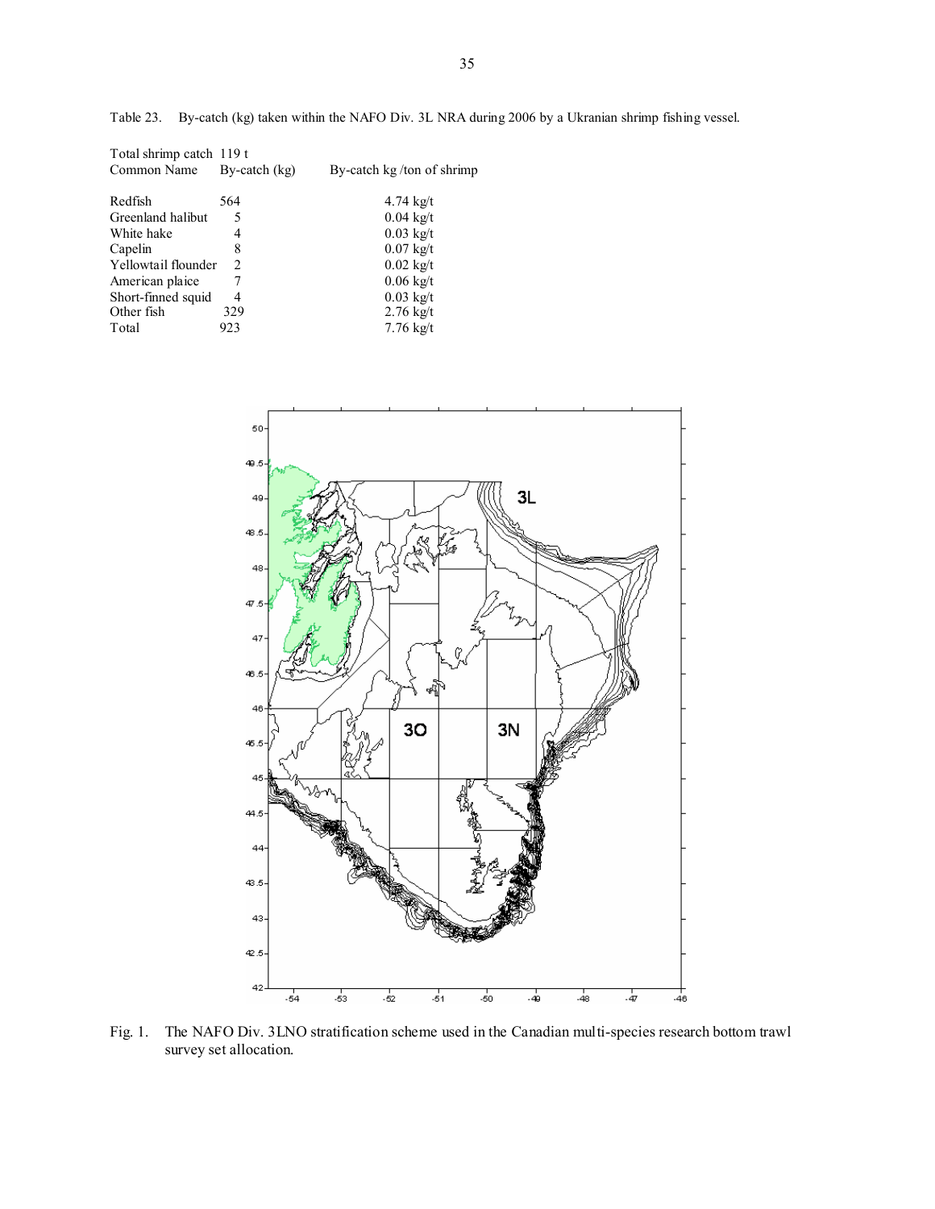Table 23. By-catch (kg) taken within the NAFO Div. 3L NRA during 2006 by a Ukranian shrimp fishing vessel.

Total shrimp catch 119 t

| Common Name | By-catch (kg) | By-catch kg /ton of shrimp |
|---|---|---|
| Redfish | 564 | 4.74 kg/t |
| Greenland halibut | 5 | 0.04 kg/t |
| White hake | 4 | 0.03 kg/t |
| Capelin | 8 | 0.07 kg/t |
| Yellowtail flounder | 2 | 0.02 kg/t |
| American plaice | 7 | 0.06 kg/t |
| Short-finned squid | 4 | 0.03 kg/t |
| Other fish | 329 | 2.76 kg/t |
| Total | 923 | 7.76 kg/t |

Fig. 1. The NAFO Div. 3LNO stratification scheme used in the Canadian multi-species research bottom trawl survey set allocation.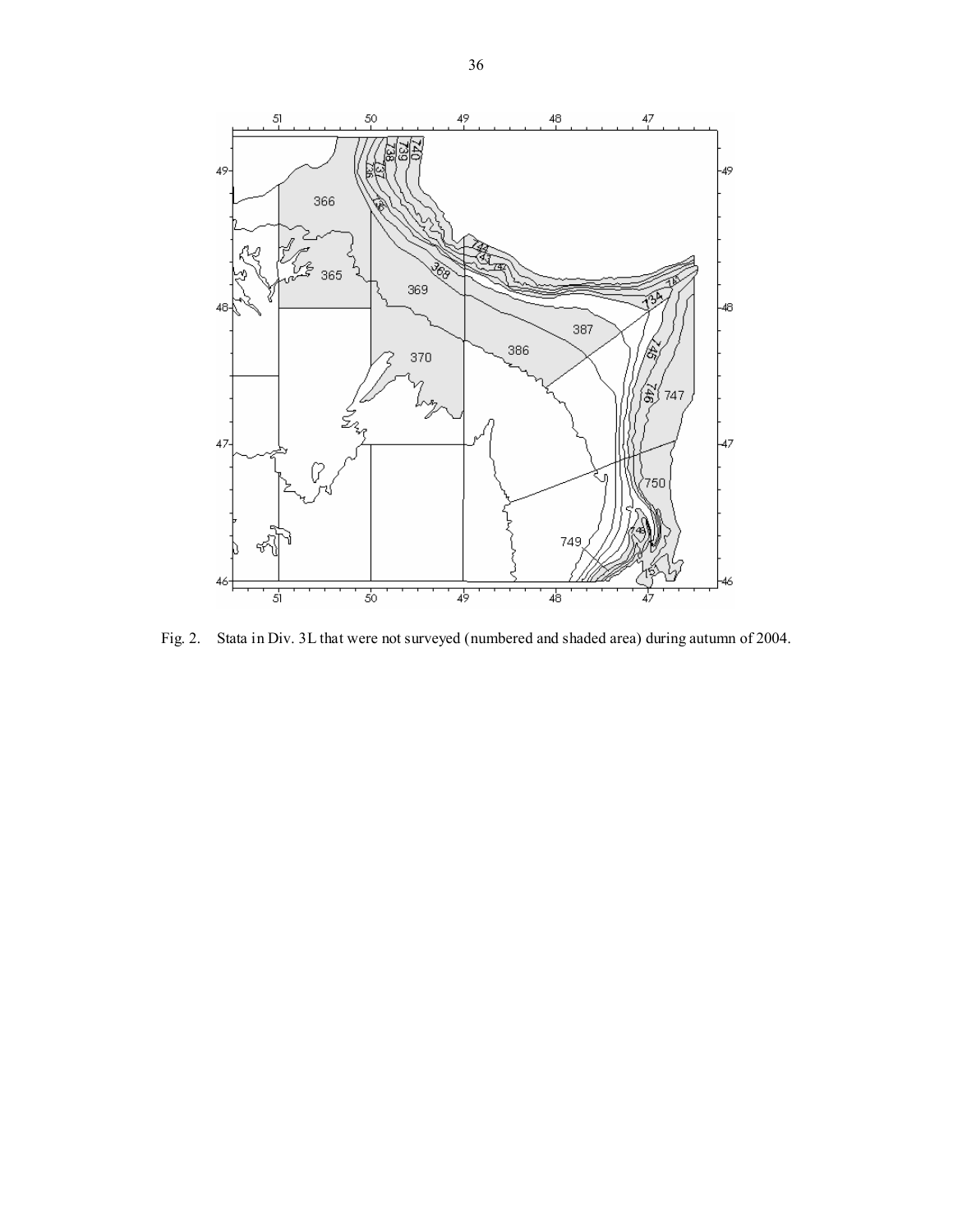Fig. 2. Stata in Div. 3L that were not surveyed (numbered and shaded area) during autumn of 2004.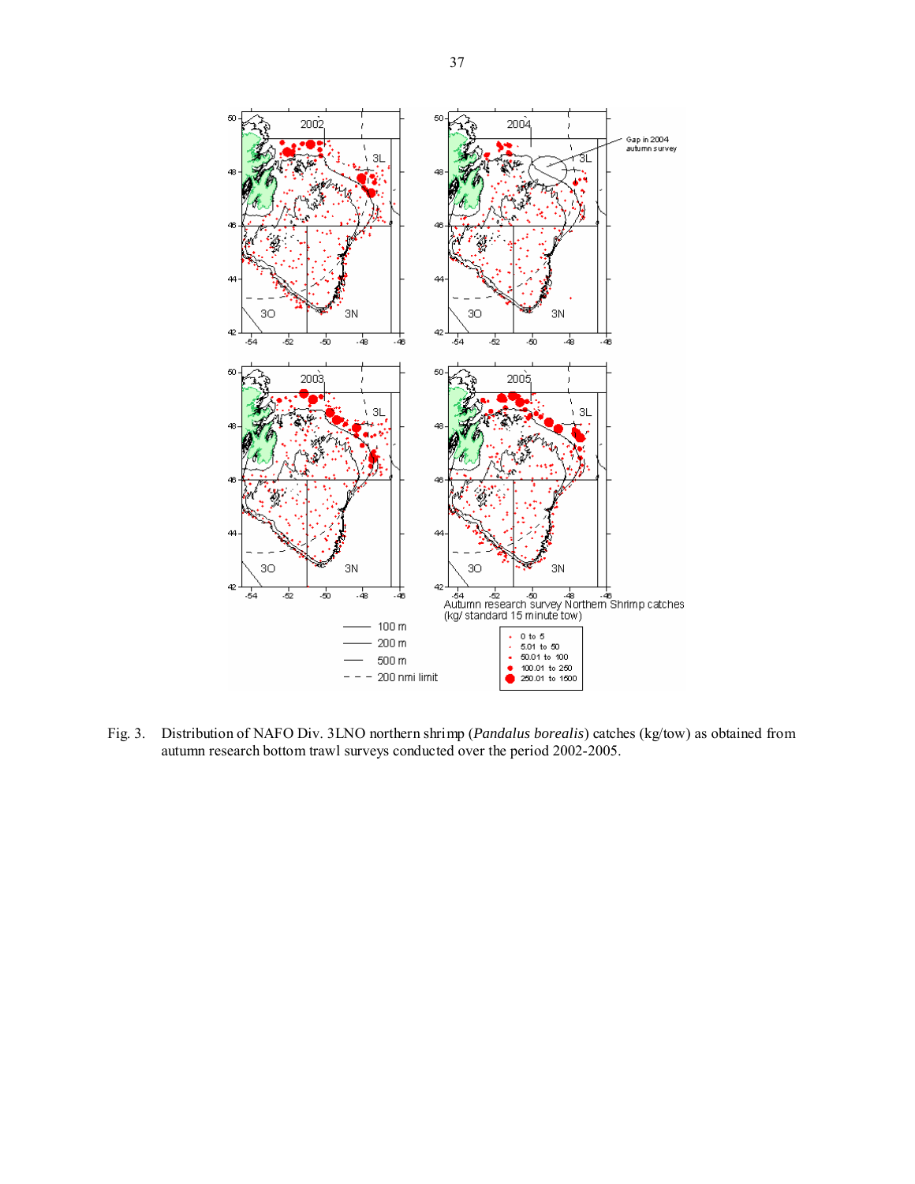Fig. 3. Distribution of NAFO Div. 3LNO northern shrimp (*Pandalus borealis*) catches (kg/tow) as obtained from autumn research bottom trawl surveys conducted over the period 2002-2005.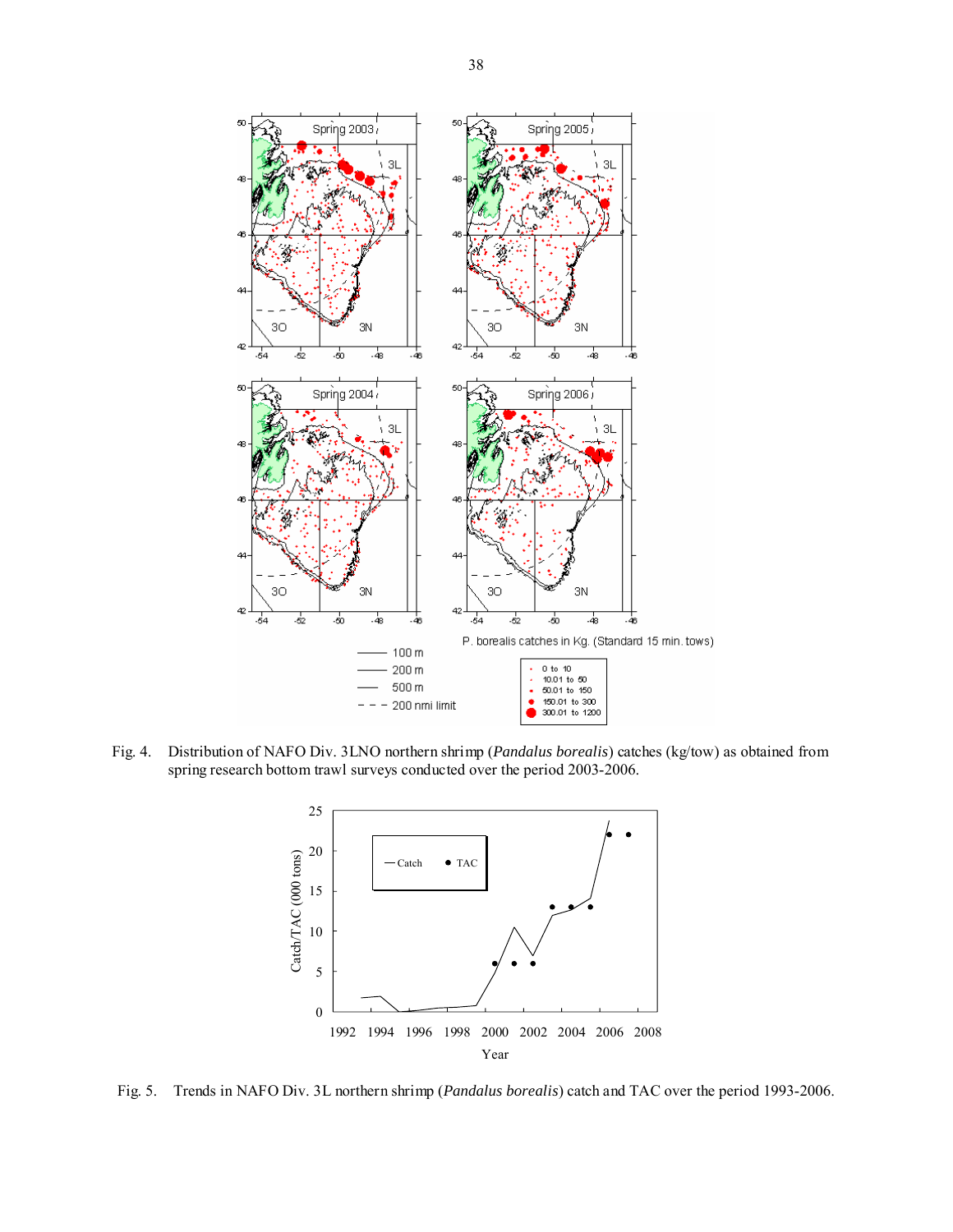Fig. 4. Distribution of NAFO Div. 3LNO northern shrimp (*Pandalus borealis*) catches (kg/tow) as obtained from spring research bottom trawl surveys conducted over the period 2003-2006.

Fig. 5. Trends in NAFO Div. 3L northern shrimp (*Pandalus borealis*) catch and TAC over the period 1993-2006.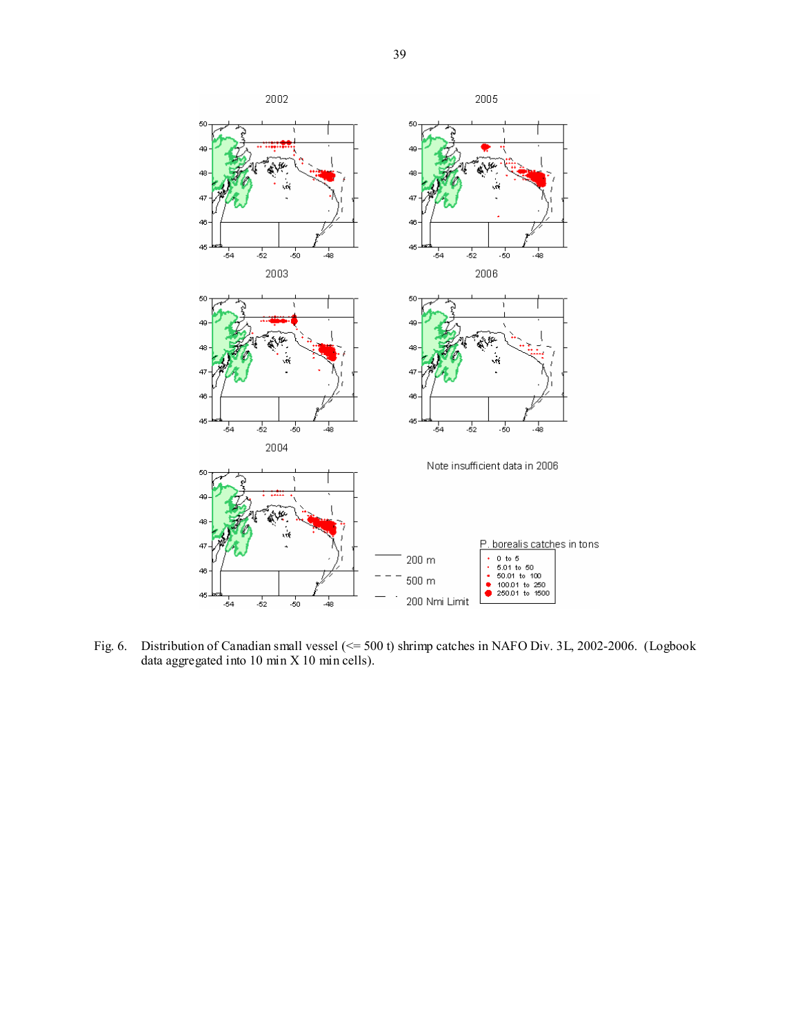Fig. 6. Distribution of Canadian small vessel (<= 500 t) shrimp catches in NAFO Div. 3L, 2002-2006. (Logbook data aggregated into 10 min X 10 min cells).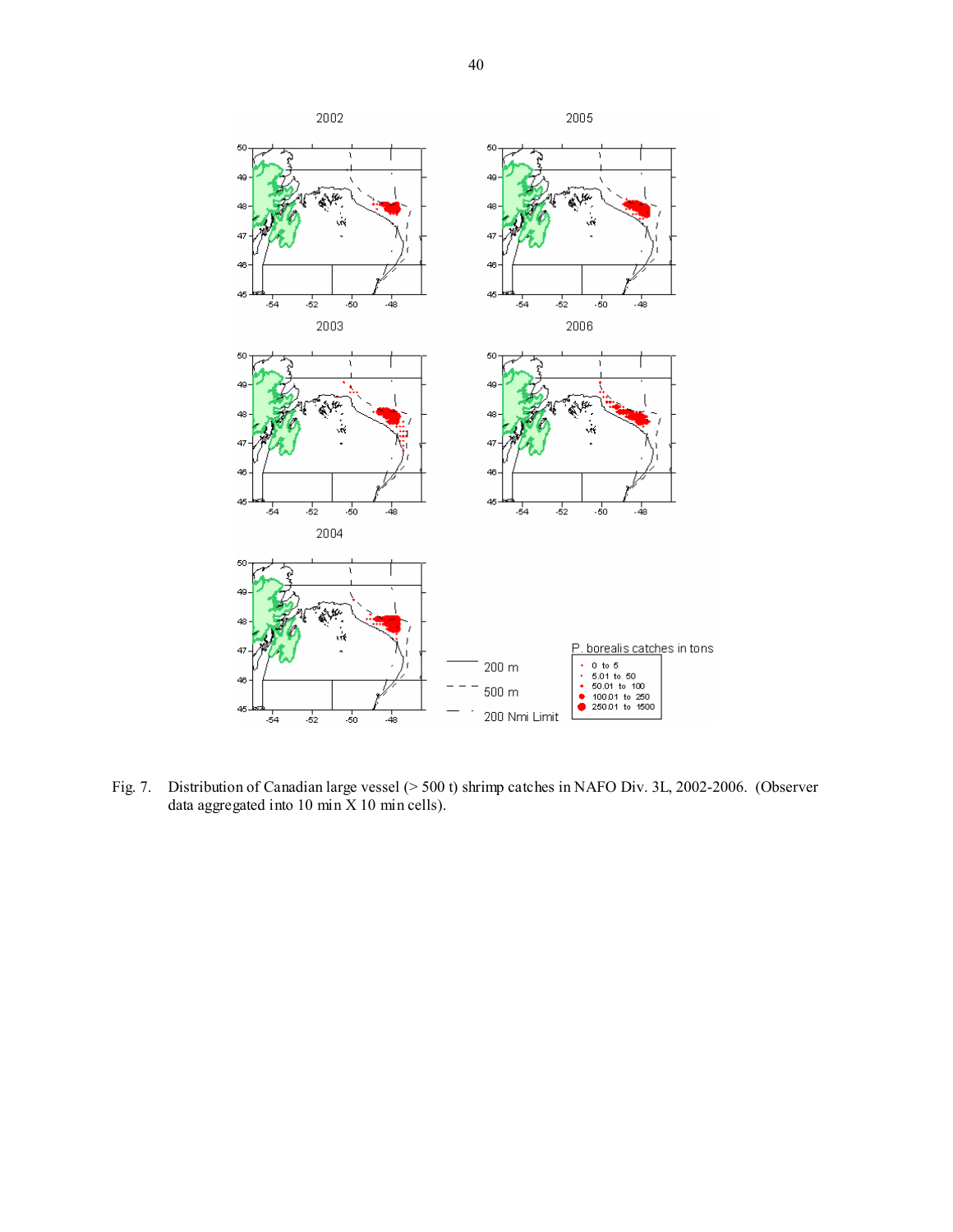Fig. 7. Distribution of Canadian large vessel (> 500 t) shrimp catches in NAFO Div. 3L, 2002-2006. (Observer data aggregated into 10 min X 10 min cells).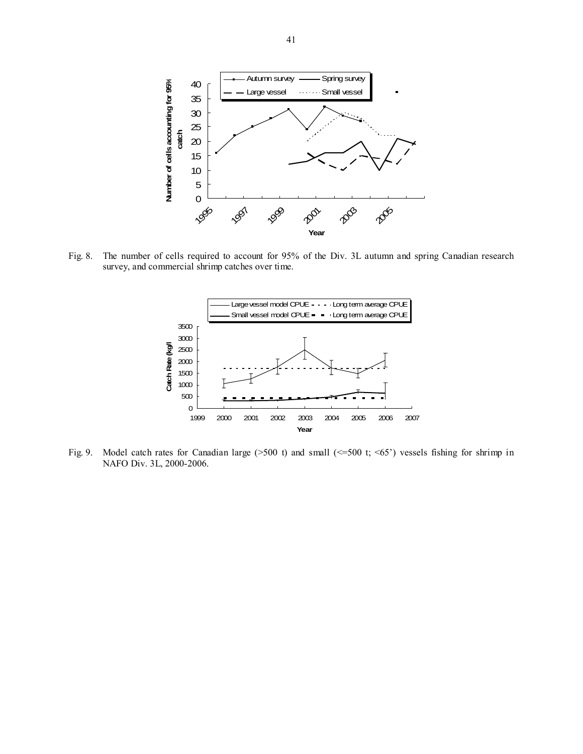Fig. 8. The number of cells required to account for 95% of the Div. 3L autumn and spring Canadian research survey, and commercial shrimp catches over time.

Fig. 9. Model catch rates for Canadian large (>500 t) and small (<=500 t; <65') vessels fishing for shrimp in NAFO Div. 3L, 2000-2006.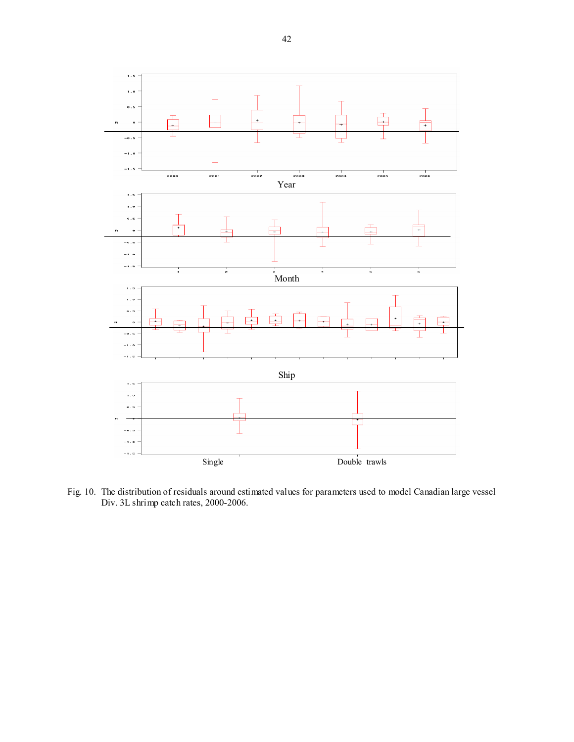Year

Month

Ship

Single Double trawls

Fig. 10. The distribution of residuals around estimated values for parameters used to model Canadian large vessel Div. 3L shrimp catch rates, 2000-2006.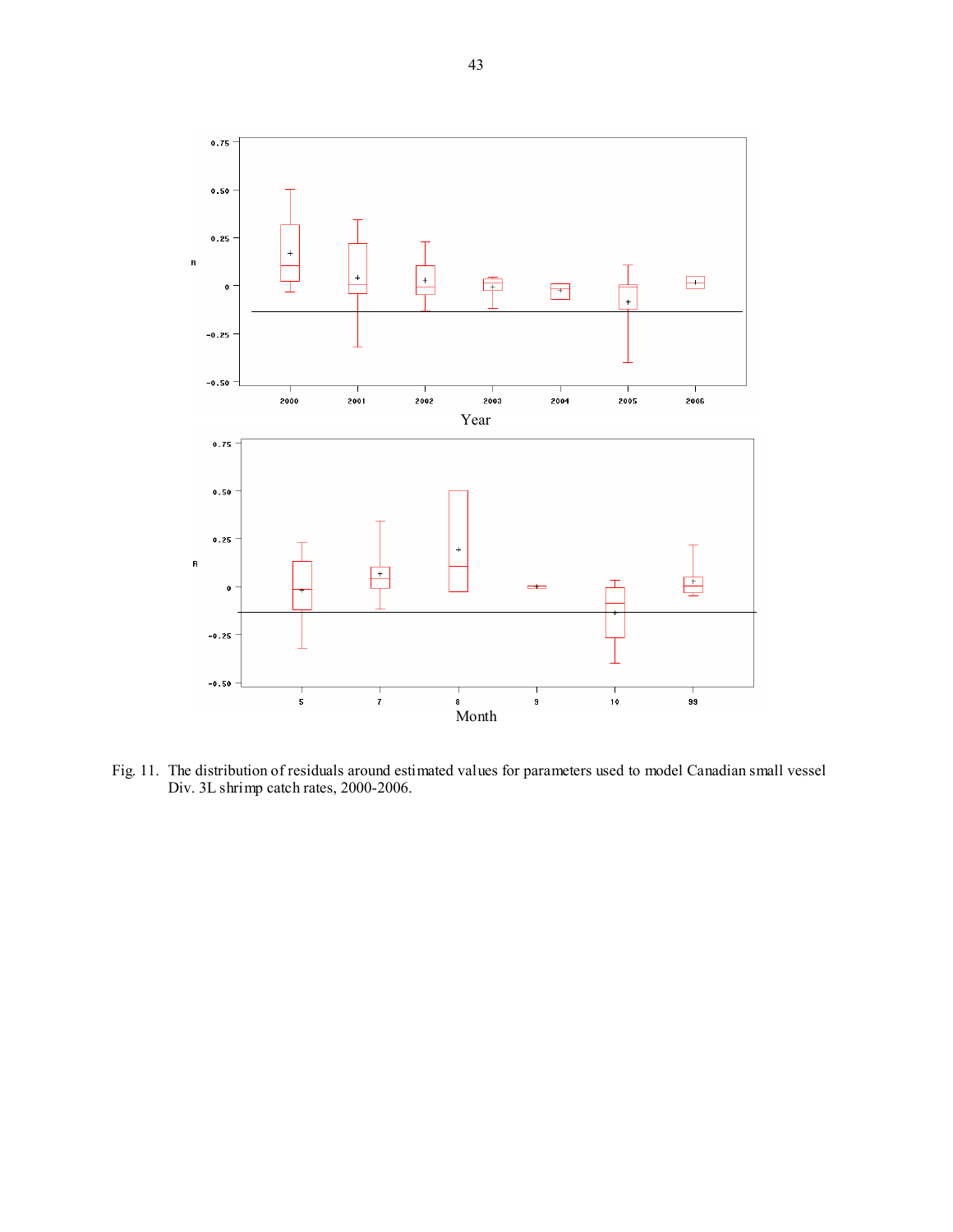Fig. 11. The distribution of residuals around estimated values for parameters used to model Canadian small vessel Div. 3L shrimp catch rates, 2000-2006.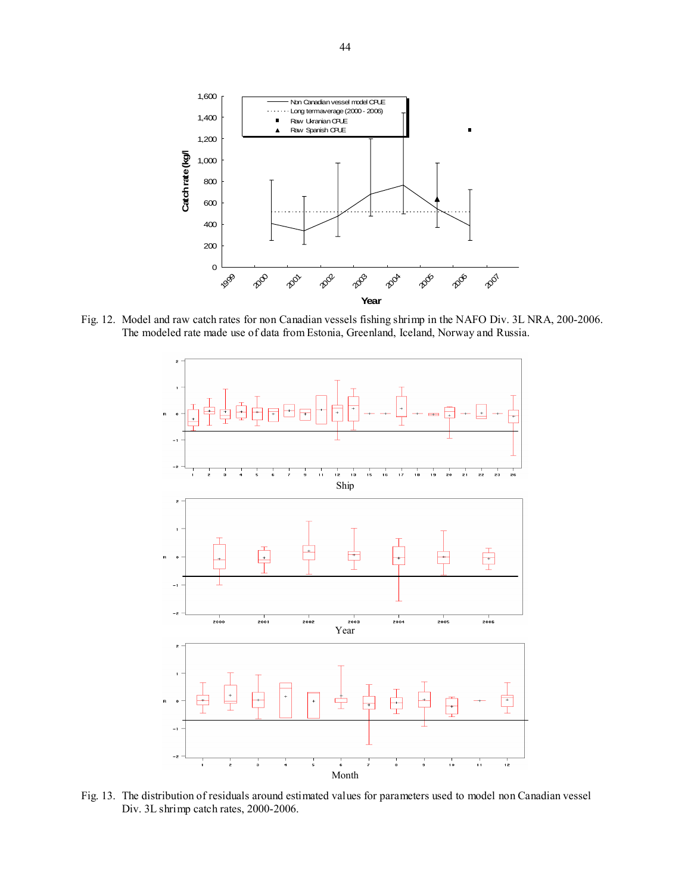Fig. 12. Model and raw catch rates for non Canadian vessels fishing shrimp in the NAFO Div. 3L NRA, 200-2006. The modeled rate made use of data from Estonia, Greenland, Iceland, Norway and Russia.

Fig. 13. The distribution of residuals around estimated values for parameters used to model non Canadian vessel Div. 3L shrimp catch rates, 2000-2006.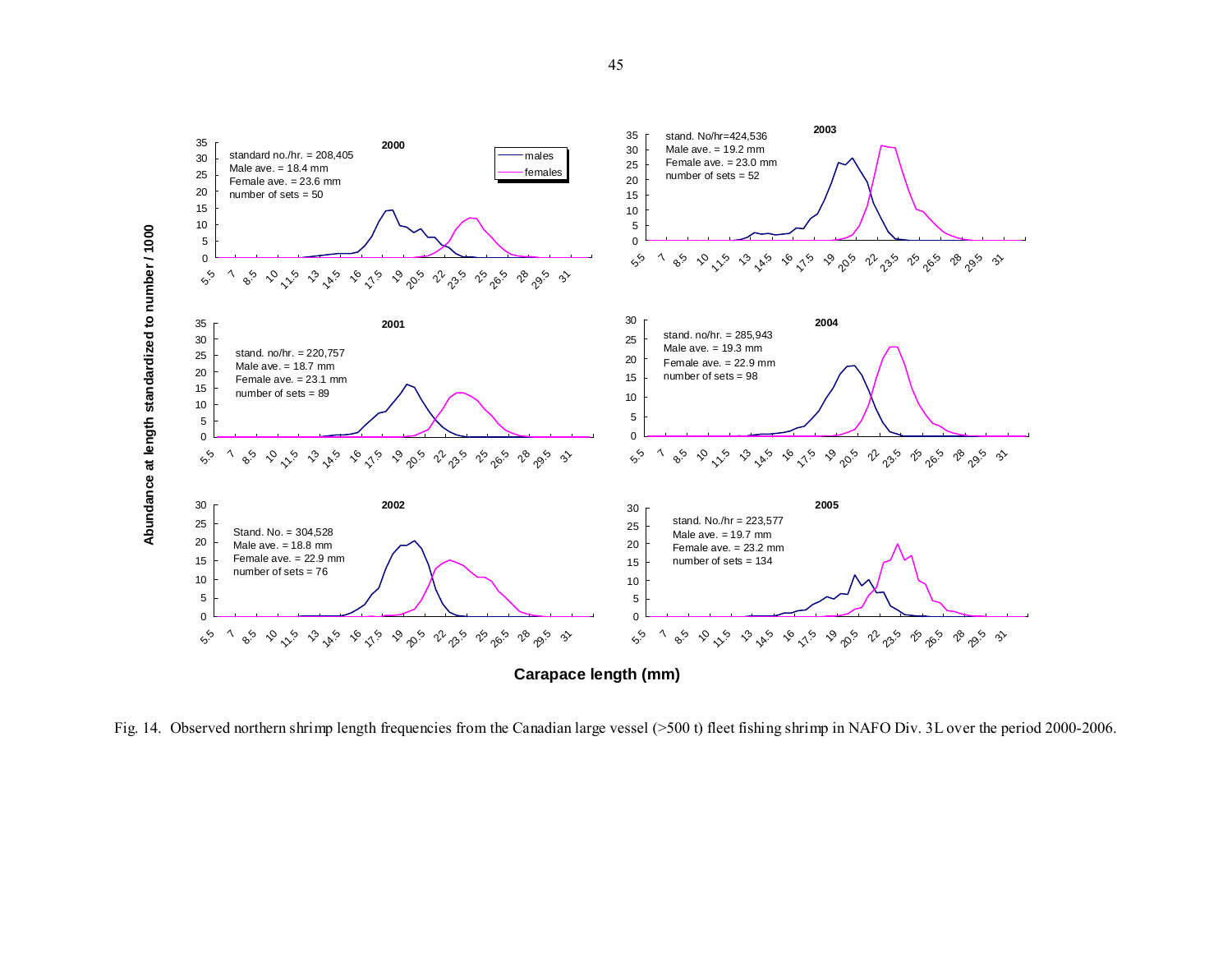Fig. 14. Observed northern shrimp length frequencies from the Canadian large vessel (>500 t) fleet fishing shrimp in NAFO Div. 3L over the period 2000-2006.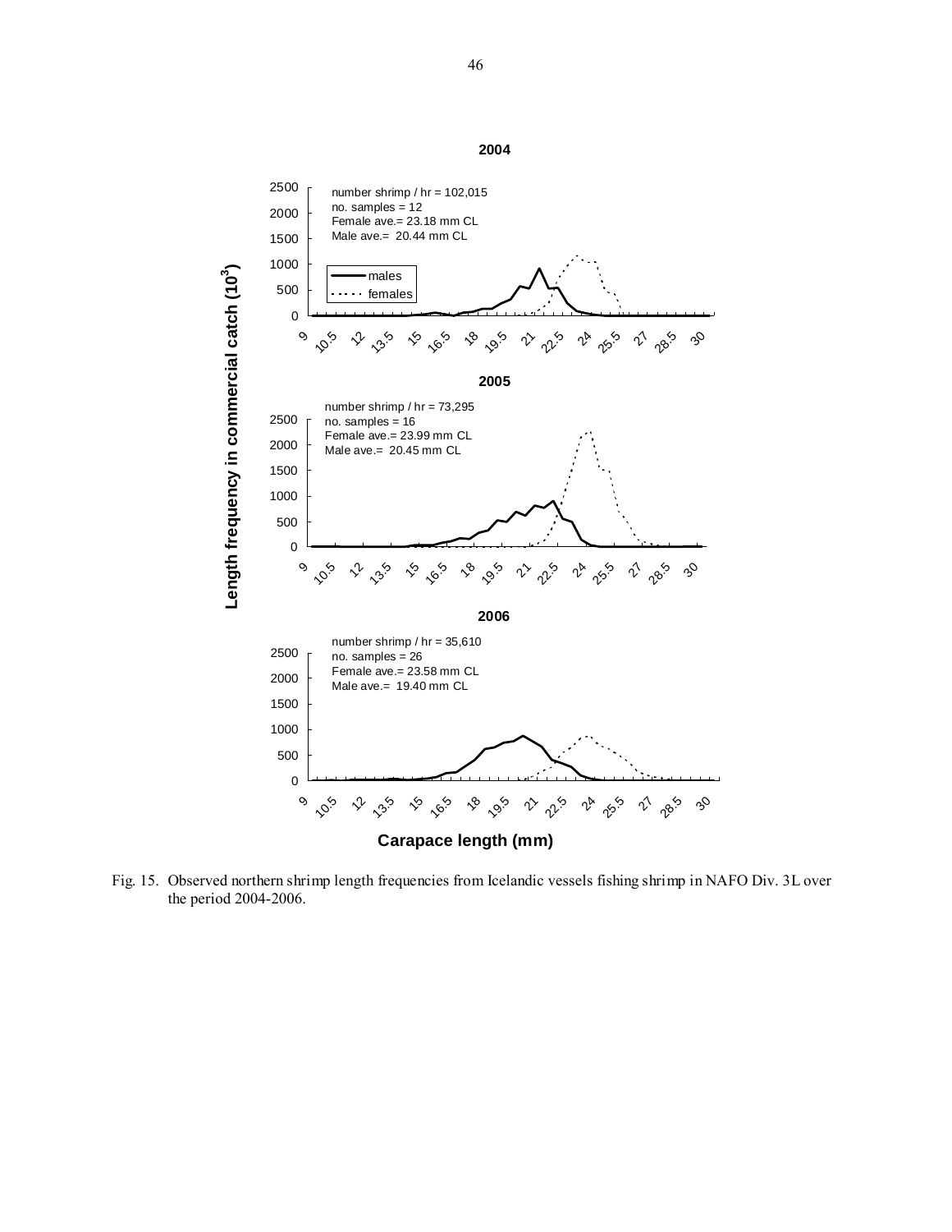**2004**

number shrimp / hr = 102,015
no. samples = 12
Female ave.= 23.18 mm CL
Male ave.= 20.44 mm CL

**2005**

number shrimp / hr = 73,295
no. samples = 16
Female ave.= 23.99 mm CL
Male ave.= 20.45 mm CL

**2006**

number shrimp / hr = 35,610
no. samples = 26
Female ave.= 23.58 mm CL
Male ave.= 19.40 mm CL

Fig. 15. Observed northern shrimp length frequencies from Icelandic vessels fishing shrimp in NAFO Div. 3L over the period 2004-2006.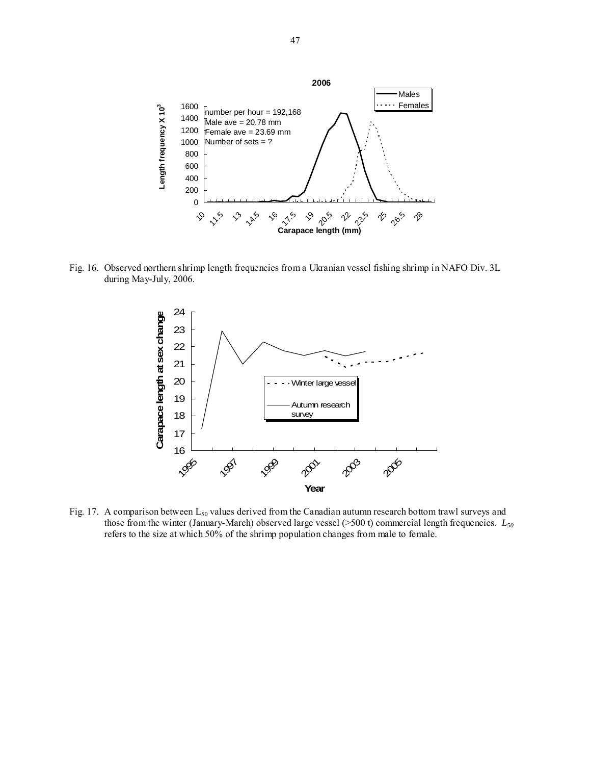Fig. 16. Observed northern shrimp length frequencies from a Ukranian vessel fishing shrimp in NAFO Div. 3L during May-July, 2006.

Fig. 17. A comparison between $L_{50}$ values derived from the Canadian autumn research bottom trawl surveys and those from the winter (January-March) observed large vessel (>500 t) commercial length frequencies. $L_{50}$ refers to the size at which 50% of the shrimp population changes from male to female.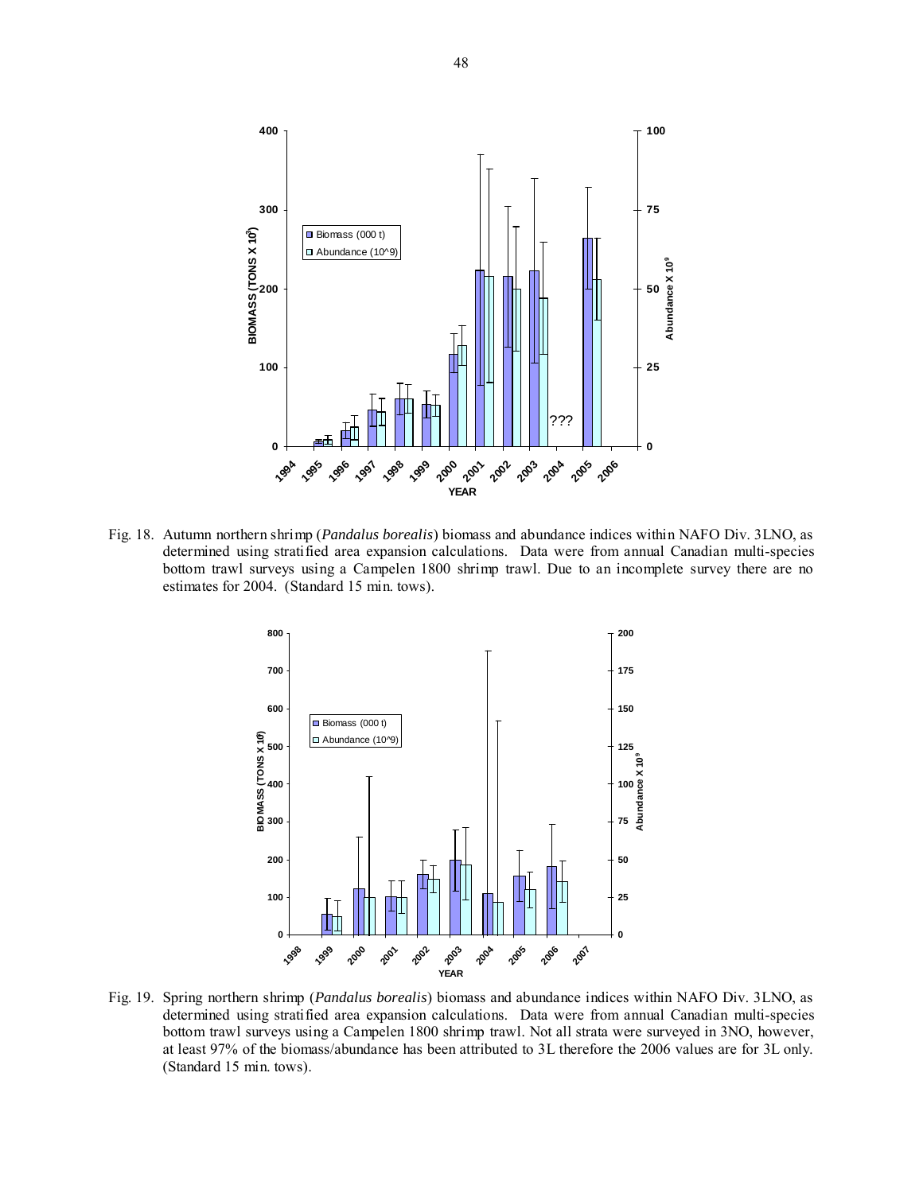Fig. 18. Autumn northern shrimp (*Pandalus borealis*) biomass and abundance indices within NAFO Div. 3LNO, as determined using stratified area expansion calculations. Data were from annual Canadian multi-species bottom trawl surveys using a Campelen 1800 shrimp trawl. Due to an incomplete survey there are no estimates for 2004. (Standard 15 min. tows).

Fig. 19. Spring northern shrimp (*Pandalus borealis*) biomass and abundance indices within NAFO Div. 3LNO, as determined using stratified area expansion calculations. Data were from annual Canadian multi-species bottom trawl surveys using a Campelen 1800 shrimp trawl. Not all strata were surveyed in 3NO, however, at least 97% of the biomass/abundance has been attributed to 3L therefore the 2006 values are for 3L only. (Standard 15 min. tows).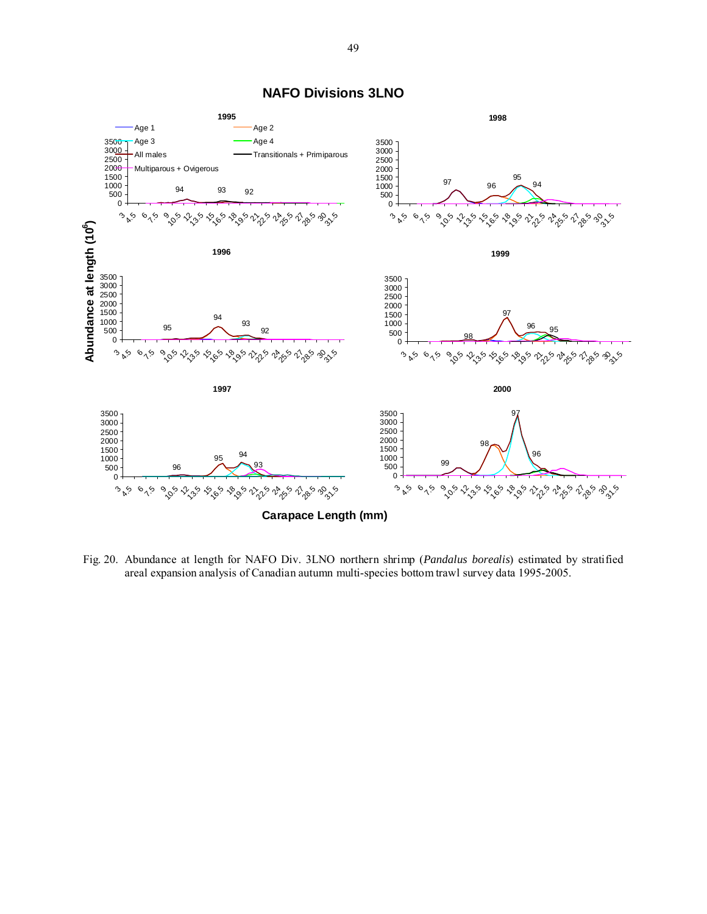# NAFO Divisions 3LNO

Fig. 20. Abundance at length for NAFO Div. 3LNO northern shrimp (*Pandalus borealis*) estimated by stratified areal expansion analysis of Canadian autumn multi-species bottom trawl survey data 1995-2005.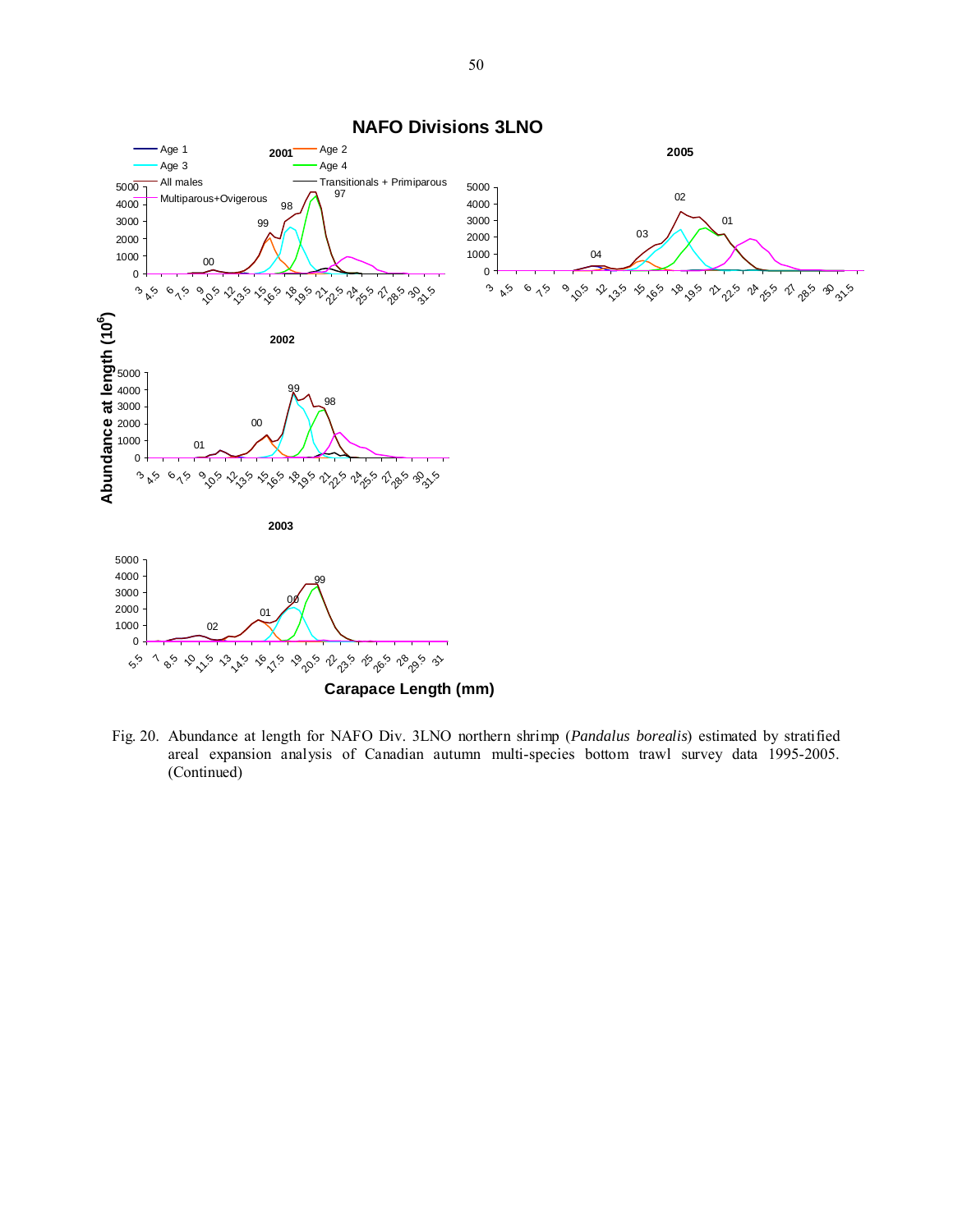Fig. 20. Abundance at length for NAFO Div. 3LNO northern shrimp (*Pandalus borealis*) estimated by stratified areal expansion analysis of Canadian autumn multi-species bottom trawl survey data 1995-2005. (Continued)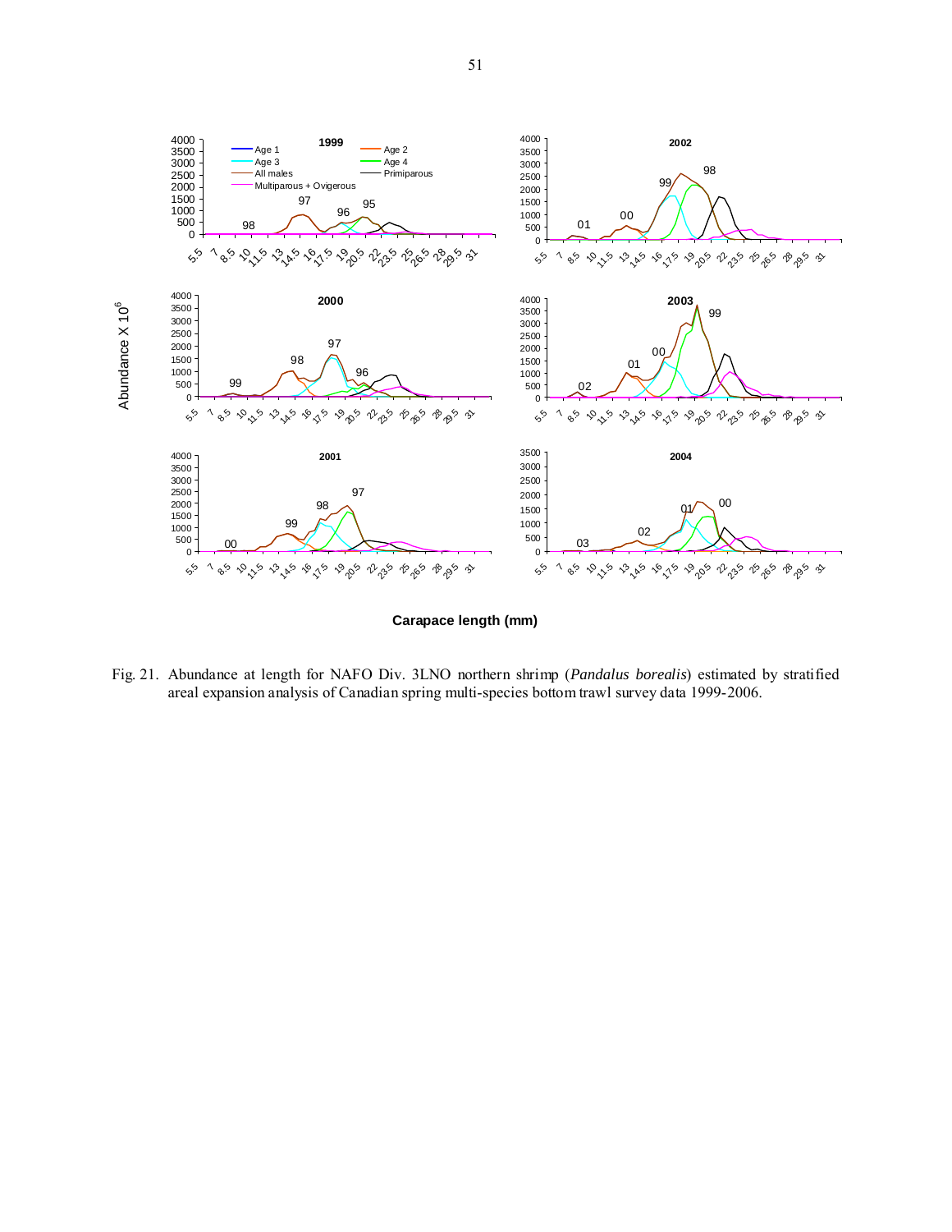Fig. 21. Abundance at length for NAFO Div. 3LNO northern shrimp (*Pandalus borealis*) estimated by stratified areal expansion analysis of Canadian spring multi-species bottom trawl survey data 1999-2006.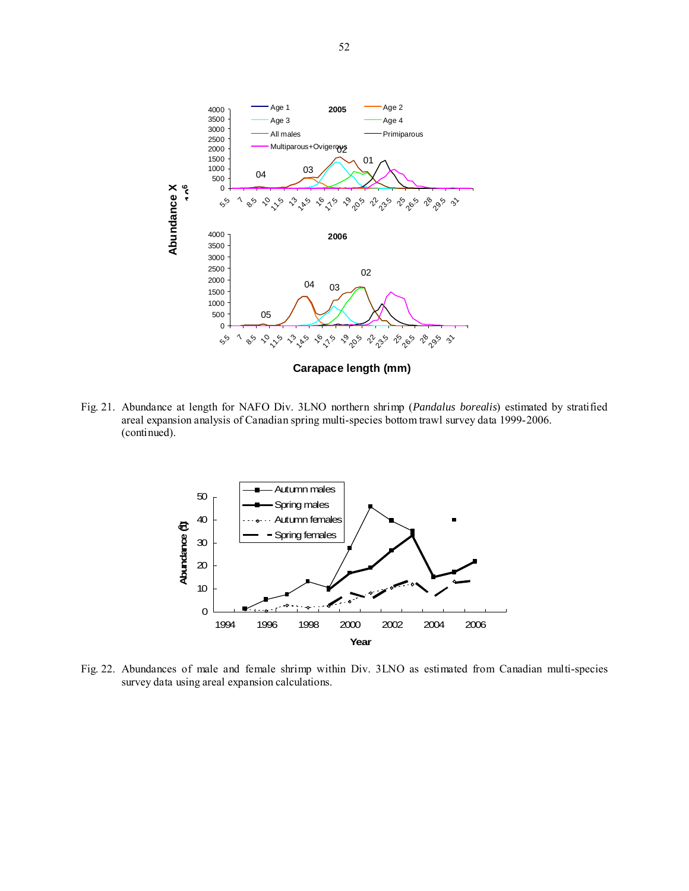Fig. 21. Abundance at length for NAFO Div. 3LNO northern shrimp (*Pandalus borealis*) estimated by stratified areal expansion analysis of Canadian spring multi-species bottom trawl survey data 1999-2006. (continued).

Fig. 22. Abundances of male and female shrimp within Div. 3LNO as estimated from Canadian multi-species survey data using areal expansion calculations.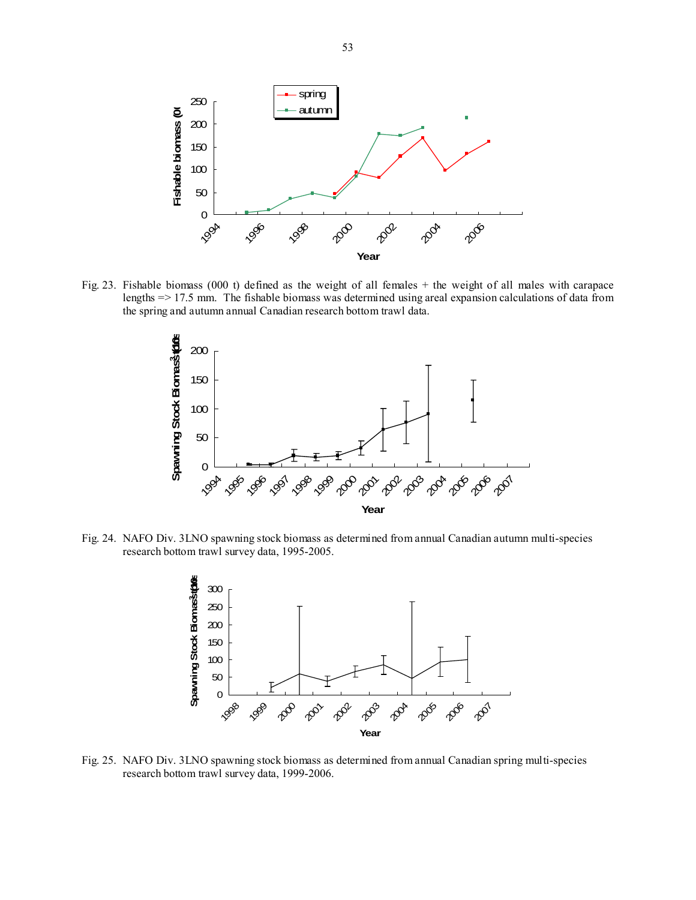Fig. 23. Fishable biomass (000 t) defined as the weight of all females + the weight of all males with carapace lengths => 17.5 mm. The fishable biomass was determined using areal expansion calculations of data from the spring and autumn annual Canadian research bottom trawl data.

Fig. 24. NAFO Div. 3LNO spawning stock biomass as determined from annual Canadian autumn multi-species research bottom trawl survey data, 1995-2005.

Fig. 25. NAFO Div. 3LNO spawning stock biomass as determined from annual Canadian spring multi-species research bottom trawl survey data, 1999-2006.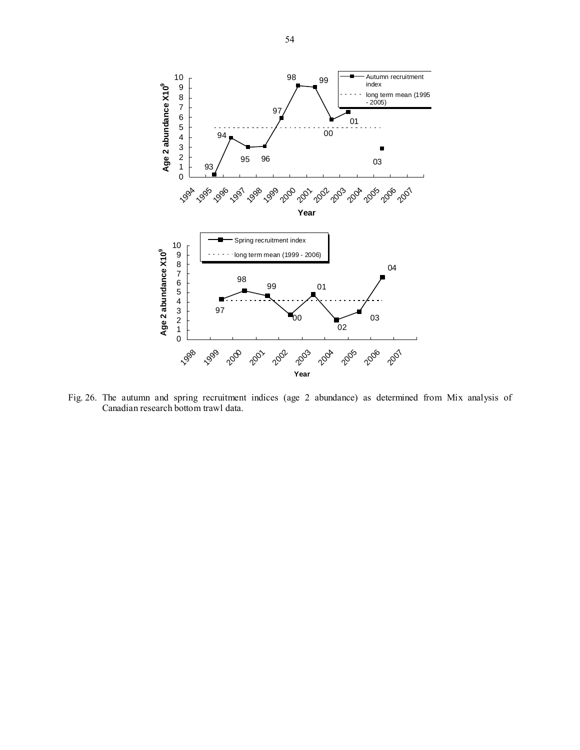Fig. 26. The autumn and spring recruitment indices (age 2 abundance) as determined from Mix analysis of Canadian research bottom trawl data.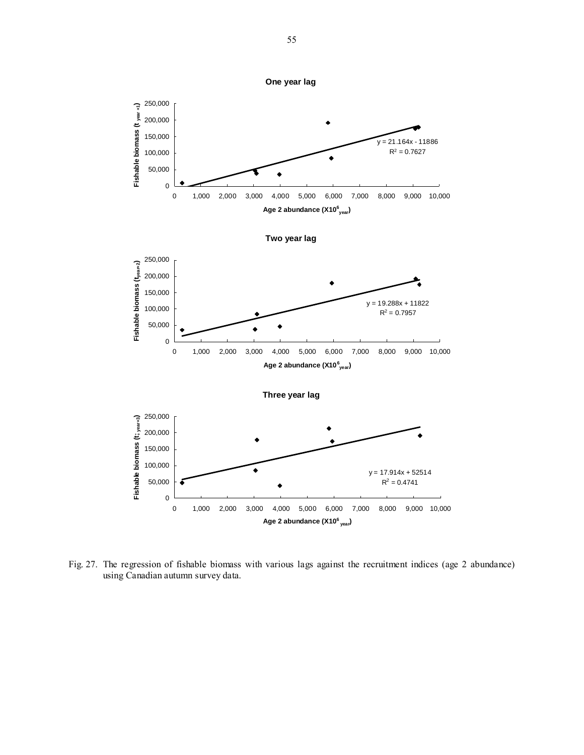**One year lag**

Fishable biomass ($t_{year+1}$)

$y = 21.164x - 11886$
$R^2 = 0.7627$

Age 2 abundance ($X10^6_{year}$)

**Two year lag**

Fishable biomass ($t_{year+2}$)

$y = 19.288x + 11822$
$R^2 = 0.7957$

Age 2 abundance ($X10^6_{year}$)

**Three year lag**

Fishable biomass ($t$; $_{year+3}$)

$y = 17.914x + 52514$
$R^2 = 0.4741$

Age 2 abundance ($X10^6_{year}$)

Fig. 27. The regression of fishable biomass with various lags against the recruitment indices (age 2 abundance) using Canadian autumn survey data.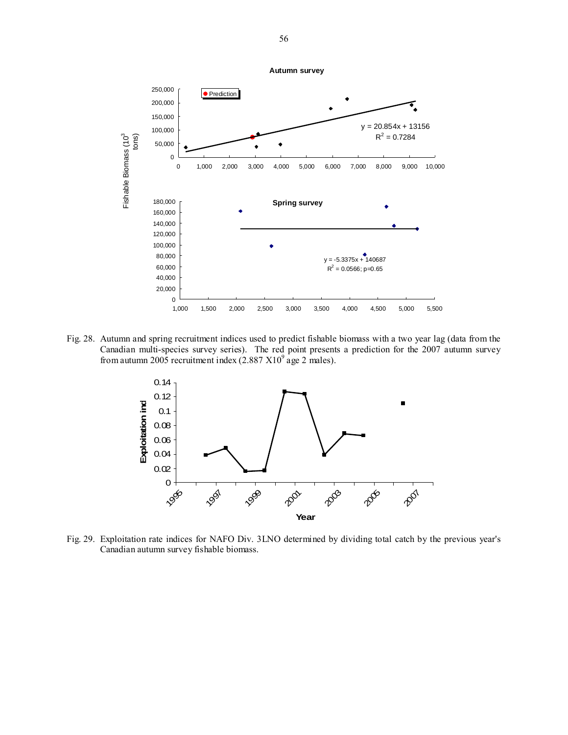Autumn survey

Prediction

250,000
200,000
150,000
100,000
50,000
0

0 1,000 2,000 3,000 4,000 5,000 6,000 7,000 8,000 9,000 10,000

y = 20.854x + 13156
$R^2$ = 0.7284

Fishable Biomass ($10^3$ tons)

Spring survey

180,000
160,000
140,000
120,000
100,000
80,000
60,000
40,000
20,000
0

1,000 1,500 2,000 2,500 3,000 3,500 4,000 4,500 5,000 5,500

y = -5.3375x + 140687
$R^2$ = 0.0566; p=0.65

Fig. 28. Autumn and spring recruitment indices used to predict fishable biomass with a two year lag (data from the Canadian multi-species survey series). The red point presents a prediction for the 2007 autumn survey from autumn 2005 recruitment index (2.887 X$10^9$ age 2 males).

Exploitation ind

0.14
0.12
0.1
0.08
0.06
0.04
0.02
0

1995 1997 1999 2001 2003 2005 2007

Year

Fig. 29. Exploitation rate indices for NAFO Div. 3LNO determined by dividing total catch by the previous year's Canadian autumn survey fishable biomass.